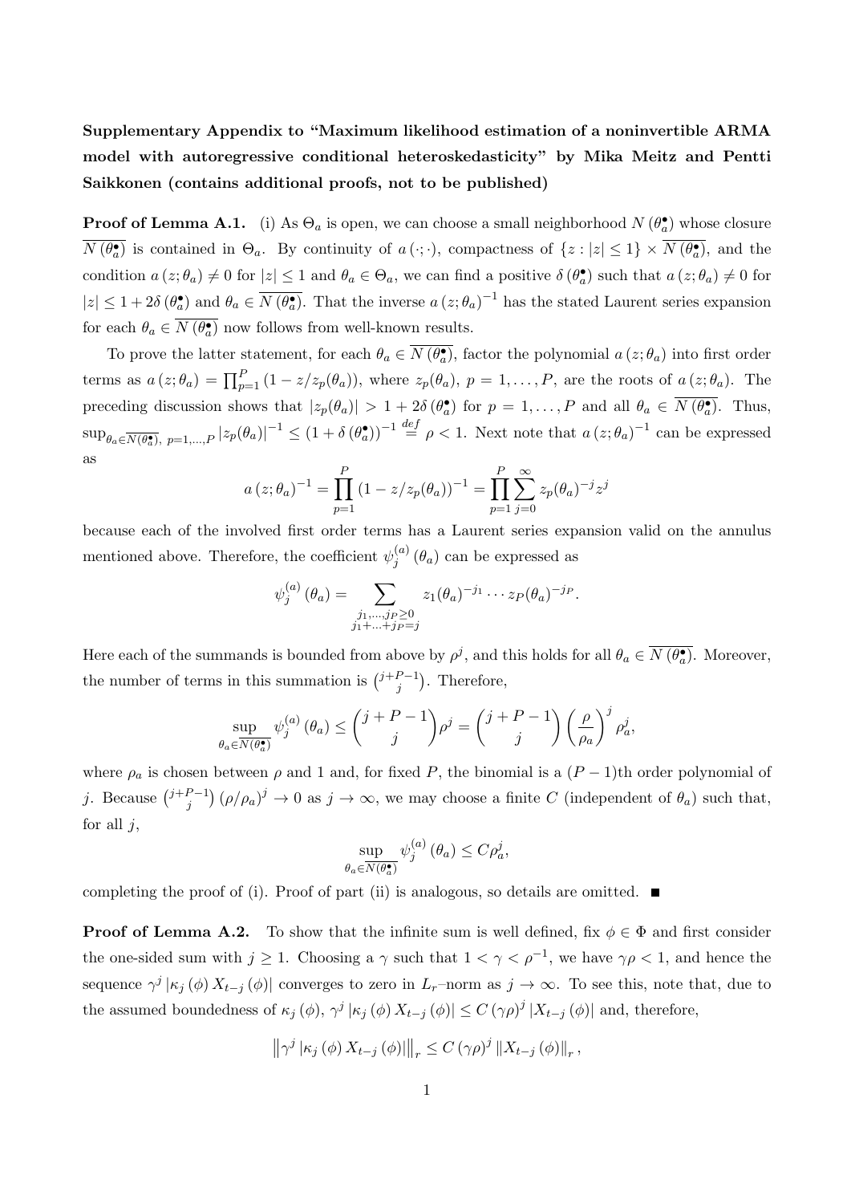**Supplementary Appendix to "Maximum likelihood estimation of a noninvertible ARMA model with autoregressive conditional heteroskedasticity" by Mika Meitz and Pentti Saikkonen (contains additional proofs, not to be published)**

**Proof of Lemma A.1.** (i) As $\Theta_a$ is open, we can choose a small neighborhood $N(\theta_a^{\bullet})$ whose closure $\overline{N(\theta_a^{\bullet})}$ is contained in $\Theta_a$. By continuity of $a(\cdot;\cdot)$, compactness of $\{z : |z| \leq 1\} \times \overline{N(\theta_a^{\bullet})}$, and the condition $a(z;\theta_a) \neq 0$ for $|z| \leq 1$ and $\theta_a \in \Theta_a$, we can find a positive $\delta(\theta_a^{\bullet})$ such that $a(z;\theta_a) \neq 0$ for $|z| \leq 1 + 2\delta(\theta_a^{\bullet})$ and $\theta_a \in \overline{N(\theta_a^{\bullet})}$. That the inverse $a(z;\theta_a)^{-1}$ has the stated Laurent series expansion for each $\theta_a \in \overline{N(\theta_a^{\bullet})}$ now follows from well-known results.

To prove the latter statement, for each $\theta_a \in \overline{N(\theta_a^{\bullet})}$, factor the polynomial $a(z;\theta_a)$ into first order terms as $a(z;\theta_a) = \prod_{p=1}^{P}(1 - z/z_p(\theta_a))$, where $z_p(\theta_a)$, $p = 1, \ldots, P$, are the roots of $a(z;\theta_a)$. The preceding discussion shows that $|z_p(\theta_a)| > 1 + 2\delta(\theta_a^{\bullet})$ for $p = 1, \ldots, P$ and all $\theta_a \in \overline{N(\theta_a^{\bullet})}$. Thus, $\sup_{\theta_a \in \overline{N(\theta_a^{\bullet})},\, p=1,\ldots,P} |z_p(\theta_a)|^{-1} \leq (1 + \delta(\theta_a^{\bullet}))^{-1} \stackrel{def}{=} \rho < 1$. Next note that $a(z;\theta_a)^{-1}$ can be expressed as

$$
a(z;\theta_a)^{-1} = \prod_{p=1}^{P}(1 - z/z_p(\theta_a))^{-1} = \prod_{p=1}^{P}\sum_{j=0}^{\infty} z_p(\theta_a)^{-j} z^j
$$

because each of the involved first order terms has a Laurent series expansion valid on the annulus mentioned above. Therefore, the coefficient $\psi_j^{(a)}(\theta_a)$ can be expressed as

$$
\psi_j^{(a)}(\theta_a) = \sum_{\substack{j_1,\ldots,j_P \geq 0 \\ j_1+\ldots+j_P=j}} z_1(\theta_a)^{-j_1} \cdots z_P(\theta_a)^{-j_P}.
$$

Here each of the summands is bounded from above by $\rho^j$, and this holds for all $\theta_a \in \overline{N(\theta_a^{\bullet})}$. Moreover, the number of terms in this summation is $\binom{j+P-1}{j}$. Therefore,

$$
\sup_{\theta_a \in \overline{N(\theta_a^{\bullet})}} \psi_j^{(a)}(\theta_a) \leq \binom{j+P-1}{j}\rho^j = \binom{j+P-1}{j}\left(\frac{\rho}{\rho_a}\right)^j \rho_a^j,
$$

where $\rho_a$ is chosen between $\rho$ and 1 and, for fixed $P$, the binomial is a $(P-1)$th order polynomial of $j$. Because $\binom{j+P-1}{j}(\rho/\rho_a)^j \to 0$ as $j \to \infty$, we may choose a finite $C$ (independent of $\theta_a$) such that, for all $j$,

$$
\sup_{\theta_a \in \overline{N(\theta_a^{\bullet})}} \psi_j^{(a)}(\theta_a) \leq C\rho_a^j,
$$

completing the proof of (i). Proof of part (ii) is analogous, so details are omitted. ∎

**Proof of Lemma A.2.** To show that the infinite sum is well defined, fix $\phi \in \Phi$ and first consider the one-sided sum with $j \geq 1$. Choosing a $\gamma$ such that $1 < \gamma < \rho^{-1}$, we have $\gamma\rho < 1$, and hence the sequence $\gamma^j |\kappa_j(\phi) X_{t-j}(\phi)|$ converges to zero in $L_r$–norm as $j \to \infty$. To see this, note that, due to the assumed boundedness of $\kappa_j(\phi)$, $\gamma^j |\kappa_j(\phi) X_{t-j}(\phi)| \leq C(\gamma\rho)^j |X_{t-j}(\phi)|$ and, therefore,

$$
\left\| \gamma^j |\kappa_j(\phi) X_{t-j}(\phi)| \right\|_r \leq C(\gamma\rho)^j \|X_{t-j}(\phi)\|_r,
$$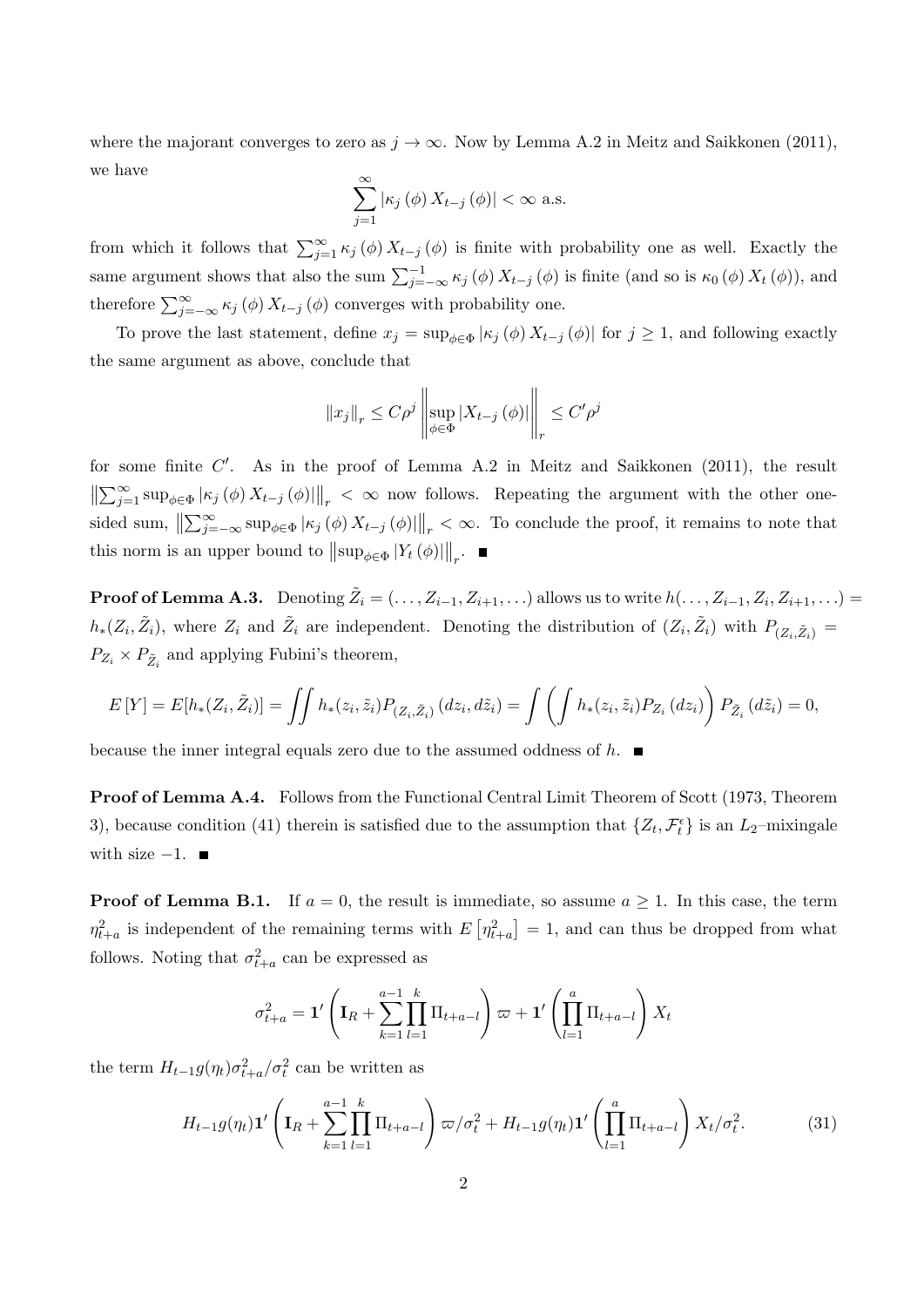where the majorant converges to zero as $j \to \infty$. Now by Lemma A.2 in Meitz and Saikkonen (2011), we have

$$\sum_{j=1}^{\infty} |\kappa_j(\phi) X_{t-j}(\phi)| < \infty \text{ a.s.}$$

from which it follows that $\sum_{j=1}^{\infty} \kappa_j(\phi) X_{t-j}(\phi)$ is finite with probability one as well. Exactly the same argument shows that also the sum $\sum_{j=-\infty}^{-1} \kappa_j(\phi) X_{t-j}(\phi)$ is finite (and so is $\kappa_0(\phi) X_t(\phi)$), and therefore $\sum_{j=-\infty}^{\infty} \kappa_j(\phi) X_{t-j}(\phi)$ converges with probability one.

To prove the last statement, define $x_j = \sup_{\phi \in \Phi} |\kappa_j(\phi) X_{t-j}(\phi)|$ for $j \geq 1$, and following exactly the same argument as above, conclude that

$$\|x_j\|_r \leq C\rho^j \left\| \sup_{\phi \in \Phi} |X_{t-j}(\phi)| \right\|_r \leq C'\rho^j$$

for some finite $C'$. As in the proof of Lemma A.2 in Meitz and Saikkonen (2011), the result $\left\| \sum_{j=1}^{\infty} \sup_{\phi \in \Phi} |\kappa_j(\phi) X_{t-j}(\phi)| \right\|_r < \infty$ now follows. Repeating the argument with the other one-sided sum, $\left\| \sum_{j=-\infty}^{\infty} \sup_{\phi \in \Phi} |\kappa_j(\phi) X_{t-j}(\phi)| \right\|_r < \infty$. To conclude the proof, it remains to note that this norm is an upper bound to $\left\| \sup_{\phi \in \Phi} |Y_t(\phi)| \right\|_r$. ■

**Proof of Lemma A.3.** Denoting $\tilde{Z}_i = (\ldots, Z_{i-1}, Z_{i+1}, \ldots)$ allows us to write $h(\ldots, Z_{i-1}, Z_i, Z_{i+1}, \ldots) = h_*(Z_i, \tilde{Z}_i)$, where $Z_i$ and $\tilde{Z}_i$ are independent. Denoting the distribution of $(Z_i, \tilde{Z}_i)$ with $P_{(Z_i, \tilde{Z}_i)} = P_{Z_i} \times P_{\tilde{Z}_i}$ and applying Fubini's theorem,

$$E[Y] = E[h_*(Z_i, \tilde{Z}_i)] = \iint h_*(z_i, \tilde{z}_i) P_{(Z_i, \tilde{Z}_i)}(dz_i, d\tilde{z}_i) = \int \left( \int h_*(z_i, \tilde{z}_i) P_{Z_i}(dz_i) \right) P_{\tilde{Z}_i}(d\tilde{z}_i) = 0,$$

because the inner integral equals zero due to the assumed oddness of $h$. ■

**Proof of Lemma A.4.** Follows from the Functional Central Limit Theorem of Scott (1973, Theorem 3), because condition (41) therein is satisfied due to the assumption that $\{Z_t, \mathcal{F}_t^{\epsilon}\}$ is an $L_2$–mixingale with size $-1$. ■

**Proof of Lemma B.1.** If $a = 0$, the result is immediate, so assume $a \geq 1$. In this case, the term $\eta_{t+a}^2$ is independent of the remaining terms with $E\left[\eta_{t+a}^2\right] = 1$, and can thus be dropped from what follows. Noting that $\sigma_{t+a}^2$ can be expressed as

$$\sigma_{t+a}^2 = \mathbf{1}' \left( \mathbf{I}_R + \sum_{k=1}^{a-1} \prod_{l=1}^{k} \Pi_{t+a-l} \right) \varpi + \mathbf{1}' \left( \prod_{l=1}^{a} \Pi_{t+a-l} \right) X_t$$

the term $H_{t-1} g(\eta_t) \sigma_{t+a}^2 / \sigma_t^2$ can be written as

$$H_{t-1} g(\eta_t) \mathbf{1}' \left( \mathbf{I}_R + \sum_{k=1}^{a-1} \prod_{l=1}^{k} \Pi_{t+a-l} \right) \varpi / \sigma_t^2 + H_{t-1} g(\eta_t) \mathbf{1}' \left( \prod_{l=1}^{a} \Pi_{t+a-l} \right) X_t / \sigma_t^2. \tag{31}$$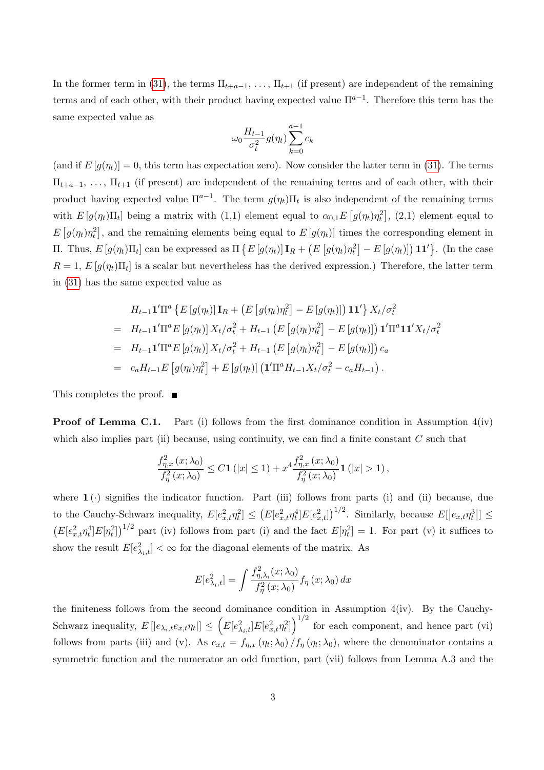In the former term in (31), the terms $\Pi_{t+a-1}, \ldots, \Pi_{t+1}$ (if present) are independent of the remaining terms and of each other, with their product having expected value $\Pi^{a-1}$. Therefore this term has the same expected value as

$$\omega_0 \frac{H_{t-1}}{\sigma_t^2} g(\eta_t) \sum_{k=0}^{a-1} c_k$$

(and if $E[g(\eta_t)] = 0$, this term has expectation zero). Now consider the latter term in (31). The terms $\Pi_{t+a-1}, \ldots, \Pi_{t+1}$ (if present) are independent of the remaining terms and of each other, with their product having expected value $\Pi^{a-1}$. The term $g(\eta_t)\Pi_t$ is also independent of the remaining terms with $E[g(\eta_t)\Pi_t]$ being a matrix with (1,1) element equal to $\alpha_{0,1} E\left[g(\eta_t)\eta_t^2\right]$, (2,1) element equal to $E\left[g(\eta_t)\eta_t^2\right]$, and the remaining elements being equal to $E[g(\eta_t)]$ times the corresponding element in $\Pi$. Thus, $E[g(\eta_t)\Pi_t]$ can be expressed as $\Pi\left\{E[g(\eta_t)]\mathbf{I}_R + \left(E\left[g(\eta_t)\eta_t^2\right] - E[g(\eta_t)]\right)\mathbf{1}\mathbf{1}'\right\}$. (In the case $R = 1$, $E[g(\eta_t)\Pi_t]$ is a scalar but nevertheless has the derived expression.) Therefore, the latter term in (31) has the same expected value as

$$\begin{aligned}
& H_{t-1}\mathbf{1}'\Pi^a \left\{E[g(\eta_t)]\mathbf{I}_R + \left(E\left[g(\eta_t)\eta_t^2\right] - E[g(\eta_t)]\right)\mathbf{1}\mathbf{1}'\right\} X_t/\sigma_t^2 \\
= \; & H_{t-1}\mathbf{1}'\Pi^a E[g(\eta_t)] X_t/\sigma_t^2 + H_{t-1}\left(E\left[g(\eta_t)\eta_t^2\right] - E[g(\eta_t)]\right)\mathbf{1}'\Pi^a\mathbf{1}\mathbf{1}'X_t/\sigma_t^2 \\
= \; & H_{t-1}\mathbf{1}'\Pi^a E[g(\eta_t)] X_t/\sigma_t^2 + H_{t-1}\left(E\left[g(\eta_t)\eta_t^2\right] - E[g(\eta_t)]\right) c_a \\
= \; & c_a H_{t-1} E\left[g(\eta_t)\eta_t^2\right] + E[g(\eta_t)]\left(\mathbf{1}'\Pi^a H_{t-1} X_t/\sigma_t^2 - c_a H_{t-1}\right).
\end{aligned}$$

This completes the proof. ■

**Proof of Lemma C.1.** Part (i) follows from the first dominance condition in Assumption 4(iv) which also implies part (ii) because, using continuity, we can find a finite constant $C$ such that

$$\frac{f_{\eta,x}^2(x;\lambda_0)}{f_\eta^2(x;\lambda_0)} \le C\mathbf{1}(|x| \le 1) + x^4 \frac{f_{\eta,x}^2(x;\lambda_0)}{f_\eta^2(x;\lambda_0)}\mathbf{1}(|x| > 1),$$

where $\mathbf{1}(\cdot)$ signifies the indicator function. Part (iii) follows from parts (i) and (ii) because, due to the Cauchy-Schwarz inequality, $E[e_{x,t}^2\eta_t^2] \le \left(E[e_{x,t}^2\eta_t^4]E[e_{x,t}^2]\right)^{1/2}$. Similarly, because $E[|e_{x,t}\eta_t^3|] \le \left(E[e_{x,t}^2\eta_t^4]E[\eta_t^2]\right)^{1/2}$ part (iv) follows from part (i) and the fact $E[\eta_t^2] = 1$. For part (v) it suffices to show the result $E[e_{\lambda_i,t}^2] < \infty$ for the diagonal elements of the matrix. As

$$E[e_{\lambda_i,t}^2] = \int \frac{f_{\eta,\lambda_i}^2(x;\lambda_0)}{f_\eta^2(x;\lambda_0)} f_\eta(x;\lambda_0)\,dx$$

the finiteness follows from the second dominance condition in Assumption 4(iv). By the Cauchy-Schwarz inequality, $E[|e_{\lambda_i,t}e_{x,t}\eta_t|] \le \left(E[e_{\lambda_i,t}^2]E[e_{x,t}^2\eta_t^2]\right)^{1/2}$ for each component, and hence part (vi) follows from parts (iii) and (v). As $e_{x,t} = f_{\eta,x}(\eta_t;\lambda_0)/f_\eta(\eta_t;\lambda_0)$, where the denominator contains a symmetric function and the numerator an odd function, part (vii) follows from Lemma A.3 and the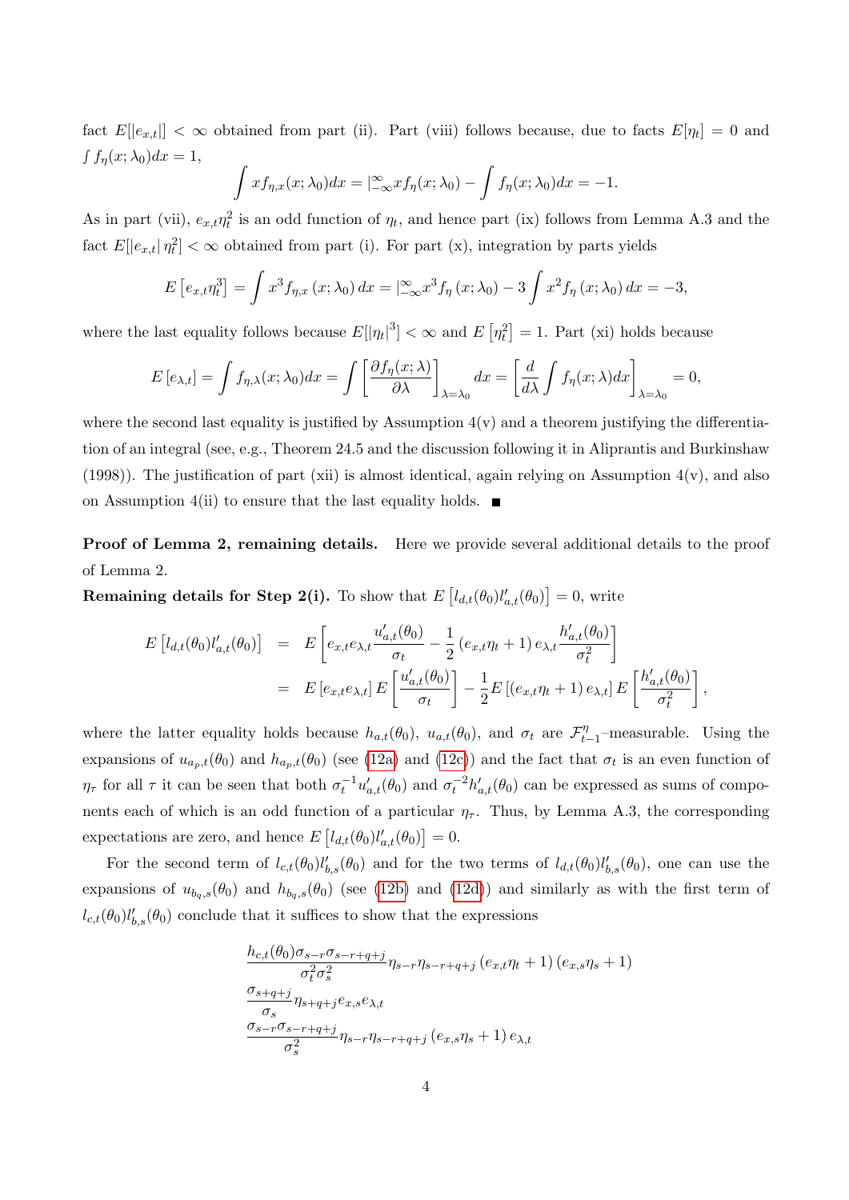fact $E[|e_{x,t}|] < \infty$ obtained from part (ii). Part (viii) follows because, due to facts $E[\eta_t] = 0$ and $\int f_\eta(x;\lambda_0)dx = 1$,

$$\int x f_{\eta,x}(x;\lambda_0)dx = |_{-\infty}^{\infty} x f_\eta(x;\lambda_0) - \int f_\eta(x;\lambda_0)dx = -1.$$

As in part (vii), $e_{x,t}\eta_t^2$ is an odd function of $\eta_t$, and hence part (ix) follows from Lemma A.3 and the fact $E[|e_{x,t}|\,\eta_t^2] < \infty$ obtained from part (i). For part (x), integration by parts yields

$$E\left[e_{x,t}\eta_t^3\right] = \int x^3 f_{\eta,x}\left(x;\lambda_0\right)dx = |_{-\infty}^{\infty} x^3 f_\eta\left(x;\lambda_0\right) - 3\int x^2 f_\eta\left(x;\lambda_0\right)dx = -3,$$

where the last equality follows because $E[|\eta_t|^3] < \infty$ and $E\left[\eta_t^2\right] = 1$. Part (xi) holds because

$$E\left[e_{\lambda,t}\right] = \int f_{\eta,\lambda}(x;\lambda_0)dx = \int \left[\frac{\partial f_\eta(x;\lambda)}{\partial \lambda}\right]_{\lambda=\lambda_0} dx = \left[\frac{d}{d\lambda}\int f_\eta(x;\lambda)dx\right]_{\lambda=\lambda_0} = 0,$$

where the second last equality is justified by Assumption 4(v) and a theorem justifying the differentiation of an integral (see, e.g., Theorem 24.5 and the discussion following it in Aliprantis and Burkinshaw (1998)). The justification of part (xii) is almost identical, again relying on Assumption 4(v), and also on Assumption 4(ii) to ensure that the last equality holds. ■

**Proof of Lemma 2, remaining details.** Here we provide several additional details to the proof of Lemma 2.

**Remaining details for Step 2(i).** To show that $E\left[l_{d,t}(\theta_0)l'_{a,t}(\theta_0)\right] = 0$, write

$$\begin{aligned}
E\left[l_{d,t}(\theta_0)l'_{a,t}(\theta_0)\right] &= E\left[e_{x,t}e_{\lambda,t}\frac{u'_{a,t}(\theta_0)}{\sigma_t} - \frac{1}{2}\left(e_{x,t}\eta_t + 1\right)e_{\lambda,t}\frac{h'_{a,t}(\theta_0)}{\sigma_t^2}\right] \\
&= E\left[e_{x,t}e_{\lambda,t}\right]E\left[\frac{u'_{a,t}(\theta_0)}{\sigma_t}\right] - \frac{1}{2}E\left[\left(e_{x,t}\eta_t + 1\right)e_{\lambda,t}\right]E\left[\frac{h'_{a,t}(\theta_0)}{\sigma_t^2}\right],
\end{aligned}$$

where the latter equality holds because $h_{a,t}(\theta_0)$, $u_{a,t}(\theta_0)$, and $\sigma_t$ are $\mathcal{F}_{t-1}^{\eta}$–measurable. Using the expansions of $u_{a_p,t}(\theta_0)$ and $h_{a_p,t}(\theta_0)$ (see (12a) and (12c)) and the fact that $\sigma_t$ is an even function of $\eta_\tau$ for all $\tau$ it can be seen that both $\sigma_t^{-1}u'_{a,t}(\theta_0)$ and $\sigma_t^{-2}h'_{a,t}(\theta_0)$ can be expressed as sums of components each of which is an odd function of a particular $\eta_\tau$. Thus, by Lemma A.3, the corresponding expectations are zero, and hence $E\left[l_{d,t}(\theta_0)l'_{a,t}(\theta_0)\right] = 0$.

For the second term of $l_{c,t}(\theta_0)l'_{b,s}(\theta_0)$ and for the two terms of $l_{d,t}(\theta_0)l'_{b,s}(\theta_0)$, one can use the expansions of $u_{b_q,s}(\theta_0)$ and $h_{b_q,s}(\theta_0)$ (see (12b) and (12d)) and similarly as with the first term of $l_{c,t}(\theta_0)l'_{b,s}(\theta_0)$ conclude that it suffices to show that the expressions

$$\frac{h_{c,t}(\theta_0)\sigma_{s-r}\sigma_{s-r+q+j}}{\sigma_t^2\sigma_s^2}\eta_{s-r}\eta_{s-r+q+j}\left(e_{x,t}\eta_t + 1\right)\left(e_{x,s}\eta_s + 1\right)$$

$$\frac{\sigma_{s+q+j}}{\sigma_s}\eta_{s+q+j}e_{x,s}e_{\lambda,t}$$

$$\frac{\sigma_{s-r}\sigma_{s-r+q+j}}{\sigma_s^2}\eta_{s-r}\eta_{s-r+q+j}\left(e_{x,s}\eta_s + 1\right)e_{\lambda,t}$$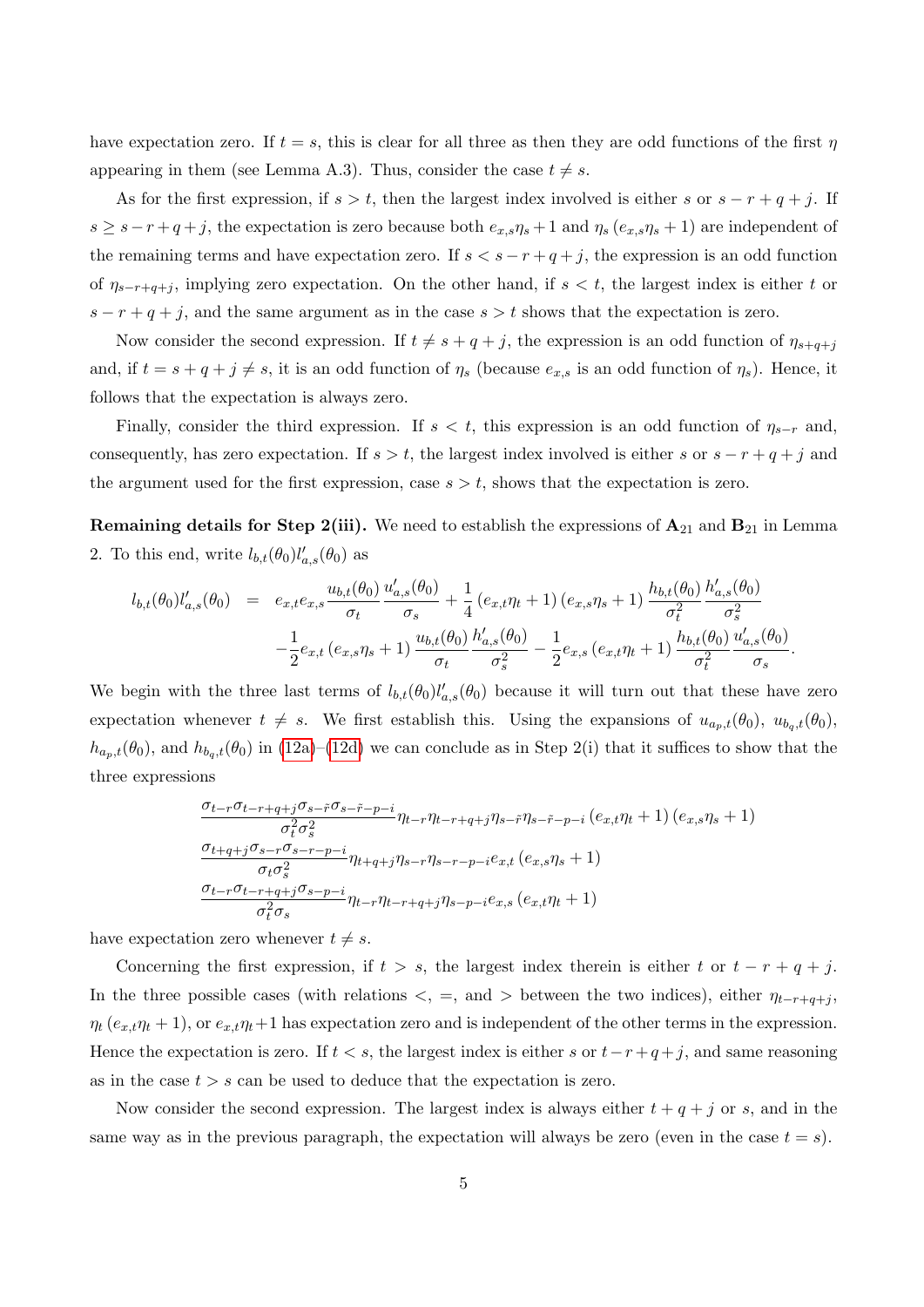have expectation zero. If $t = s$, this is clear for all three as then they are odd functions of the first $\eta$ appearing in them (see Lemma A.3). Thus, consider the case $t \neq s$.

As for the first expression, if $s > t$, then the largest index involved is either $s$ or $s - r + q + j$. If $s \geq s - r + q + j$, the expectation is zero because both $e_{x,s}\eta_s + 1$ and $\eta_s\,(e_{x,s}\eta_s + 1)$ are independent of the remaining terms and have expectation zero. If $s < s - r + q + j$, the expression is an odd function of $\eta_{s-r+q+j}$, implying zero expectation. On the other hand, if $s < t$, the largest index is either $t$ or $s - r + q + j$, and the same argument as in the case $s > t$ shows that the expectation is zero.

Now consider the second expression. If $t \neq s + q + j$, the expression is an odd function of $\eta_{s+q+j}$ and, if $t = s + q + j \neq s$, it is an odd function of $\eta_s$ (because $e_{x,s}$ is an odd function of $\eta_s$). Hence, it follows that the expectation is always zero.

Finally, consider the third expression. If $s < t$, this expression is an odd function of $\eta_{s-r}$ and, consequently, has zero expectation. If $s > t$, the largest index involved is either $s$ or $s - r + q + j$ and the argument used for the first expression, case $s > t$, shows that the expectation is zero.

**Remaining details for Step 2(iii).** We need to establish the expressions of $\mathbf{A}_{21}$ and $\mathbf{B}_{21}$ in Lemma 2. To this end, write $l_{b,t}(\theta_0)l'_{a,s}(\theta_0)$ as

$$
\begin{aligned}
l_{b,t}(\theta_0)l'_{a,s}(\theta_0) &= e_{x,t}e_{x,s}\frac{u_{b,t}(\theta_0)}{\sigma_t}\frac{u'_{a,s}(\theta_0)}{\sigma_s} + \frac{1}{4}\left(e_{x,t}\eta_t + 1\right)\left(e_{x,s}\eta_s + 1\right)\frac{h_{b,t}(\theta_0)}{\sigma_t^2}\frac{h'_{a,s}(\theta_0)}{\sigma_s^2} \\
&\quad -\frac{1}{2}e_{x,t}\left(e_{x,s}\eta_s + 1\right)\frac{u_{b,t}(\theta_0)}{\sigma_t}\frac{h'_{a,s}(\theta_0)}{\sigma_s^2} - \frac{1}{2}e_{x,s}\left(e_{x,t}\eta_t + 1\right)\frac{h_{b,t}(\theta_0)}{\sigma_t^2}\frac{u'_{a,s}(\theta_0)}{\sigma_s}.
\end{aligned}
$$

We begin with the three last terms of $l_{b,t}(\theta_0)l'_{a,s}(\theta_0)$ because it will turn out that these have zero expectation whenever $t \neq s$. We first establish this. Using the expansions of $u_{a_p,t}(\theta_0)$, $u_{b_q,t}(\theta_0)$, $h_{a_p,t}(\theta_0)$, and $h_{b_q,t}(\theta_0)$ in (12a)–(12d) we can conclude as in Step 2(i) that it suffices to show that the three expressions

$$
\frac{\sigma_{t-r}\sigma_{t-r+q+j}\sigma_{s-\tilde{r}}\sigma_{s-\tilde{r}-p-i}}{\sigma_t^2\sigma_s^2}\eta_{t-r}\eta_{t-r+q+j}\eta_{s-\tilde{r}}\eta_{s-\tilde{r}-p-i}\left(e_{x,t}\eta_t + 1\right)\left(e_{x,s}\eta_s + 1\right)
$$

$$
\frac{\sigma_{t+q+j}\sigma_{s-r}\sigma_{s-r-p-i}}{\sigma_t\sigma_s^2}\eta_{t+q+j}\eta_{s-r}\eta_{s-r-p-i}e_{x,t}\left(e_{x,s}\eta_s + 1\right)
$$

$$
\frac{\sigma_{t-r}\sigma_{t-r+q+j}\sigma_{s-p-i}}{\sigma_t^2\sigma_s}\eta_{t-r}\eta_{t-r+q+j}\eta_{s-p-i}e_{x,s}\left(e_{x,t}\eta_t + 1\right)
$$

have expectation zero whenever $t \neq s$.

Concerning the first expression, if $t > s$, the largest index therein is either $t$ or $t - r + q + j$. In the three possible cases (with relations $<$, $=$, and $>$ between the two indices), either $\eta_{t-r+q+j}$, $\eta_t\,(e_{x,t}\eta_t + 1)$, or $e_{x,t}\eta_t + 1$ has expectation zero and is independent of the other terms in the expression. Hence the expectation is zero. If $t < s$, the largest index is either $s$ or $t - r + q + j$, and same reasoning as in the case $t > s$ can be used to deduce that the expectation is zero.

Now consider the second expression. The largest index is always either $t + q + j$ or $s$, and in the same way as in the previous paragraph, the expectation will always be zero (even in the case $t = s$).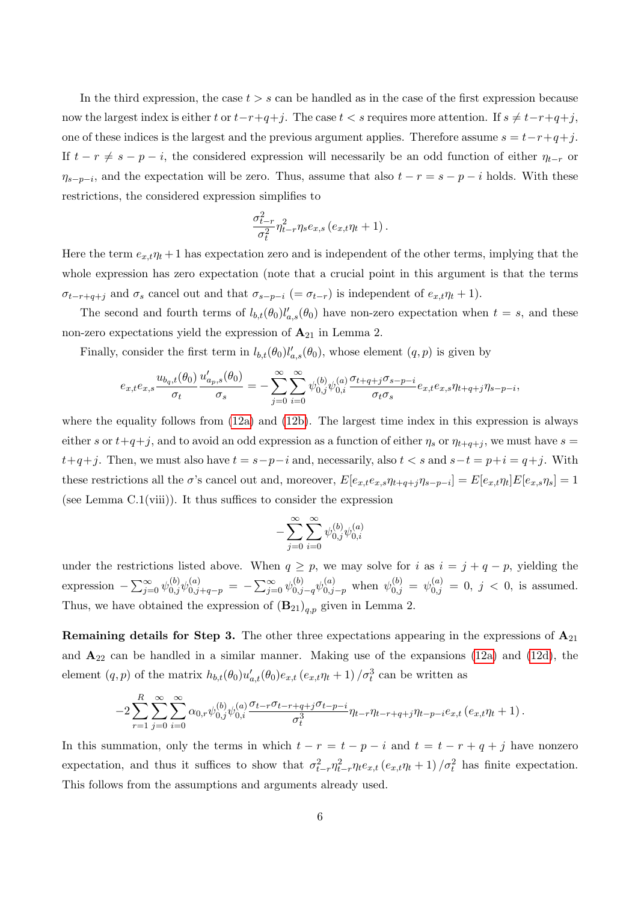In the third expression, the case $t > s$ can be handled as in the case of the first expression because now the largest index is either $t$ or $t-r+q+j$. The case $t < s$ requires more attention. If $s \neq t-r+q+j$, one of these indices is the largest and the previous argument applies. Therefore assume $s = t-r+q+j$. If $t-r \neq s-p-i$, the considered expression will necessarily be an odd function of either $\eta_{t-r}$ or $\eta_{s-p-i}$, and the expectation will be zero. Thus, assume that also $t-r = s-p-i$ holds. With these restrictions, the considered expression simplifies to

$$\frac{\sigma_{t-r}^2}{\sigma_t^2}\eta_{t-r}^2\eta_s e_{x,s}\left(e_{x,t}\eta_t + 1\right).$$

Here the term $e_{x,t}\eta_t + 1$ has expectation zero and is independent of the other terms, implying that the whole expression has zero expectation (note that a crucial point in this argument is that the terms $\sigma_{t-r+q+j}$ and $\sigma_s$ cancel out and that $\sigma_{s-p-i}$ $(= \sigma_{t-r})$ is independent of $e_{x,t}\eta_t + 1$).

The second and fourth terms of $l_{b,t}(\theta_0)l'_{a,s}(\theta_0)$ have non-zero expectation when $t = s$, and these non-zero expectations yield the expression of $\mathbf{A}_{21}$ in Lemma 2.

Finally, consider the first term in $l_{b,t}(\theta_0)l'_{a,s}(\theta_0)$, whose element $(q,p)$ is given by

$$e_{x,t}e_{x,s}\frac{u_{b_q,t}(\theta_0)}{\sigma_t}\frac{u'_{a_p,s}(\theta_0)}{\sigma_s} = -\sum_{j=0}^{\infty}\sum_{i=0}^{\infty}\psi_{0,j}^{(b)}\psi_{0,i}^{(a)}\frac{\sigma_{t+q+j}\sigma_{s-p-i}}{\sigma_t\sigma_s}e_{x,t}e_{x,s}\eta_{t+q+j}\eta_{s-p-i},$$

where the equality follows from (12a) and (12b). The largest time index in this expression is always either $s$ or $t+q+j$, and to avoid an odd expression as a function of either $\eta_s$ or $\eta_{t+q+j}$, we must have $s = t+q+j$. Then, we must also have $t = s-p-i$ and, necessarily, also $t < s$ and $s-t = p+i = q+j$. With these restrictions all the $\sigma$'s cancel out and, moreover, $E[e_{x,t}e_{x,s}\eta_{t+q+j}\eta_{s-p-i}] = E[e_{x,t}\eta_t]E[e_{x,s}\eta_s] = 1$ (see Lemma C.1(viii)). It thus suffices to consider the expression

$$-\sum_{j=0}^{\infty}\sum_{i=0}^{\infty}\psi_{0,j}^{(b)}\psi_{0,i}^{(a)}$$

under the restrictions listed above. When $q \geq p$, we may solve for $i$ as $i = j+q-p$, yielding the expression $-\sum_{j=0}^{\infty}\psi_{0,j}^{(b)}\psi_{0,j+q-p}^{(a)} = -\sum_{j=0}^{\infty}\psi_{0,j-q}^{(b)}\psi_{0,j-p}^{(a)}$ when $\psi_{0,j}^{(b)} = \psi_{0,j}^{(a)} = 0$, $j < 0$, is assumed. Thus, we have obtained the expression of $(\mathbf{B}_{21})_{q,p}$ given in Lemma 2.

**Remaining details for Step 3.** The other three expectations appearing in the expressions of $\mathbf{A}_{21}$ and $\mathbf{A}_{22}$ can be handled in a similar manner. Making use of the expansions (12a) and (12d), the element $(q,p)$ of the matrix $h_{b,t}(\theta_0)u'_{a,t}(\theta_0)e_{x,t}\left(e_{x,t}\eta_t + 1\right)/\sigma_t^3$ can be written as

$$-2\sum_{r=1}^{R}\sum_{j=0}^{\infty}\sum_{i=0}^{\infty}\alpha_{0,r}\psi_{0,j}^{(b)}\psi_{0,i}^{(a)}\frac{\sigma_{t-r}\sigma_{t-r+q+j}\sigma_{t-p-i}}{\sigma_t^3}\eta_{t-r}\eta_{t-r+q+j}\eta_{t-p-i}e_{x,t}\left(e_{x,t}\eta_t + 1\right).$$

In this summation, only the terms in which $t-r = t-p-i$ and $t = t-r+q+j$ have nonzero expectation, and thus it suffices to show that $\sigma_{t-r}^2\eta_{t-r}^2\eta_t e_{x,t}\left(e_{x,t}\eta_t + 1\right)/\sigma_t^2$ has finite expectation. This follows from the assumptions and arguments already used.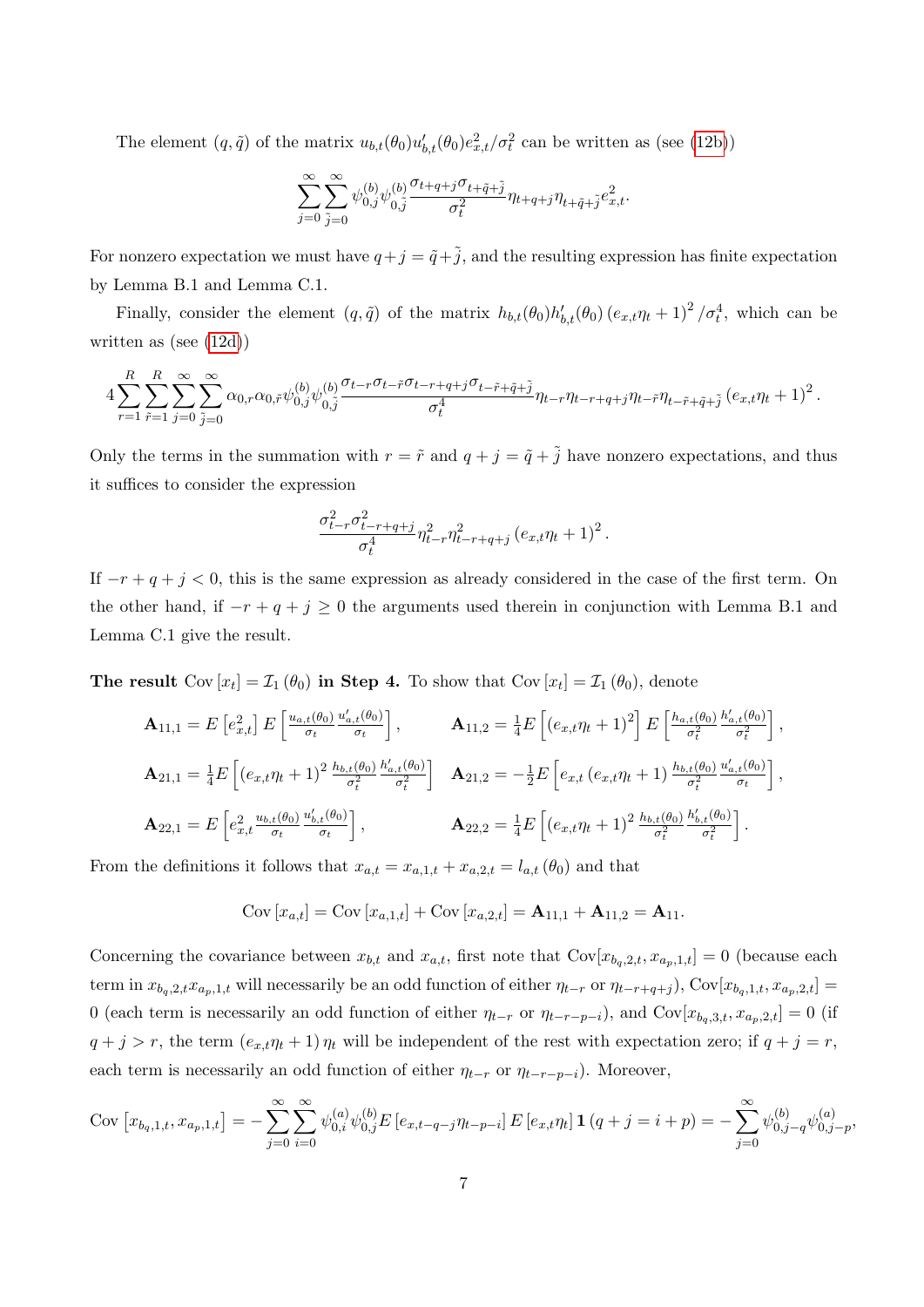The element $(q,\tilde{q})$ of the matrix $u_{b,t}(\theta_0)u'_{b,t}(\theta_0)e^2_{x,t}/\sigma^2_t$ can be written as (see (12b))

$$\sum_{j=0}^{\infty}\sum_{\tilde{j}=0}^{\infty}\psi^{(b)}_{0,j}\psi^{(b)}_{0,\tilde{j}}\frac{\sigma_{t+q+j}\sigma_{t+\tilde{q}+\tilde{j}}}{\sigma^2_t}\eta_{t+q+j}\eta_{t+\tilde{q}+\tilde{j}}e^2_{x,t}.$$

For nonzero expectation we must have $q+j=\tilde{q}+\tilde{j}$, and the resulting expression has finite expectation by Lemma B.1 and Lemma C.1.

Finally, consider the element $(q,\tilde{q})$ of the matrix $h_{b,t}(\theta_0)h'_{b,t}(\theta_0)\left(e_{x,t}\eta_t+1\right)^2/\sigma^4_t$, which can be written as (see (12d))

$$4\sum_{r=1}^{R}\sum_{\tilde{r}=1}^{R}\sum_{j=0}^{\infty}\sum_{\tilde{j}=0}^{\infty}\alpha_{0,r}\alpha_{0,\tilde{r}}\psi^{(b)}_{0,j}\psi^{(b)}_{0,\tilde{j}}\frac{\sigma_{t-r}\sigma_{t-\tilde{r}}\sigma_{t-r+q+j}\sigma_{t-\tilde{r}+\tilde{q}+\tilde{j}}}{\sigma^4_t}\eta_{t-r}\eta_{t-r+q+j}\eta_{t-\tilde{r}}\eta_{t-\tilde{r}+\tilde{q}+\tilde{j}}\left(e_{x,t}\eta_t+1\right)^2.$$

Only the terms in the summation with $r=\tilde{r}$ and $q+j=\tilde{q}+\tilde{j}$ have nonzero expectations, and thus it suffices to consider the expression

$$\frac{\sigma^2_{t-r}\sigma^2_{t-r+q+j}}{\sigma^4_t}\eta^2_{t-r}\eta^2_{t-r+q+j}\left(e_{x,t}\eta_t+1\right)^2.$$

If $-r+q+j<0$, this is the same expression as already considered in the case of the first term. On the other hand, if $-r+q+j\geq 0$ the arguments used therein in conjunction with Lemma B.1 and Lemma C.1 give the result.

**The result $\mathrm{Cov}\left[x_t\right]=\mathcal{I}_1\left(\theta_0\right)$ in Step 4.** To show that $\mathrm{Cov}\left[x_t\right]=\mathcal{I}_1\left(\theta_0\right)$, denote

$$\mathbf{A}_{11,1}=E\left[e^2_{x,t}\right]E\left[\tfrac{u_{a,t}(\theta_0)}{\sigma_t}\tfrac{u'_{a,t}(\theta_0)}{\sigma_t}\right],\qquad \mathbf{A}_{11,2}=\tfrac{1}{4}E\left[\left(e_{x,t}\eta_t+1\right)^2\right]E\left[\tfrac{h_{a,t}(\theta_0)}{\sigma^2_t}\tfrac{h'_{a,t}(\theta_0)}{\sigma^2_t}\right],$$

$$\mathbf{A}_{21,1}=\tfrac{1}{4}E\left[\left(e_{x,t}\eta_t+1\right)^2\tfrac{h_{b,t}(\theta_0)}{\sigma^2_t}\tfrac{h'_{a,t}(\theta_0)}{\sigma^2_t}\right]\quad \mathbf{A}_{21,2}=-\tfrac{1}{2}E\left[e_{x,t}\left(e_{x,t}\eta_t+1\right)\tfrac{h_{b,t}(\theta_0)}{\sigma^2_t}\tfrac{u'_{a,t}(\theta_0)}{\sigma_t}\right],$$

$$\mathbf{A}_{22,1}=E\left[e^2_{x,t}\tfrac{u_{b,t}(\theta_0)}{\sigma_t}\tfrac{u'_{b,t}(\theta_0)}{\sigma_t}\right],\qquad \mathbf{A}_{22,2}=\tfrac{1}{4}E\left[\left(e_{x,t}\eta_t+1\right)^2\tfrac{h_{b,t}(\theta_0)}{\sigma^2_t}\tfrac{h'_{b,t}(\theta_0)}{\sigma^2_t}\right].$$

From the definitions it follows that $x_{a,t}=x_{a,1,t}+x_{a,2,t}=l_{a,t}\left(\theta_0\right)$ and that

$$\mathrm{Cov}\left[x_{a,t}\right]=\mathrm{Cov}\left[x_{a,1,t}\right]+\mathrm{Cov}\left[x_{a,2,t}\right]=\mathbf{A}_{11,1}+\mathbf{A}_{11,2}=\mathbf{A}_{11}.$$

Concerning the covariance between $x_{b,t}$ and $x_{a,t}$, first note that $\mathrm{Cov}[x_{b_q,2,t},x_{a_p,1,t}]=0$ (because each term in $x_{b_q,2,t}x_{a_p,1,t}$ will necessarily be an odd function of either $\eta_{t-r}$ or $\eta_{t-r+q+j}$), $\mathrm{Cov}[x_{b_q,1,t},x_{a_p,2,t}]=0$ (each term is necessarily an odd function of either $\eta_{t-r}$ or $\eta_{t-r-p-i}$), and $\mathrm{Cov}[x_{b_q,3,t},x_{a_p,2,t}]=0$ (if $q+j>r$, the term $\left(e_{x,t}\eta_t+1\right)\eta_t$ will be independent of the rest with expectation zero; if $q+j=r$, each term is necessarily an odd function of either $\eta_{t-r}$ or $\eta_{t-r-p-i}$). Moreover,

$$\mathrm{Cov}\left[x_{b_q,1,t},x_{a_p,1,t}\right]=-\sum_{j=0}^{\infty}\sum_{i=0}^{\infty}\psi^{(a)}_{0,i}\psi^{(b)}_{0,j}E\left[e_{x,t-q-j}\eta_{t-p-i}\right]E\left[e_{x,t}\eta_t\right]\mathbf{1}\left(q+j=i+p\right)=-\sum_{j=0}^{\infty}\psi^{(b)}_{0,j-q}\psi^{(a)}_{0,j-p},$$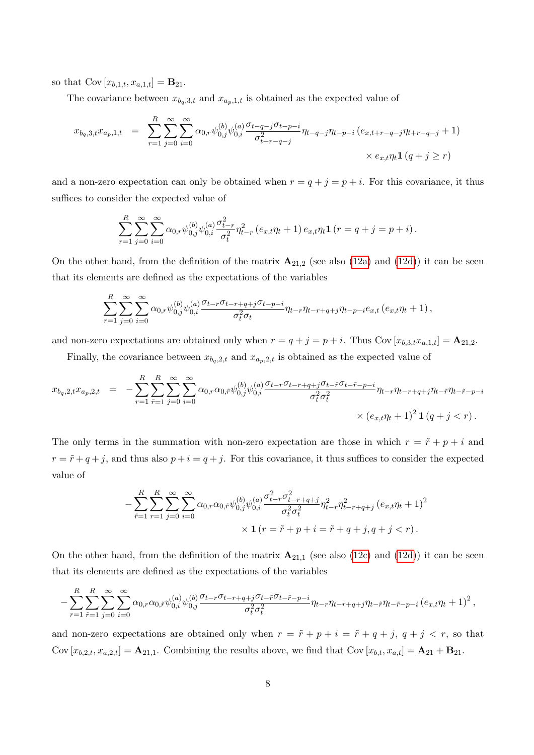so that $\text{Cov}\left[x_{b,1,t}, x_{a,1,t}\right] = \mathbf{B}_{21}$.

The covariance between $x_{b_q,3,t}$ and $x_{a_p,1,t}$ is obtained as the expected value of

$$
\begin{aligned}
x_{b_q,3,t}x_{a_p,1,t} &= \sum_{r=1}^{R}\sum_{j=0}^{\infty}\sum_{i=0}^{\infty}\alpha_{0,r}\psi_{0,j}^{(b)}\psi_{0,i}^{(a)}\frac{\sigma_{t-q-j}\sigma_{t-p-i}}{\sigma_{t+r-q-j}^{2}}\eta_{t-q-j}\eta_{t-p-i}\left(e_{x,t+r-q-j}\eta_{t+r-q-j}+1\right) \\
&\qquad\times e_{x,t}\eta_{t}\mathbf{1}\left(q+j\geq r\right)
\end{aligned}
$$

and a non-zero expectation can only be obtained when $r = q + j = p + i$. For this covariance, it thus suffices to consider the expected value of

$$
\sum_{r=1}^{R}\sum_{j=0}^{\infty}\sum_{i=0}^{\infty}\alpha_{0,r}\psi_{0,j}^{(b)}\psi_{0,i}^{(a)}\frac{\sigma_{t-r}^{2}}{\sigma_{t}^{2}}\eta_{t-r}^{2}\left(e_{x,t}\eta_{t}+1\right)e_{x,t}\eta_{t}\mathbf{1}\left(r=q+j=p+i\right).
$$

On the other hand, from the definition of the matrix $\mathbf{A}_{21,2}$ (see also (12a) and (12d)) it can be seen that its elements are defined as the expectations of the variables

$$
\sum_{r=1}^{R}\sum_{j=0}^{\infty}\sum_{i=0}^{\infty}\alpha_{0,r}\psi_{0,j}^{(b)}\psi_{0,i}^{(a)}\frac{\sigma_{t-r}\sigma_{t-r+q+j}\sigma_{t-p-i}}{\sigma_{t}^{2}\sigma_{t}}\eta_{t-r}\eta_{t-r+q+j}\eta_{t-p-i}e_{x,t}\left(e_{x,t}\eta_{t}+1\right),
$$

and non-zero expectations are obtained only when $r = q + j = p + i$. Thus $\text{Cov}\left[x_{b,3,t}x_{a,1,t}\right] = \mathbf{A}_{21,2}$.

Finally, the covariance between $x_{b_q,2,t}$ and $x_{a_p,2,t}$ is obtained as the expected value of

$$
\begin{aligned}
x_{b_q,2,t}x_{a_p,2,t} &= -\sum_{r=1}^{R}\sum_{\tilde{r}=1}^{R}\sum_{j=0}^{\infty}\sum_{i=0}^{\infty}\alpha_{0,r}\alpha_{0,\tilde{r}}\psi_{0,j}^{(b)}\psi_{0,i}^{(a)}\frac{\sigma_{t-r}\sigma_{t-r+q+j}\sigma_{t-\tilde{r}}\sigma_{t-\tilde{r}-p-i}}{\sigma_{t}^{2}\sigma_{t}^{2}}\eta_{t-r}\eta_{t-r+q+j}\eta_{t-\tilde{r}}\eta_{t-\tilde{r}-p-i} \\
&\qquad\times\left(e_{x,t}\eta_{t}+1\right)^{2}\mathbf{1}\left(q+j<r\right).
\end{aligned}
$$

The only terms in the summation with non-zero expectation are those in which $r = \tilde{r} + p + i$ and $r = \tilde{r} + q + j$, and thus also $p + i = q + j$. For this covariance, it thus suffices to consider the expected value of

$$
\begin{aligned}
&-\sum_{\tilde{r}=1}^{R}\sum_{r=1}^{R}\sum_{j=0}^{\infty}\sum_{i=0}^{\infty}\alpha_{0,r}\alpha_{0,\tilde{r}}\psi_{0,j}^{(b)}\psi_{0,i}^{(a)}\frac{\sigma_{t-r}^{2}\sigma_{t-r+q+j}^{2}}{\sigma_{t}^{2}\sigma_{t}^{2}}\eta_{t-r}^{2}\eta_{t-r+q+j}^{2}\left(e_{x,t}\eta_{t}+1\right)^{2} \\
&\qquad\times\mathbf{1}\left(r=\tilde{r}+p+i=\tilde{r}+q+j, q+j<r\right).
\end{aligned}
$$

On the other hand, from the definition of the matrix $\mathbf{A}_{21,1}$ (see also (12c) and (12d)) it can be seen that its elements are defined as the expectations of the variables

$$
-\sum_{r=1}^{R}\sum_{\tilde{r}=1}^{R}\sum_{j=0}^{\infty}\sum_{i=0}^{\infty}\alpha_{0,r}\alpha_{0,\tilde{r}}\psi_{0,i}^{(a)}\psi_{0,j}^{(b)}\frac{\sigma_{t-r}\sigma_{t-r+q+j}\sigma_{t-\tilde{r}}\sigma_{t-\tilde{r}-p-i}}{\sigma_{t}^{2}\sigma_{t}^{2}}\eta_{t-r}\eta_{t-r+q+j}\eta_{t-\tilde{r}}\eta_{t-\tilde{r}-p-i}\left(e_{x,t}\eta_{t}+1\right)^{2},
$$

and non-zero expectations are obtained only when $r = \tilde{r} + p + i = \tilde{r} + q + j$, $q + j < r$, so that $\text{Cov}\left[x_{b,2,t}, x_{a,2,t}\right] = \mathbf{A}_{21,1}$. Combining the results above, we find that $\text{Cov}\left[x_{b,t}, x_{a,t}\right] = \mathbf{A}_{21} + \mathbf{B}_{21}$.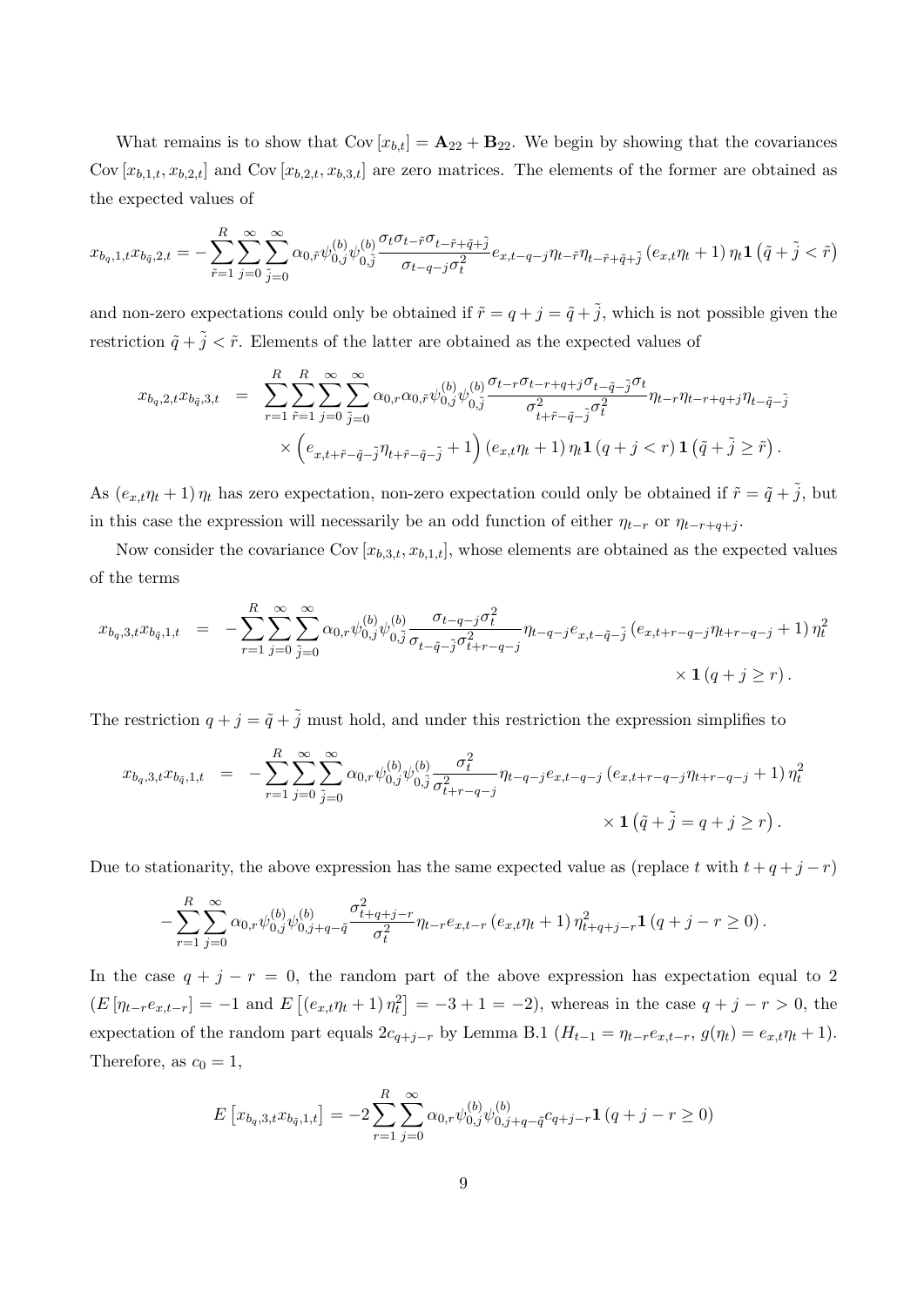What remains is to show that $\text{Cov}\left[x_{b,t}\right] = \mathbf{A}_{22} + \mathbf{B}_{22}$. We begin by showing that the covariances $\text{Cov}\left[x_{b,1,t}, x_{b,2,t}\right]$ and $\text{Cov}\left[x_{b,2,t}, x_{b,3,t}\right]$ are zero matrices. The elements of the former are obtained as the expected values of

$$
x_{b_q,1,t} x_{b_{\tilde{q}},2,t} = -\sum_{\tilde{r}=1}^{R} \sum_{j=0}^{\infty} \sum_{\tilde{j}=0}^{\infty} \alpha_{0,\tilde{r}} \psi_{0,j}^{(b)} \psi_{0,\tilde{j}}^{(b)} \frac{\sigma_t \sigma_{t-\tilde{r}} \sigma_{t-\tilde{r}+\tilde{q}+\tilde{j}}}{\sigma_{t-q-j} \sigma_t^2} e_{x,t-q-j} \eta_{t-\tilde{r}} \eta_{t-\tilde{r}+\tilde{q}+\tilde{j}} \left(e_{x,t} \eta_t + 1\right) \eta_t \mathbf{1}\left(\tilde{q}+\tilde{j} < \tilde{r}\right)
$$

and non-zero expectations could only be obtained if $\tilde{r} = q + j = \tilde{q} + \tilde{j}$, which is not possible given the restriction $\tilde{q} + \tilde{j} < \tilde{r}$. Elements of the latter are obtained as the expected values of

$$
\begin{aligned}
x_{b_q,2,t} x_{b_{\tilde{q}},3,t} &= \sum_{r=1}^{R} \sum_{\tilde{r}=1}^{R} \sum_{j=0}^{\infty} \sum_{\tilde{j}=0}^{\infty} \alpha_{0,r} \alpha_{0,\tilde{r}} \psi_{0,j}^{(b)} \psi_{0,\tilde{j}}^{(b)} \frac{\sigma_{t-r} \sigma_{t-r+q+j} \sigma_{t-\tilde{q}-\tilde{j}} \sigma_t}{\sigma_{t+\tilde{r}-\tilde{q}-\tilde{j}}^2 \sigma_t^2} \eta_{t-r} \eta_{t-r+q+j} \eta_{t-\tilde{q}-\tilde{j}} \\
&\quad \times \left(e_{x,t+\tilde{r}-\tilde{q}-\tilde{j}} \eta_{t+\tilde{r}-\tilde{q}-\tilde{j}} + 1\right) \left(e_{x,t} \eta_t + 1\right) \eta_t \mathbf{1}\left(q+j < r\right) \mathbf{1}\left(\tilde{q}+\tilde{j} \geq \tilde{r}\right).
\end{aligned}
$$

As $\left(e_{x,t} \eta_t + 1\right) \eta_t$ has zero expectation, non-zero expectation could only be obtained if $\tilde{r} = \tilde{q} + \tilde{j}$, but in this case the expression will necessarily be an odd function of either $\eta_{t-r}$ or $\eta_{t-r+q+j}$.

Now consider the covariance $\text{Cov}\left[x_{b,3,t}, x_{b,1,t}\right]$, whose elements are obtained as the expected values of the terms

$$
\begin{aligned}
x_{b_q,3,t} x_{b_{\tilde{q}},1,t} &= -\sum_{r=1}^{R} \sum_{j=0}^{\infty} \sum_{\tilde{j}=0}^{\infty} \alpha_{0,r} \psi_{0,j}^{(b)} \psi_{0,\tilde{j}}^{(b)} \frac{\sigma_{t-q-j} \sigma_t^2}{\sigma_{t-\tilde{q}-\tilde{j}} \sigma_{t+r-q-j}^2} \eta_{t-q-j} e_{x,t-\tilde{q}-\tilde{j}} \left(e_{x,t+r-q-j} \eta_{t+r-q-j} + 1\right) \eta_t^2 \\
&\quad \times \mathbf{1}\left(q+j \geq r\right).
\end{aligned}
$$

The restriction $q + j = \tilde{q} + \tilde{j}$ must hold, and under this restriction the expression simplifies to

$$
\begin{aligned}
x_{b_q,3,t} x_{b_{\tilde{q}},1,t} &= -\sum_{r=1}^{R} \sum_{j=0}^{\infty} \sum_{\tilde{j}=0}^{\infty} \alpha_{0,r} \psi_{0,j}^{(b)} \psi_{0,\tilde{j}}^{(b)} \frac{\sigma_t^2}{\sigma_{t+r-q-j}^2} \eta_{t-q-j} e_{x,t-q-j} \left(e_{x,t+r-q-j} \eta_{t+r-q-j} + 1\right) \eta_t^2 \\
&\quad \times \mathbf{1}\left(\tilde{q}+\tilde{j} = q+j \geq r\right).
\end{aligned}
$$

Due to stationarity, the above expression has the same expected value as (replace $t$ with $t + q + j - r$)

$$
-\sum_{r=1}^{R} \sum_{j=0}^{\infty} \alpha_{0,r} \psi_{0,j}^{(b)} \psi_{0,j+q-\tilde{q}}^{(b)} \frac{\sigma_{t+q+j-r}^2}{\sigma_t^2} \eta_{t-r} e_{x,t-r} \left(e_{x,t} \eta_t + 1\right) \eta_{t+q+j-r}^2 \mathbf{1}\left(q+j-r \geq 0\right).
$$

In the case $q + j - r = 0$, the random part of the above expression has expectation equal to 2 ($E\left[\eta_{t-r} e_{x,t-r}\right] = -1$ and $E\left[\left(e_{x,t} \eta_t + 1\right) \eta_t^2\right] = -3 + 1 = -2$), whereas in the case $q + j - r > 0$, the expectation of the random part equals $2c_{q+j-r}$ by Lemma B.1 ($H_{t-1} = \eta_{t-r} e_{x,t-r}$, $g(\eta_t) = e_{x,t} \eta_t + 1$). Therefore, as $c_0 = 1$,

$$
E\left[x_{b_q,3,t} x_{b_{\tilde{q}},1,t}\right] = -2 \sum_{r=1}^{R} \sum_{j=0}^{\infty} \alpha_{0,r} \psi_{0,j}^{(b)} \psi_{0,j+q-\tilde{q}}^{(b)} c_{q+j-r} \mathbf{1}\left(q+j-r \geq 0\right)
$$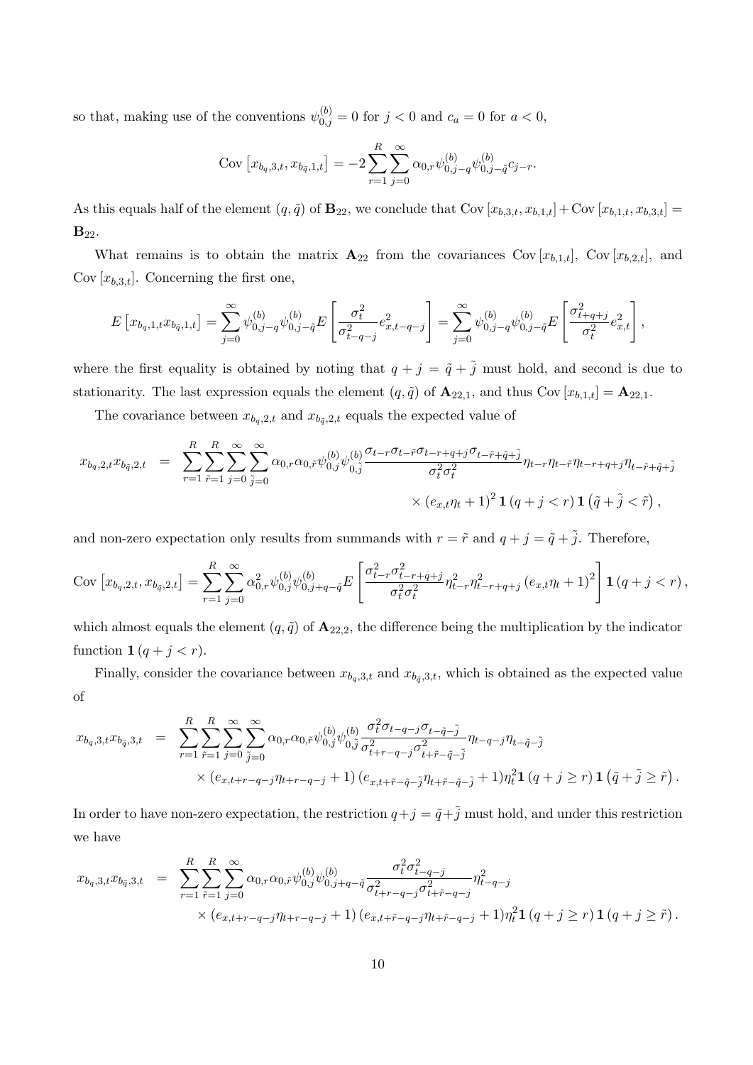so that, making use of the conventions $\psi_{0,j}^{(b)} = 0$ for $j < 0$ and $c_a = 0$ for $a < 0$,

$$\text{Cov}\left[x_{b_q,3,t}, x_{b_{\tilde{q}},1,t}\right] = -2 \sum_{r=1}^{R} \sum_{j=0}^{\infty} \alpha_{0,r} \psi_{0,j-q}^{(b)} \psi_{0,j-\tilde{q}}^{(b)} c_{j-r}.$$

As this equals half of the element $(q, \tilde{q})$ of $\mathbf{B}_{22}$, we conclude that $\text{Cov}\left[x_{b,3,t}, x_{b,1,t}\right] + \text{Cov}\left[x_{b,1,t}, x_{b,3,t}\right] = \mathbf{B}_{22}$.

What remains is to obtain the matrix $\mathbf{A}_{22}$ from the covariances $\text{Cov}\left[x_{b,1,t}\right]$, $\text{Cov}\left[x_{b,2,t}\right]$, and $\text{Cov}\left[x_{b,3,t}\right]$. Concerning the first one,

$$E\left[x_{b_q,1,t} x_{b_{\tilde{q}},1,t}\right] = \sum_{j=0}^{\infty} \psi_{0,j-q}^{(b)} \psi_{0,j-\tilde{q}}^{(b)} E\left[\frac{\sigma_t^2}{\sigma_{t-q-j}^2} e_{x,t-q-j}^2\right] = \sum_{j=0}^{\infty} \psi_{0,j-q}^{(b)} \psi_{0,j-\tilde{q}}^{(b)} E\left[\frac{\sigma_{t+q+j}^2}{\sigma_t^2} e_{x,t}^2\right],$$

where the first equality is obtained by noting that $q + j = \tilde{q} + \tilde{j}$ must hold, and second is due to stationarity. The last expression equals the element $(q, \tilde{q})$ of $\mathbf{A}_{22,1}$, and thus $\text{Cov}\left[x_{b,1,t}\right] = \mathbf{A}_{22,1}$.

The covariance between $x_{b_q,2,t}$ and $x_{b_{\tilde{q}},2,t}$ equals the expected value of

$$\begin{aligned} x_{b_q,2,t} x_{b_{\tilde{q}},2,t} &= \sum_{r=1}^{R} \sum_{\tilde{r}=1}^{R} \sum_{j=0}^{\infty} \sum_{\tilde{j}=0}^{\infty} \alpha_{0,r} \alpha_{0,\tilde{r}} \psi_{0,j}^{(b)} \psi_{0,\tilde{j}}^{(b)} \frac{\sigma_{t-r} \sigma_{t-\tilde{r}} \sigma_{t-r+q+j} \sigma_{t-\tilde{r}+\tilde{q}+\tilde{j}}}{\sigma_t^2 \sigma_t^2} \eta_{t-r} \eta_{t-\tilde{r}} \eta_{t-r+q+j} \eta_{t-\tilde{r}+\tilde{q}+\tilde{j}} \\ &\quad \times \left(e_{x,t} \eta_t + 1\right)^2 \mathbf{1}\left(q + j < r\right) \mathbf{1}\left(\tilde{q} + \tilde{j} < \tilde{r}\right), \end{aligned}$$

and non-zero expectation only results from summands with $r = \tilde{r}$ and $q + j = \tilde{q} + \tilde{j}$. Therefore,

$$\text{Cov}\left[x_{b_q,2,t}, x_{b_{\tilde{q}},2,t}\right] = \sum_{r=1}^{R} \sum_{j=0}^{\infty} \alpha_{0,r}^2 \psi_{0,j}^{(b)} \psi_{0,j+q-\tilde{q}}^{(b)} E\left[\frac{\sigma_{t-r}^2 \sigma_{t-r+q+j}^2}{\sigma_t^2 \sigma_t^2} \eta_{t-r}^2 \eta_{t-r+q+j}^2 \left(e_{x,t} \eta_t + 1\right)^2\right] \mathbf{1}\left(q + j < r\right),$$

which almost equals the element $(q, \tilde{q})$ of $\mathbf{A}_{22,2}$, the difference being the multiplication by the indicator function $\mathbf{1}\left(q + j < r\right)$.

Finally, consider the covariance between $x_{b_q,3,t}$ and $x_{b_{\tilde{q}},3,t}$, which is obtained as the expected value of

$$\begin{aligned} x_{b_q,3,t} x_{b_{\tilde{q}},3,t} &= \sum_{r=1}^{R} \sum_{\tilde{r}=1}^{R} \sum_{j=0}^{\infty} \sum_{\tilde{j}=0}^{\infty} \alpha_{0,r} \alpha_{0,\tilde{r}} \psi_{0,j}^{(b)} \psi_{0,\tilde{j}}^{(b)} \frac{\sigma_t^2 \sigma_{t-q-j} \sigma_{t-\tilde{q}-\tilde{j}}}{\sigma_{t+r-q-j}^2 \sigma_{t+\tilde{r}-\tilde{q}-\tilde{j}}^2} \eta_{t-q-j} \eta_{t-\tilde{q}-\tilde{j}} \\ &\quad \times \left(e_{x,t+r-q-j} \eta_{t+r-q-j} + 1\right) \left(e_{x,t+\tilde{r}-\tilde{q}-\tilde{j}} \eta_{t+\tilde{r}-\tilde{q}-\tilde{j}} + 1\right) \eta_t^2 \mathbf{1}\left(q + j \geq r\right) \mathbf{1}\left(\tilde{q} + \tilde{j} \geq \tilde{r}\right). \end{aligned}$$

In order to have non-zero expectation, the restriction $q + j = \tilde{q} + \tilde{j}$ must hold, and under this restriction we have

$$\begin{aligned} x_{b_q,3,t} x_{b_{\tilde{q}},3,t} &= \sum_{r=1}^{R} \sum_{\tilde{r}=1}^{R} \sum_{j=0}^{\infty} \alpha_{0,r} \alpha_{0,\tilde{r}} \psi_{0,j}^{(b)} \psi_{0,j+q-\tilde{q}}^{(b)} \frac{\sigma_t^2 \sigma_{t-q-j}^2}{\sigma_{t+r-q-j}^2 \sigma_{t+\tilde{r}-q-j}^2} \eta_{t-q-j}^2 \\ &\quad \times \left(e_{x,t+r-q-j} \eta_{t+r-q-j} + 1\right) \left(e_{x,t+\tilde{r}-q-j} \eta_{t+\tilde{r}-q-j} + 1\right) \eta_t^2 \mathbf{1}\left(q + j \geq r\right) \mathbf{1}\left(q + j \geq \tilde{r}\right). \end{aligned}$$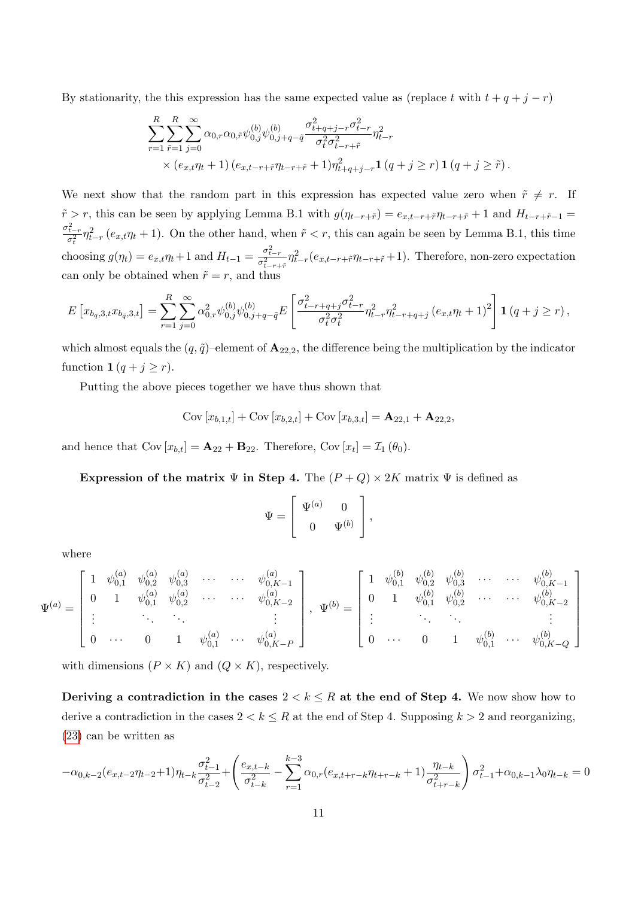By stationarity, the this expression has the same expected value as (replace $t$ with $t+q+j-r$)

$$\sum_{r=1}^{R}\sum_{\tilde{r}=1}^{R}\sum_{j=0}^{\infty}\alpha_{0,r}\alpha_{0,\tilde{r}}\psi_{0,j}^{(b)}\psi_{0,j+q-\tilde{q}}^{(b)}\frac{\sigma_{t+q+j-r}^{2}\sigma_{t-r}^{2}}{\sigma_{t}^{2}\sigma_{t-r+\tilde{r}}^{2}}\eta_{t-r}^{2}$$
$$\times\left(e_{x,t}\eta_{t}+1\right)\left(e_{x,t-r+\tilde{r}}\eta_{t-r+\tilde{r}}+1\right)\eta_{t+q+j-r}^{2}\mathbf{1}\left(q+j\geq r\right)\mathbf{1}\left(q+j\geq\tilde{r}\right).$$

We next show that the random part in this expression has expected value zero when $\tilde{r}\neq r$. If $\tilde{r}>r$, this can be seen by applying Lemma B.1 with $g(\eta_{t-r+\tilde{r}})=e_{x,t-r+\tilde{r}}\eta_{t-r+\tilde{r}}+1$ and $H_{t-r+\tilde{r}-1}=\frac{\sigma_{t-r}^{2}}{\sigma_{t}^{2}}\eta_{t-r}^{2}\left(e_{x,t}\eta_{t}+1\right)$. On the other hand, when $\tilde{r}<r$, this can again be seen by Lemma B.1, this time choosing $g(\eta_{t})=e_{x,t}\eta_{t}+1$ and $H_{t-1}=\frac{\sigma_{t-r}^{2}}{\sigma_{t-r+\tilde{r}}^{2}}\eta_{t-r}^{2}(e_{x,t-r+\tilde{r}}\eta_{t-r+\tilde{r}}+1)$. Therefore, non-zero expectation can only be obtained when $\tilde{r}=r$, and thus

$$E\left[x_{b_{q},3,t}x_{b_{\tilde{q}},3,t}\right]=\sum_{r=1}^{R}\sum_{j=0}^{\infty}\alpha_{0,r}^{2}\psi_{0,j}^{(b)}\psi_{0,j+q-\tilde{q}}^{(b)}E\left[\frac{\sigma_{t-r+q+j}^{2}\sigma_{t-r}^{2}}{\sigma_{t}^{2}\sigma_{t}^{2}}\eta_{t-r}^{2}\eta_{t-r+q+j}^{2}\left(e_{x,t}\eta_{t}+1\right)^{2}\right]\mathbf{1}\left(q+j\geq r\right),$$

which almost equals the $(q,\tilde{q})$–element of $\mathbf{A}_{22,2}$, the difference being the multiplication by the indicator function $\mathbf{1}\left(q+j\geq r\right)$.

Putting the above pieces together we have thus shown that

$$\mathrm{Cov}\left[x_{b,1,t}\right]+\mathrm{Cov}\left[x_{b,2,t}\right]+\mathrm{Cov}\left[x_{b,3,t}\right]=\mathbf{A}_{22,1}+\mathbf{A}_{22,2},$$

and hence that $\mathrm{Cov}\left[x_{b,t}\right]=\mathbf{A}_{22}+\mathbf{B}_{22}$. Therefore, $\mathrm{Cov}\left[x_{t}\right]=\mathcal{I}_{1}\left(\theta_{0}\right)$.

**Expression of the matrix $\Psi$ in Step 4.** The $(P+Q)\times 2K$ matrix $\Psi$ is defined as

$$\Psi=\begin{bmatrix}\Psi^{(a)} & 0\\ 0 & \Psi^{(b)}\end{bmatrix},$$

where

$$\Psi^{(a)}=\begin{bmatrix}1 & \psi_{0,1}^{(a)} & \psi_{0,2}^{(a)} & \psi_{0,3}^{(a)} & \cdots & \cdots & \psi_{0,K-1}^{(a)}\\ 0 & 1 & \psi_{0,1}^{(a)} & \psi_{0,2}^{(a)} & \cdots & \cdots & \psi_{0,K-2}^{(a)}\\ \vdots & & \ddots & \ddots & & & \vdots\\ 0 & \cdots & 0 & 1 & \psi_{0,1}^{(a)} & \cdots & \psi_{0,K-P}^{(a)}\end{bmatrix},\quad \Psi^{(b)}=\begin{bmatrix}1 & \psi_{0,1}^{(b)} & \psi_{0,2}^{(b)} & \psi_{0,3}^{(b)} & \cdots & \cdots & \psi_{0,K-1}^{(b)}\\ 0 & 1 & \psi_{0,1}^{(b)} & \psi_{0,2}^{(b)} & \cdots & \cdots & \psi_{0,K-2}^{(b)}\\ \vdots & & \ddots & \ddots & & & \vdots\\ 0 & \cdots & 0 & 1 & \psi_{0,1}^{(b)} & \cdots & \psi_{0,K-Q}^{(b)}\end{bmatrix}$$

with dimensions $(P\times K)$ and $(Q\times K)$, respectively.

**Deriving a contradiction in the cases $2<k\leq R$ at the end of Step 4.** We now show how to derive a contradiction in the cases $2<k\leq R$ at the end of Step 4. Supposing $k>2$ and reorganizing, (23) can be written as

$$-\alpha_{0,k-2}(e_{x,t-2}\eta_{t-2}+1)\eta_{t-k}\frac{\sigma_{t-1}^{2}}{\sigma_{t-2}^{2}}+\left(\frac{e_{x,t-k}}{\sigma_{t-k}^{2}}-\sum_{r=1}^{k-3}\alpha_{0,r}(e_{x,t+r-k}\eta_{t+r-k}+1)\frac{\eta_{t-k}}{\sigma_{t+r-k}^{2}}\right)\sigma_{t-1}^{2}+\alpha_{0,k-1}\lambda_{0}\eta_{t-k}=0$$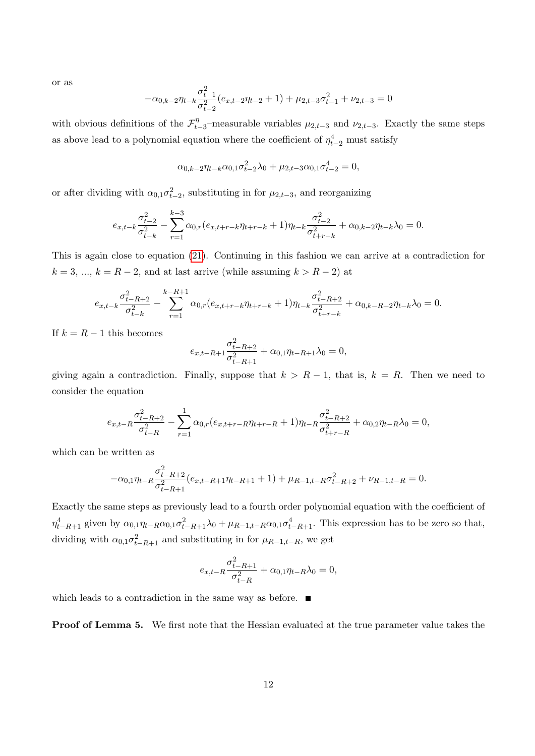or as

$$-\alpha_{0,k-2}\eta_{t-k}\frac{\sigma_{t-1}^2}{\sigma_{t-2}^2}(e_{x,t-2}\eta_{t-2}+1)+\mu_{2,t-3}\sigma_{t-1}^2+\nu_{2,t-3}=0$$

with obvious definitions of the $\mathcal{F}_{t-3}^{\eta}$–measurable variables $\mu_{2,t-3}$ and $\nu_{2,t-3}$. Exactly the same steps as above lead to a polynomial equation where the coefficient of $\eta_{t-2}^4$ must satisfy

$$\alpha_{0,k-2}\eta_{t-k}\alpha_{0,1}\sigma_{t-2}^2\lambda_0+\mu_{2,t-3}\alpha_{0,1}\sigma_{t-2}^4=0,$$

or after dividing with $\alpha_{0,1}\sigma_{t-2}^2$, substituting in for $\mu_{2,t-3}$, and reorganizing

$$e_{x,t-k}\frac{\sigma_{t-2}^2}{\sigma_{t-k}^2}-\sum_{r=1}^{k-3}\alpha_{0,r}(e_{x,t+r-k}\eta_{t+r-k}+1)\eta_{t-k}\frac{\sigma_{t-2}^2}{\sigma_{t+r-k}^2}+\alpha_{0,k-2}\eta_{t-k}\lambda_0=0.$$

This is again close to equation (21). Continuing in this fashion we can arrive at a contradiction for $k=3$, ..., $k=R-2$, and at last arrive (while assuming $k>R-2$) at

$$e_{x,t-k}\frac{\sigma_{t-R+2}^2}{\sigma_{t-k}^2}-\sum_{r=1}^{k-R+1}\alpha_{0,r}(e_{x,t+r-k}\eta_{t+r-k}+1)\eta_{t-k}\frac{\sigma_{t-R+2}^2}{\sigma_{t+r-k}^2}+\alpha_{0,k-R+2}\eta_{t-k}\lambda_0=0.$$

If $k=R-1$ this becomes

$$e_{x,t-R+1}\frac{\sigma_{t-R+2}^2}{\sigma_{t-R+1}^2}+\alpha_{0,1}\eta_{t-R+1}\lambda_0=0,$$

giving again a contradiction. Finally, suppose that $k>R-1$, that is, $k=R$. Then we need to consider the equation

$$e_{x,t-R}\frac{\sigma_{t-R+2}^2}{\sigma_{t-R}^2}-\sum_{r=1}^{1}\alpha_{0,r}(e_{x,t+r-R}\eta_{t+r-R}+1)\eta_{t-R}\frac{\sigma_{t-R+2}^2}{\sigma_{t+r-R}^2}+\alpha_{0,2}\eta_{t-R}\lambda_0=0,$$

which can be written as

$$-\alpha_{0,1}\eta_{t-R}\frac{\sigma_{t-R+2}^2}{\sigma_{t-R+1}^2}(e_{x,t-R+1}\eta_{t-R+1}+1)+\mu_{R-1,t-R}\sigma_{t-R+2}^2+\nu_{R-1,t-R}=0.$$

Exactly the same steps as previously lead to a fourth order polynomial equation with the coefficient of $\eta_{t-R+1}^4$ given by $\alpha_{0,1}\eta_{t-R}\alpha_{0,1}\sigma_{t-R+1}^2\lambda_0+\mu_{R-1,t-R}\alpha_{0,1}\sigma_{t-R+1}^4$. This expression has to be zero so that, dividing with $\alpha_{0,1}\sigma_{t-R+1}^2$ and substituting in for $\mu_{R-1,t-R}$, we get

$$e_{x,t-R}\frac{\sigma_{t-R+1}^2}{\sigma_{t-R}^2}+\alpha_{0,1}\eta_{t-R}\lambda_0=0,$$

which leads to a contradiction in the same way as before. ∎

**Proof of Lemma 5.** We first note that the Hessian evaluated at the true parameter value takes the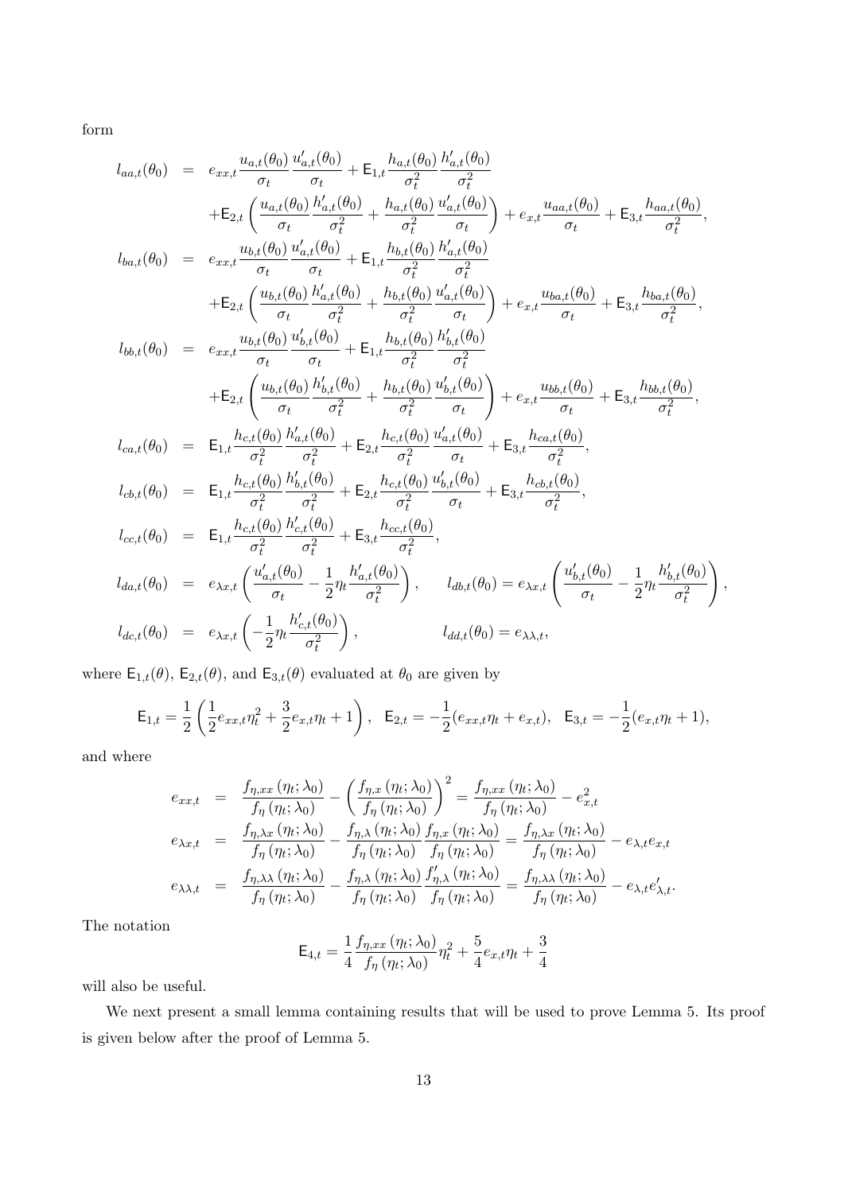form

$$
\begin{aligned}
l_{aa,t}(\theta_0) &= e_{xx,t}\frac{u_{a,t}(\theta_0)}{\sigma_t}\frac{u'_{a,t}(\theta_0)}{\sigma_t} + \mathsf{E}_{1,t}\frac{h_{a,t}(\theta_0)}{\sigma_t^2}\frac{h'_{a,t}(\theta_0)}{\sigma_t^2} \\
&\quad + \mathsf{E}_{2,t}\left(\frac{u_{a,t}(\theta_0)}{\sigma_t}\frac{h'_{a,t}(\theta_0)}{\sigma_t^2} + \frac{h_{a,t}(\theta_0)}{\sigma_t^2}\frac{u'_{a,t}(\theta_0)}{\sigma_t}\right) + e_{x,t}\frac{u_{aa,t}(\theta_0)}{\sigma_t} + \mathsf{E}_{3,t}\frac{h_{aa,t}(\theta_0)}{\sigma_t^2}, \\
l_{ba,t}(\theta_0) &= e_{xx,t}\frac{u_{b,t}(\theta_0)}{\sigma_t}\frac{u'_{a,t}(\theta_0)}{\sigma_t} + \mathsf{E}_{1,t}\frac{h_{b,t}(\theta_0)}{\sigma_t^2}\frac{h'_{a,t}(\theta_0)}{\sigma_t^2} \\
&\quad + \mathsf{E}_{2,t}\left(\frac{u_{b,t}(\theta_0)}{\sigma_t}\frac{h'_{a,t}(\theta_0)}{\sigma_t^2} + \frac{h_{b,t}(\theta_0)}{\sigma_t^2}\frac{u'_{a,t}(\theta_0)}{\sigma_t}\right) + e_{x,t}\frac{u_{ba,t}(\theta_0)}{\sigma_t} + \mathsf{E}_{3,t}\frac{h_{ba,t}(\theta_0)}{\sigma_t^2}, \\
l_{bb,t}(\theta_0) &= e_{xx,t}\frac{u_{b,t}(\theta_0)}{\sigma_t}\frac{u'_{b,t}(\theta_0)}{\sigma_t} + \mathsf{E}_{1,t}\frac{h_{b,t}(\theta_0)}{\sigma_t^2}\frac{h'_{b,t}(\theta_0)}{\sigma_t^2} \\
&\quad + \mathsf{E}_{2,t}\left(\frac{u_{b,t}(\theta_0)}{\sigma_t}\frac{h'_{b,t}(\theta_0)}{\sigma_t^2} + \frac{h_{b,t}(\theta_0)}{\sigma_t^2}\frac{u'_{b,t}(\theta_0)}{\sigma_t}\right) + e_{x,t}\frac{u_{bb,t}(\theta_0)}{\sigma_t} + \mathsf{E}_{3,t}\frac{h_{bb,t}(\theta_0)}{\sigma_t^2}, \\
l_{ca,t}(\theta_0) &= \mathsf{E}_{1,t}\frac{h_{c,t}(\theta_0)}{\sigma_t^2}\frac{h'_{a,t}(\theta_0)}{\sigma_t^2} + \mathsf{E}_{2,t}\frac{h_{c,t}(\theta_0)}{\sigma_t^2}\frac{u'_{a,t}(\theta_0)}{\sigma_t} + \mathsf{E}_{3,t}\frac{h_{ca,t}(\theta_0)}{\sigma_t^2}, \\
l_{cb,t}(\theta_0) &= \mathsf{E}_{1,t}\frac{h_{c,t}(\theta_0)}{\sigma_t^2}\frac{h'_{b,t}(\theta_0)}{\sigma_t^2} + \mathsf{E}_{2,t}\frac{h_{c,t}(\theta_0)}{\sigma_t^2}\frac{u'_{b,t}(\theta_0)}{\sigma_t} + \mathsf{E}_{3,t}\frac{h_{cb,t}(\theta_0)}{\sigma_t^2}, \\
l_{cc,t}(\theta_0) &= \mathsf{E}_{1,t}\frac{h_{c,t}(\theta_0)}{\sigma_t^2}\frac{h'_{c,t}(\theta_0)}{\sigma_t^2} + \mathsf{E}_{3,t}\frac{h_{cc,t}(\theta_0)}{\sigma_t^2}, \\
l_{da,t}(\theta_0) &= e_{\lambda x,t}\left(\frac{u'_{a,t}(\theta_0)}{\sigma_t} - \frac{1}{2}\eta_t\frac{h'_{a,t}(\theta_0)}{\sigma_t^2}\right), \qquad l_{db,t}(\theta_0) = e_{\lambda x,t}\left(\frac{u'_{b,t}(\theta_0)}{\sigma_t} - \frac{1}{2}\eta_t\frac{h'_{b,t}(\theta_0)}{\sigma_t^2}\right), \\
l_{dc,t}(\theta_0) &= e_{\lambda x,t}\left(-\frac{1}{2}\eta_t\frac{h'_{c,t}(\theta_0)}{\sigma_t^2}\right), \qquad l_{dd,t}(\theta_0) = e_{\lambda\lambda,t},
\end{aligned}
$$

where $\mathsf{E}_{1,t}(\theta)$, $\mathsf{E}_{2,t}(\theta)$, and $\mathsf{E}_{3,t}(\theta)$ evaluated at $\theta_0$ are given by

$$
\mathsf{E}_{1,t} = \frac{1}{2}\left(\frac{1}{2}e_{xx,t}\eta_t^2 + \frac{3}{2}e_{x,t}\eta_t + 1\right), \quad \mathsf{E}_{2,t} = -\frac{1}{2}(e_{xx,t}\eta_t + e_{x,t}), \quad \mathsf{E}_{3,t} = -\frac{1}{2}(e_{x,t}\eta_t + 1),
$$

and where

$$
\begin{aligned}
e_{xx,t} &= \frac{f_{\eta,xx}(\eta_t;\lambda_0)}{f_\eta(\eta_t;\lambda_0)} - \left(\frac{f_{\eta,x}(\eta_t;\lambda_0)}{f_\eta(\eta_t;\lambda_0)}\right)^2 = \frac{f_{\eta,xx}(\eta_t;\lambda_0)}{f_\eta(\eta_t;\lambda_0)} - e_{x,t}^2 \\
e_{\lambda x,t} &= \frac{f_{\eta,\lambda x}(\eta_t;\lambda_0)}{f_\eta(\eta_t;\lambda_0)} - \frac{f_{\eta,\lambda}(\eta_t;\lambda_0)}{f_\eta(\eta_t;\lambda_0)}\frac{f_{\eta,x}(\eta_t;\lambda_0)}{f_\eta(\eta_t;\lambda_0)} = \frac{f_{\eta,\lambda x}(\eta_t;\lambda_0)}{f_\eta(\eta_t;\lambda_0)} - e_{\lambda,t}e_{x,t} \\
e_{\lambda\lambda,t} &= \frac{f_{\eta,\lambda\lambda}(\eta_t;\lambda_0)}{f_\eta(\eta_t;\lambda_0)} - \frac{f_{\eta,\lambda}(\eta_t;\lambda_0)}{f_\eta(\eta_t;\lambda_0)}\frac{f'_{\eta,\lambda}(\eta_t;\lambda_0)}{f_\eta(\eta_t;\lambda_0)} = \frac{f_{\eta,\lambda\lambda}(\eta_t;\lambda_0)}{f_\eta(\eta_t;\lambda_0)} - e_{\lambda,t}e'_{\lambda,t}.
\end{aligned}
$$

The notation

$$
\mathsf{E}_{4,t} = \frac{1}{4}\frac{f_{\eta,xx}(\eta_t;\lambda_0)}{f_\eta(\eta_t;\lambda_0)}\eta_t^2 + \frac{5}{4}e_{x,t}\eta_t + \frac{3}{4}
$$

will also be useful.

We next present a small lemma containing results that will be used to prove Lemma 5. Its proof is given below after the proof of Lemma 5.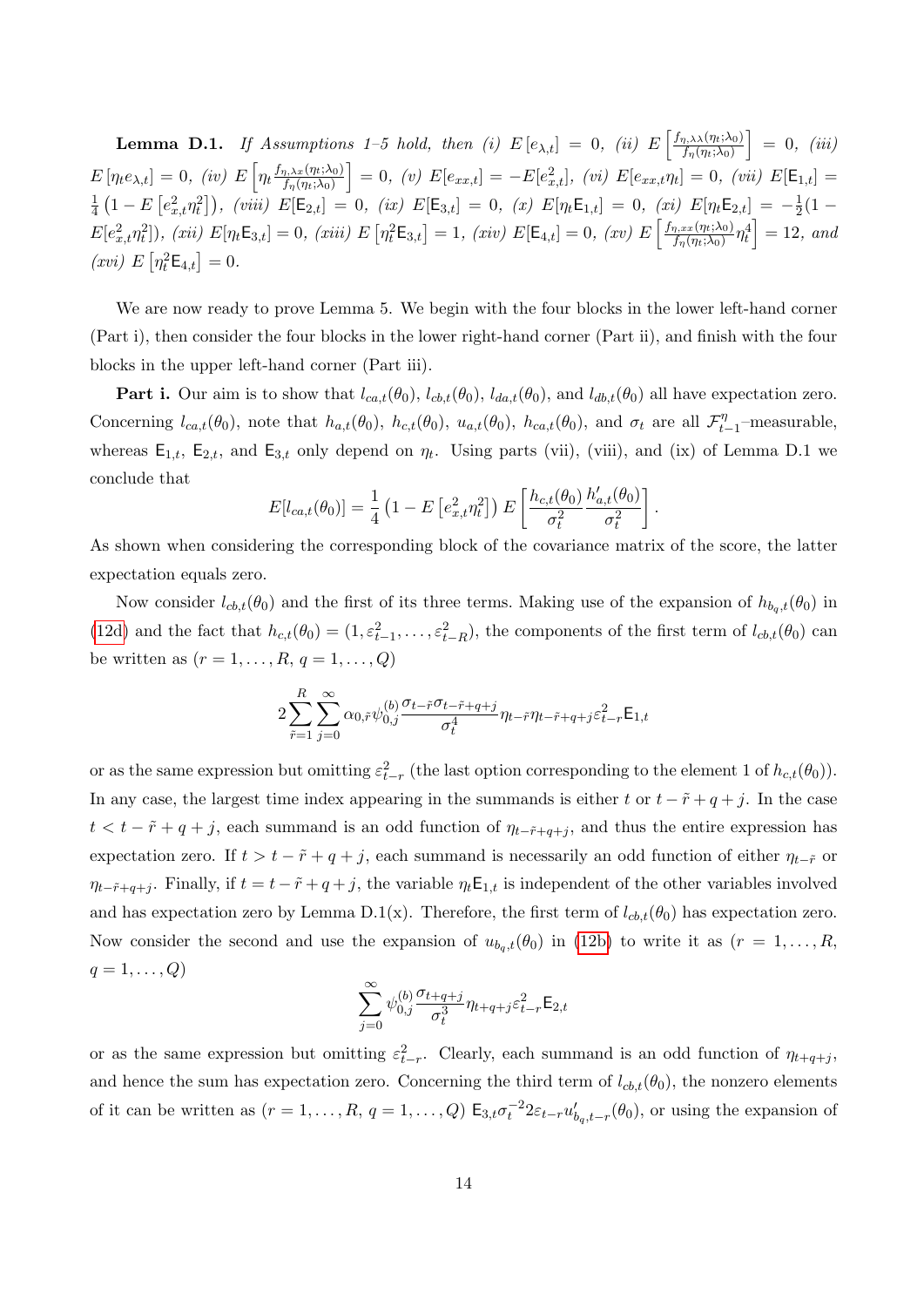**Lemma D.1.** *If Assumptions 1–5 hold, then (i)* $E\left[e_{\lambda,t}\right] = 0$*, (ii)* $E\left[\frac{f_{\eta,\lambda\lambda}(\eta_t;\lambda_0)}{f_\eta(\eta_t;\lambda_0)}\right] = 0$*, (iii)* $E\left[\eta_t e_{\lambda,t}\right] = 0$*, (iv)* $E\left[\eta_t \frac{f_{\eta,\lambda x}(\eta_t;\lambda_0)}{f_\eta(\eta_t;\lambda_0)}\right] = 0$*, (v)* $E[e_{xx,t}] = -E[e_{x,t}^2]$*, (vi)* $E[e_{xx,t}\eta_t] = 0$*, (vii)* $E[\mathsf{E}_{1,t}] = \frac{1}{4}\left(1 - E\left[e_{x,t}^2\eta_t^2\right]\right)$*, (viii)* $E[\mathsf{E}_{2,t}] = 0$*, (ix)* $E[\mathsf{E}_{3,t}] = 0$*, (x)* $E[\eta_t\mathsf{E}_{1,t}] = 0$*, (xi)* $E[\eta_t\mathsf{E}_{2,t}] = -\frac{1}{2}(1 - E[e_{x,t}^2\eta_t^2])$*, (xii)* $E[\eta_t\mathsf{E}_{3,t}] = 0$*, (xiii)* $E\left[\eta_t^2\mathsf{E}_{3,t}\right] = 1$*, (xiv)* $E[\mathsf{E}_{4,t}] = 0$*, (xv)* $E\left[\frac{f_{\eta,xx}(\eta_t;\lambda_0)}{f_\eta(\eta_t;\lambda_0)}\eta_t^4\right] = 12$*, and (xvi)* $E\left[\eta_t^2\mathsf{E}_{4,t}\right] = 0$*.*

We are now ready to prove Lemma 5. We begin with the four blocks in the lower left-hand corner (Part i), then consider the four blocks in the lower right-hand corner (Part ii), and finish with the four blocks in the upper left-hand corner (Part iii).

**Part i.** Our aim is to show that $l_{ca,t}(\theta_0)$, $l_{cb,t}(\theta_0)$, $l_{da,t}(\theta_0)$, and $l_{db,t}(\theta_0)$ all have expectation zero. Concerning $l_{ca,t}(\theta_0)$, note that $h_{a,t}(\theta_0)$, $h_{c,t}(\theta_0)$, $u_{a,t}(\theta_0)$, $h_{ca,t}(\theta_0)$, and $\sigma_t$ are all $\mathcal{F}_{t-1}^{\eta}$–measurable, whereas $\mathsf{E}_{1,t}$, $\mathsf{E}_{2,t}$, and $\mathsf{E}_{3,t}$ only depend on $\eta_t$. Using parts (vii), (viii), and (ix) of Lemma D.1 we conclude that

$$E[l_{ca,t}(\theta_0)] = \frac{1}{4}\left(1 - E\left[e_{x,t}^2\eta_t^2\right]\right)E\left[\frac{h_{c,t}(\theta_0)}{\sigma_t^2}\frac{h_{a,t}'(\theta_0)}{\sigma_t^2}\right].$$

As shown when considering the corresponding block of the covariance matrix of the score, the latter expectation equals zero.

Now consider $l_{cb,t}(\theta_0)$ and the first of its three terms. Making use of the expansion of $h_{b_q,t}(\theta_0)$ in (12d) and the fact that $h_{c,t}(\theta_0) = (1, \varepsilon_{t-1}^2, \ldots, \varepsilon_{t-R}^2)$, the components of the first term of $l_{cb,t}(\theta_0)$ can be written as ($r = 1, \ldots, R$, $q = 1, \ldots, Q$)

$$2\sum_{\tilde{r}=1}^{R}\sum_{j=0}^{\infty}\alpha_{0,\tilde{r}}\psi_{0,j}^{(b)}\frac{\sigma_{t-\tilde{r}}\sigma_{t-\tilde{r}+q+j}}{\sigma_t^4}\eta_{t-\tilde{r}}\eta_{t-\tilde{r}+q+j}\varepsilon_{t-r}^2\mathsf{E}_{1,t}$$

or as the same expression but omitting $\varepsilon_{t-r}^2$ (the last option corresponding to the element 1 of $h_{c,t}(\theta_0)$). In any case, the largest time index appearing in the summands is either $t$ or $t - \tilde{r} + q + j$. In the case $t < t - \tilde{r} + q + j$, each summand is an odd function of $\eta_{t-\tilde{r}+q+j}$, and thus the entire expression has expectation zero. If $t > t - \tilde{r} + q + j$, each summand is necessarily an odd function of either $\eta_{t-\tilde{r}}$ or $\eta_{t-\tilde{r}+q+j}$. Finally, if $t = t - \tilde{r} + q + j$, the variable $\eta_t\mathsf{E}_{1,t}$ is independent of the other variables involved and has expectation zero by Lemma D.1(x). Therefore, the first term of $l_{cb,t}(\theta_0)$ has expectation zero. Now consider the second and use the expansion of $u_{b_q,t}(\theta_0)$ in (12b) to write it as ($r = 1, \ldots, R$, $q = 1, \ldots, Q$)

$$\sum_{j=0}^{\infty}\psi_{0,j}^{(b)}\frac{\sigma_{t+q+j}}{\sigma_t^3}\eta_{t+q+j}\varepsilon_{t-r}^2\mathsf{E}_{2,t}$$

or as the same expression but omitting $\varepsilon_{t-r}^2$. Clearly, each summand is an odd function of $\eta_{t+q+j}$, and hence the sum has expectation zero. Concerning the third term of $l_{cb,t}(\theta_0)$, the nonzero elements of it can be written as ($r = 1, \ldots, R$, $q = 1, \ldots, Q$) $\mathsf{E}_{3,t}\sigma_t^{-2}2\varepsilon_{t-r}u_{b_q,t-r}'(\theta_0)$, or using the expansion of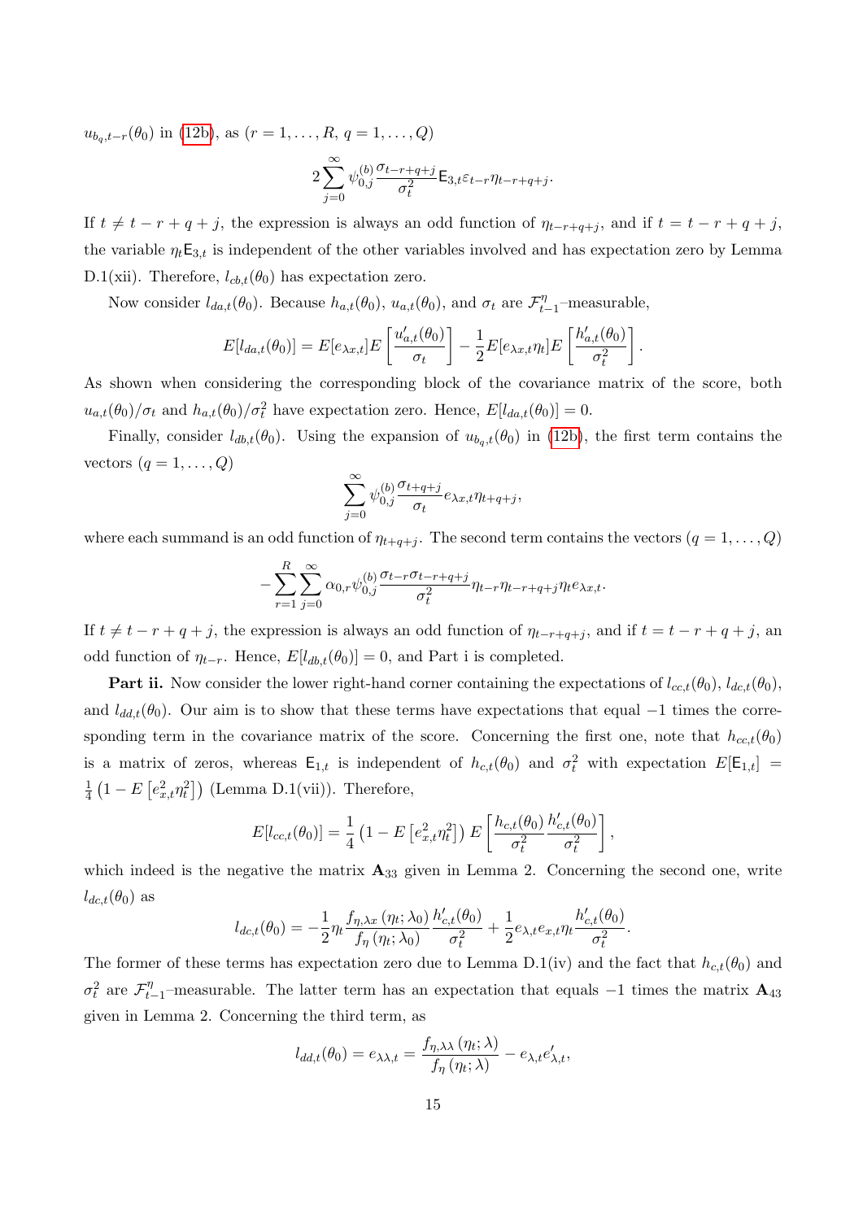$u_{b_q,t-r}(\theta_0)$ in (12b), as $(r = 1, \ldots, R,\ q = 1, \ldots, Q)$

$$2 \sum_{j=0}^{\infty} \psi_{0,j}^{(b)} \frac{\sigma_{t-r+q+j}}{\sigma_t^2} \mathsf{E}_{3,t} \varepsilon_{t-r} \eta_{t-r+q+j}.$$

If $t \neq t - r + q + j$, the expression is always an odd function of $\eta_{t-r+q+j}$, and if $t = t - r + q + j$, the variable $\eta_t \mathsf{E}_{3,t}$ is independent of the other variables involved and has expectation zero by Lemma D.1(xii). Therefore, $l_{cb,t}(\theta_0)$ has expectation zero.

Now consider $l_{da,t}(\theta_0)$. Because $h_{a,t}(\theta_0)$, $u_{a,t}(\theta_0)$, and $\sigma_t$ are $\mathcal{F}_{t-1}^{\eta}$–measurable,

$$E[l_{da,t}(\theta_0)] = E[e_{\lambda x,t}] E\left[\frac{u'_{a,t}(\theta_0)}{\sigma_t}\right] - \frac{1}{2} E[e_{\lambda x,t} \eta_t] E\left[\frac{h'_{a,t}(\theta_0)}{\sigma_t^2}\right].$$

As shown when considering the corresponding block of the covariance matrix of the score, both $u_{a,t}(\theta_0)/\sigma_t$ and $h_{a,t}(\theta_0)/\sigma_t^2$ have expectation zero. Hence, $E[l_{da,t}(\theta_0)] = 0$.

Finally, consider $l_{db,t}(\theta_0)$. Using the expansion of $u_{b_q,t}(\theta_0)$ in (12b), the first term contains the vectors $(q = 1, \ldots, Q)$

$$\sum_{j=0}^{\infty} \psi_{0,j}^{(b)} \frac{\sigma_{t+q+j}}{\sigma_t} e_{\lambda x,t} \eta_{t+q+j},$$

where each summand is an odd function of $\eta_{t+q+j}$. The second term contains the vectors $(q = 1, \ldots, Q)$

$$-\sum_{r=1}^{R} \sum_{j=0}^{\infty} \alpha_{0,r} \psi_{0,j}^{(b)} \frac{\sigma_{t-r} \sigma_{t-r+q+j}}{\sigma_t^2} \eta_{t-r} \eta_{t-r+q+j} \eta_t e_{\lambda x,t}.$$

If $t \neq t - r + q + j$, the expression is always an odd function of $\eta_{t-r+q+j}$, and if $t = t - r + q + j$, an odd function of $\eta_{t-r}$. Hence, $E[l_{db,t}(\theta_0)] = 0$, and Part i is completed.

**Part ii.** Now consider the lower right-hand corner containing the expectations of $l_{cc,t}(\theta_0)$, $l_{dc,t}(\theta_0)$, and $l_{dd,t}(\theta_0)$. Our aim is to show that these terms have expectations that equal $-1$ times the corresponding term in the covariance matrix of the score. Concerning the first one, note that $h_{cc,t}(\theta_0)$ is a matrix of zeros, whereas $\mathsf{E}_{1,t}$ is independent of $h_{c,t}(\theta_0)$ and $\sigma_t^2$ with expectation $E[\mathsf{E}_{1,t}] = \frac{1}{4}\left(1 - E\left[e_{x,t}^2 \eta_t^2\right]\right)$ (Lemma D.1(vii)). Therefore,

$$E[l_{cc,t}(\theta_0)] = \frac{1}{4}\left(1 - E\left[e_{x,t}^2 \eta_t^2\right]\right) E\left[\frac{h_{c,t}(\theta_0)}{\sigma_t^2} \frac{h'_{c,t}(\theta_0)}{\sigma_t^2}\right],$$

which indeed is the negative the matrix $\mathbf{A}_{33}$ given in Lemma 2. Concerning the second one, write $l_{dc,t}(\theta_0)$ as

$$l_{dc,t}(\theta_0) = -\frac{1}{2} \eta_t \frac{f_{\eta,\lambda x}(\eta_t; \lambda_0)}{f_\eta(\eta_t; \lambda_0)} \frac{h'_{c,t}(\theta_0)}{\sigma_t^2} + \frac{1}{2} e_{\lambda,t} e_{x,t} \eta_t \frac{h'_{c,t}(\theta_0)}{\sigma_t^2}.$$

The former of these terms has expectation zero due to Lemma D.1(iv) and the fact that $h_{c,t}(\theta_0)$ and $\sigma_t^2$ are $\mathcal{F}_{t-1}^{\eta}$–measurable. The latter term has an expectation that equals $-1$ times the matrix $\mathbf{A}_{43}$ given in Lemma 2. Concerning the third term, as

$$l_{dd,t}(\theta_0) = e_{\lambda\lambda,t} = \frac{f_{\eta,\lambda\lambda}(\eta_t; \lambda)}{f_\eta(\eta_t; \lambda)} - e_{\lambda,t} e'_{\lambda,t},$$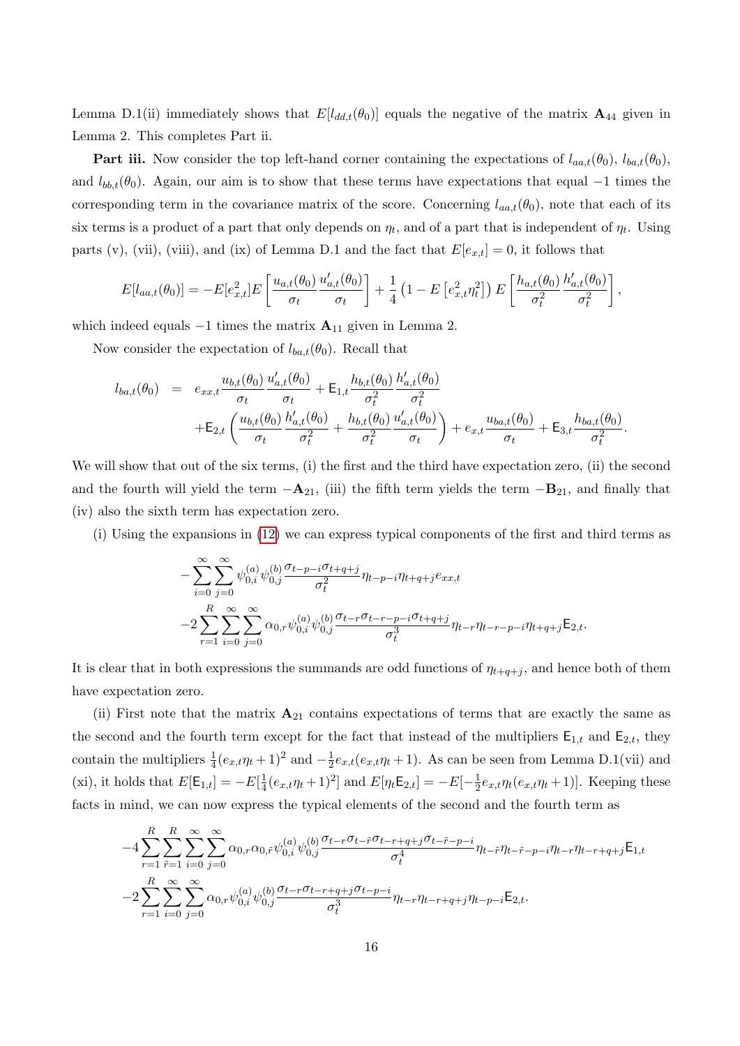Lemma D.1(ii) immediately shows that $E[l_{dd,t}(\theta_0)]$ equals the negative of the matrix $\mathbf{A}_{44}$ given in Lemma 2. This completes Part ii.

**Part iii.** Now consider the top left-hand corner containing the expectations of $l_{aa,t}(\theta_0)$, $l_{ba,t}(\theta_0)$, and $l_{bb,t}(\theta_0)$. Again, our aim is to show that these terms have expectations that equal $-1$ times the corresponding term in the covariance matrix of the score. Concerning $l_{aa,t}(\theta_0)$, note that each of its six terms is a product of a part that only depends on $\eta_t$, and of a part that is independent of $\eta_t$. Using parts (v), (vii), (viii), and (ix) of Lemma D.1 and the fact that $E[e_{x,t}] = 0$, it follows that

$$E[l_{aa,t}(\theta_0)] = -E[e_{x,t}^2]E\left[\frac{u_{a,t}(\theta_0)}{\sigma_t}\frac{u'_{a,t}(\theta_0)}{\sigma_t}\right] + \frac{1}{4}\left(1 - E\left[e_{x,t}^2\eta_t^2\right]\right)E\left[\frac{h_{a,t}(\theta_0)}{\sigma_t^2}\frac{h'_{a,t}(\theta_0)}{\sigma_t^2}\right],$$

which indeed equals $-1$ times the matrix $\mathbf{A}_{11}$ given in Lemma 2.

Now consider the expectation of $l_{ba,t}(\theta_0)$. Recall that

$$\begin{aligned} l_{ba,t}(\theta_0) &= e_{xx,t}\frac{u_{b,t}(\theta_0)}{\sigma_t}\frac{u'_{a,t}(\theta_0)}{\sigma_t} + \mathsf{E}_{1,t}\frac{h_{b,t}(\theta_0)}{\sigma_t^2}\frac{h'_{a,t}(\theta_0)}{\sigma_t^2} \\ &\quad + \mathsf{E}_{2,t}\left(\frac{u_{b,t}(\theta_0)}{\sigma_t}\frac{h'_{a,t}(\theta_0)}{\sigma_t^2} + \frac{h_{b,t}(\theta_0)}{\sigma_t^2}\frac{u'_{a,t}(\theta_0)}{\sigma_t}\right) + e_{x,t}\frac{u_{ba,t}(\theta_0)}{\sigma_t} + \mathsf{E}_{3,t}\frac{h_{ba,t}(\theta_0)}{\sigma_t^2}. \end{aligned}$$

We will show that out of the six terms, (i) the first and the third have expectation zero, (ii) the second and the fourth will yield the term $-\mathbf{A}_{21}$, (iii) the fifth term yields the term $-\mathbf{B}_{21}$, and finally that (iv) also the sixth term has expectation zero.

(i) Using the expansions in (12) we can express typical components of the first and third terms as

$$\begin{aligned} &-\sum_{i=0}^{\infty}\sum_{j=0}^{\infty}\psi_{0,i}^{(a)}\psi_{0,j}^{(b)}\frac{\sigma_{t-p-i}\sigma_{t+q+j}}{\sigma_t^2}\eta_{t-p-i}\eta_{t+q+j}e_{xx,t} \\ &-2\sum_{r=1}^{R}\sum_{i=0}^{\infty}\sum_{j=0}^{\infty}\alpha_{0,r}\psi_{0,i}^{(a)}\psi_{0,j}^{(b)}\frac{\sigma_{t-r}\sigma_{t-r-p-i}\sigma_{t+q+j}}{\sigma_t^3}\eta_{t-r}\eta_{t-r-p-i}\eta_{t+q+j}\mathsf{E}_{2,t}. \end{aligned}$$

It is clear that in both expressions the summands are odd functions of $\eta_{t+q+j}$, and hence both of them have expectation zero.

(ii) First note that the matrix $\mathbf{A}_{21}$ contains expectations of terms that are exactly the same as the second and the fourth term except for the fact that instead of the multipliers $\mathsf{E}_{1,t}$ and $\mathsf{E}_{2,t}$, they contain the multipliers $\frac{1}{4}(e_{x,t}\eta_t+1)^2$ and $-\frac{1}{2}e_{x,t}(e_{x,t}\eta_t+1)$. As can be seen from Lemma D.1(vii) and (xi), it holds that $E[\mathsf{E}_{1,t}] = -E[\frac{1}{4}(e_{x,t}\eta_t+1)^2]$ and $E[\eta_t\mathsf{E}_{2,t}] = -E[-\frac{1}{2}e_{x,t}\eta_t(e_{x,t}\eta_t+1)]$. Keeping these facts in mind, we can now express the typical elements of the second and the fourth term as

$$\begin{aligned} &-4\sum_{r=1}^{R}\sum_{\tilde{r}=1}^{R}\sum_{i=0}^{\infty}\sum_{j=0}^{\infty}\alpha_{0,r}\alpha_{0,\tilde{r}}\psi_{0,i}^{(a)}\psi_{0,j}^{(b)}\frac{\sigma_{t-r}\sigma_{t-\tilde{r}}\sigma_{t-r+q+j}\sigma_{t-\tilde{r}-p-i}}{\sigma_t^4}\eta_{t-\tilde{r}}\eta_{t-\tilde{r}-p-i}\eta_{t-r}\eta_{t-r+q+j}\mathsf{E}_{1,t} \\ &-2\sum_{r=1}^{R}\sum_{i=0}^{\infty}\sum_{j=0}^{\infty}\alpha_{0,r}\psi_{0,i}^{(a)}\psi_{0,j}^{(b)}\frac{\sigma_{t-r}\sigma_{t-r+q+j}\sigma_{t-p-i}}{\sigma_t^3}\eta_{t-r}\eta_{t-r+q+j}\eta_{t-p-i}\mathsf{E}_{2,t}. \end{aligned}$$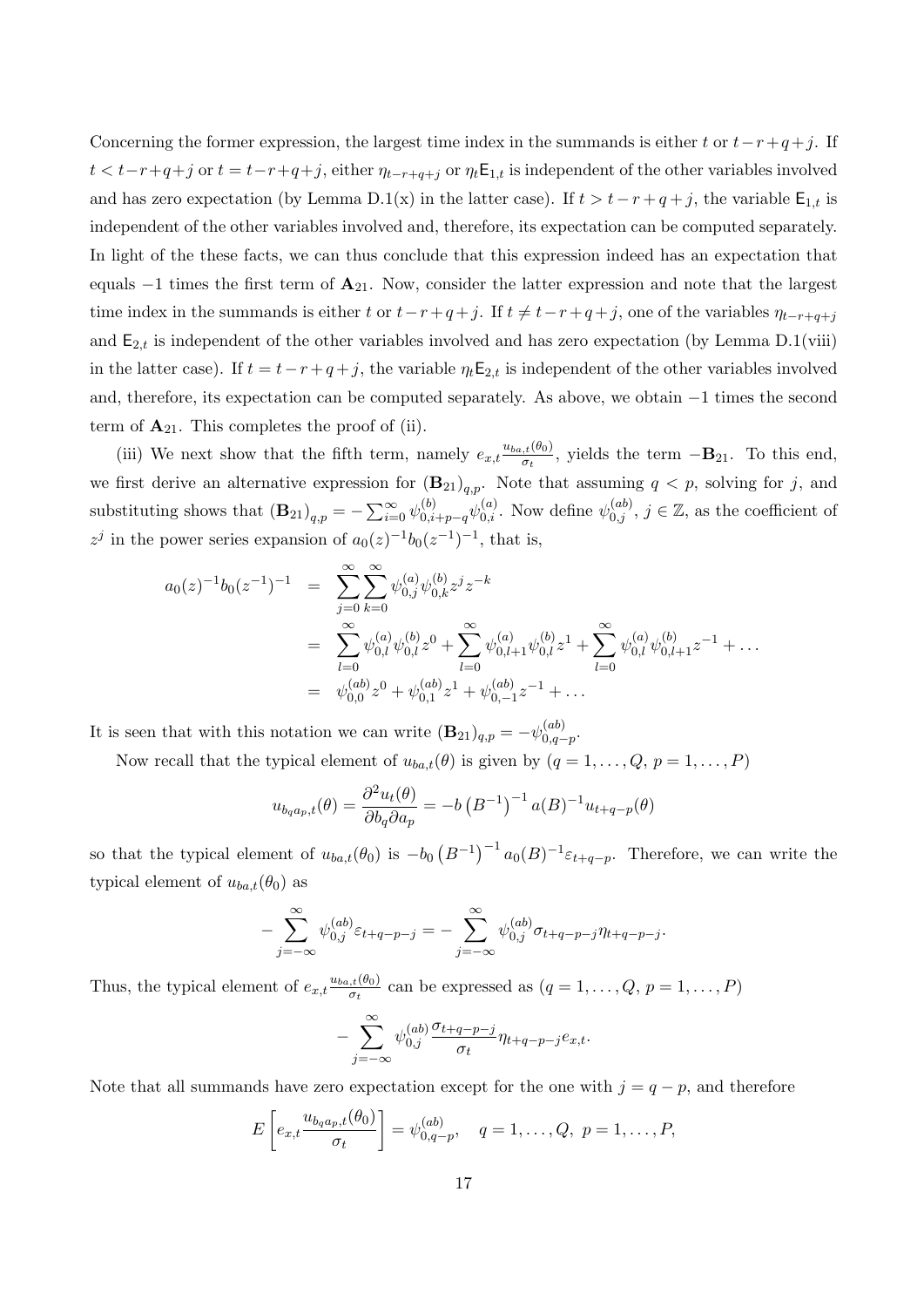Concerning the former expression, the largest time index in the summands is either $t$ or $t-r+q+j$. If $t < t-r+q+j$ or $t = t-r+q+j$, either $\eta_{t-r+q+j}$ or $\eta_t \mathsf{E}_{1,t}$ is independent of the other variables involved and has zero expectation (by Lemma D.1(x) in the latter case). If $t > t-r+q+j$, the variable $\mathsf{E}_{1,t}$ is independent of the other variables involved and, therefore, its expectation can be computed separately. In light of the these facts, we can thus conclude that this expression indeed has an expectation that equals $-1$ times the first term of $\mathbf{A}_{21}$. Now, consider the latter expression and note that the largest time index in the summands is either $t$ or $t-r+q+j$. If $t \neq t-r+q+j$, one of the variables $\eta_{t-r+q+j}$ and $\mathsf{E}_{2,t}$ is independent of the other variables involved and has zero expectation (by Lemma D.1(viii) in the latter case). If $t = t-r+q+j$, the variable $\eta_t \mathsf{E}_{2,t}$ is independent of the other variables involved and, therefore, its expectation can be computed separately. As above, we obtain $-1$ times the second term of $\mathbf{A}_{21}$. This completes the proof of (ii).

(iii) We next show that the fifth term, namely $e_{x,t}\frac{u_{ba,t}(\theta_0)}{\sigma_t}$, yields the term $-\mathbf{B}_{21}$. To this end, we first derive an alternative expression for $(\mathbf{B}_{21})_{q,p}$. Note that assuming $q < p$, solving for $j$, and substituting shows that $(\mathbf{B}_{21})_{q,p} = -\sum_{i=0}^{\infty} \psi_{0,i+p-q}^{(b)} \psi_{0,i}^{(a)}$. Now define $\psi_{0,j}^{(ab)}$, $j \in \mathbb{Z}$, as the coefficient of $z^j$ in the power series expansion of $a_0(z)^{-1} b_0(z^{-1})^{-1}$, that is,

$$
\begin{aligned}
a_0(z)^{-1} b_0(z^{-1})^{-1} &= \sum_{j=0}^{\infty} \sum_{k=0}^{\infty} \psi_{0,j}^{(a)} \psi_{0,k}^{(b)} z^j z^{-k} \\
&= \sum_{l=0}^{\infty} \psi_{0,l}^{(a)} \psi_{0,l}^{(b)} z^0 + \sum_{l=0}^{\infty} \psi_{0,l+1}^{(a)} \psi_{0,l}^{(b)} z^1 + \sum_{l=0}^{\infty} \psi_{0,l}^{(a)} \psi_{0,l+1}^{(b)} z^{-1} + \ldots \\
&= \psi_{0,0}^{(ab)} z^0 + \psi_{0,1}^{(ab)} z^1 + \psi_{0,-1}^{(ab)} z^{-1} + \ldots
\end{aligned}
$$

It is seen that with this notation we can write $(\mathbf{B}_{21})_{q,p} = -\psi_{0,q-p}^{(ab)}$.

Now recall that the typical element of $u_{ba,t}(\theta)$ is given by ($q = 1, \ldots, Q$, $p = 1, \ldots, P$)

$$
u_{b_q a_p,t}(\theta) = \frac{\partial^2 u_t(\theta)}{\partial b_q \partial a_p} = -b\left(B^{-1}\right)^{-1} a(B)^{-1} u_{t+q-p}(\theta)
$$

so that the typical element of $u_{ba,t}(\theta_0)$ is $-b_0\left(B^{-1}\right)^{-1} a_0(B)^{-1} \varepsilon_{t+q-p}$. Therefore, we can write the typical element of $u_{ba,t}(\theta_0)$ as

$$
-\sum_{j=-\infty}^{\infty} \psi_{0,j}^{(ab)} \varepsilon_{t+q-p-j} = -\sum_{j=-\infty}^{\infty} \psi_{0,j}^{(ab)} \sigma_{t+q-p-j} \eta_{t+q-p-j}.
$$

Thus, the typical element of $e_{x,t}\frac{u_{ba,t}(\theta_0)}{\sigma_t}$ can be expressed as ($q = 1, \ldots, Q$, $p = 1, \ldots, P$)

$$
-\sum_{j=-\infty}^{\infty} \psi_{0,j}^{(ab)} \frac{\sigma_{t+q-p-j}}{\sigma_t} \eta_{t+q-p-j} e_{x,t}.
$$

Note that all summands have zero expectation except for the one with $j = q - p$, and therefore

$$
E\left[e_{x,t}\frac{u_{b_q a_p,t}(\theta_0)}{\sigma_t}\right] = \psi_{0,q-p}^{(ab)}, \quad q = 1, \ldots, Q, \ p = 1, \ldots, P,
$$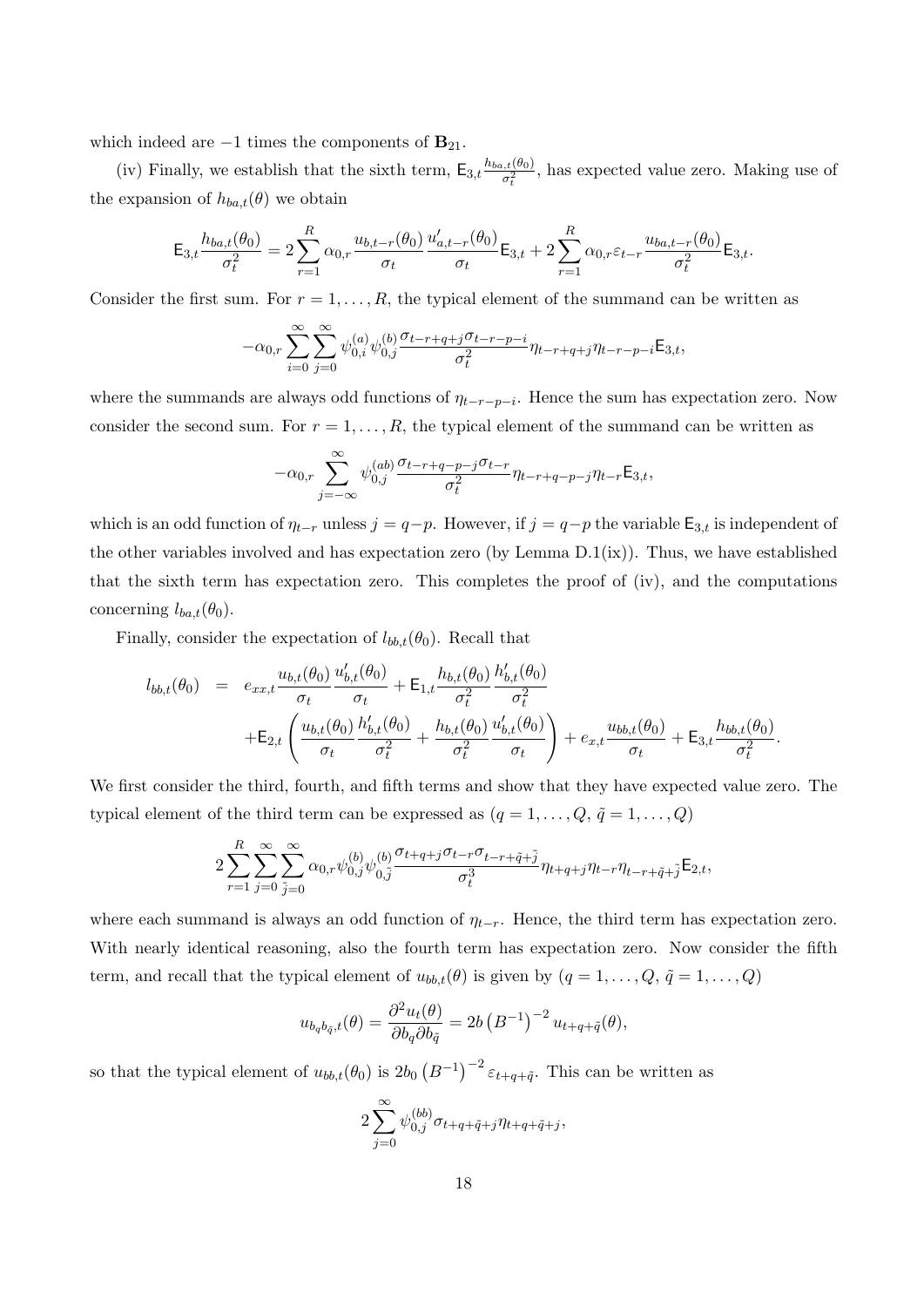which indeed are $-1$ times the components of $\mathbf{B}_{21}$.

(iv) Finally, we establish that the sixth term, $\mathsf{E}_{3,t}\frac{h_{ba,t}(\theta_0)}{\sigma_t^2}$, has expected value zero. Making use of the expansion of $h_{ba,t}(\theta)$ we obtain

$$\mathsf{E}_{3,t}\frac{h_{ba,t}(\theta_0)}{\sigma_t^2} = 2\sum_{r=1}^{R}\alpha_{0,r}\frac{u_{b,t-r}(\theta_0)}{\sigma_t}\frac{u'_{a,t-r}(\theta_0)}{\sigma_t}\mathsf{E}_{3,t} + 2\sum_{r=1}^{R}\alpha_{0,r}\varepsilon_{t-r}\frac{u_{ba,t-r}(\theta_0)}{\sigma_t^2}\mathsf{E}_{3,t}.$$

Consider the first sum. For $r = 1,\ldots,R$, the typical element of the summand can be written as

$$-\alpha_{0,r}\sum_{i=0}^{\infty}\sum_{j=0}^{\infty}\psi_{0,i}^{(a)}\psi_{0,j}^{(b)}\frac{\sigma_{t-r+q+j}\sigma_{t-r-p-i}}{\sigma_t^2}\eta_{t-r+q+j}\eta_{t-r-p-i}\mathsf{E}_{3,t},$$

where the summands are always odd functions of $\eta_{t-r-p-i}$. Hence the sum has expectation zero. Now consider the second sum. For $r = 1,\ldots,R$, the typical element of the summand can be written as

$$-\alpha_{0,r}\sum_{j=-\infty}^{\infty}\psi_{0,j}^{(ab)}\frac{\sigma_{t-r+q-p-j}\sigma_{t-r}}{\sigma_t^2}\eta_{t-r+q-p-j}\eta_{t-r}\mathsf{E}_{3,t},$$

which is an odd function of $\eta_{t-r}$ unless $j = q-p$. However, if $j = q-p$ the variable $\mathsf{E}_{3,t}$ is independent of the other variables involved and has expectation zero (by Lemma D.1(ix)). Thus, we have established that the sixth term has expectation zero. This completes the proof of (iv), and the computations concerning $l_{ba,t}(\theta_0)$.

Finally, consider the expectation of $l_{bb,t}(\theta_0)$. Recall that

$$\begin{aligned} l_{bb,t}(\theta_0) &= e_{xx,t}\frac{u_{b,t}(\theta_0)}{\sigma_t}\frac{u'_{b,t}(\theta_0)}{\sigma_t} + \mathsf{E}_{1,t}\frac{h_{b,t}(\theta_0)}{\sigma_t^2}\frac{h'_{b,t}(\theta_0)}{\sigma_t^2} \\ &\quad + \mathsf{E}_{2,t}\left(\frac{u_{b,t}(\theta_0)}{\sigma_t}\frac{h'_{b,t}(\theta_0)}{\sigma_t^2} + \frac{h_{b,t}(\theta_0)}{\sigma_t^2}\frac{u'_{b,t}(\theta_0)}{\sigma_t}\right) + e_{x,t}\frac{u_{bb,t}(\theta_0)}{\sigma_t} + \mathsf{E}_{3,t}\frac{h_{bb,t}(\theta_0)}{\sigma_t^2}. \end{aligned}$$

We first consider the third, fourth, and fifth terms and show that they have expected value zero. The typical element of the third term can be expressed as ($q = 1,\ldots,Q$, $\tilde{q} = 1,\ldots,Q$)

$$2\sum_{r=1}^{R}\sum_{j=0}^{\infty}\sum_{\tilde{j}=0}^{\infty}\alpha_{0,r}\psi_{0,j}^{(b)}\psi_{0,\tilde{j}}^{(b)}\frac{\sigma_{t+q+j}\sigma_{t-r}\sigma_{t-r+\tilde{q}+\tilde{j}}}{\sigma_t^3}\eta_{t+q+j}\eta_{t-r}\eta_{t-r+\tilde{q}+\tilde{j}}\mathsf{E}_{2,t},$$

where each summand is always an odd function of $\eta_{t-r}$. Hence, the third term has expectation zero. With nearly identical reasoning, also the fourth term has expectation zero. Now consider the fifth term, and recall that the typical element of $u_{bb,t}(\theta)$ is given by ($q = 1,\ldots,Q$, $\tilde{q} = 1,\ldots,Q$)

$$u_{b_q b_{\tilde{q}},t}(\theta) = \frac{\partial^2 u_t(\theta)}{\partial b_q \partial b_{\tilde{q}}} = 2b\left(B^{-1}\right)^{-2}u_{t+q+\tilde{q}}(\theta),$$

so that the typical element of $u_{bb,t}(\theta_0)$ is $2b_0\left(B^{-1}\right)^{-2}\varepsilon_{t+q+\tilde{q}}$. This can be written as

$$2\sum_{j=0}^{\infty}\psi_{0,j}^{(bb)}\sigma_{t+q+\tilde{q}+j}\eta_{t+q+\tilde{q}+j},$$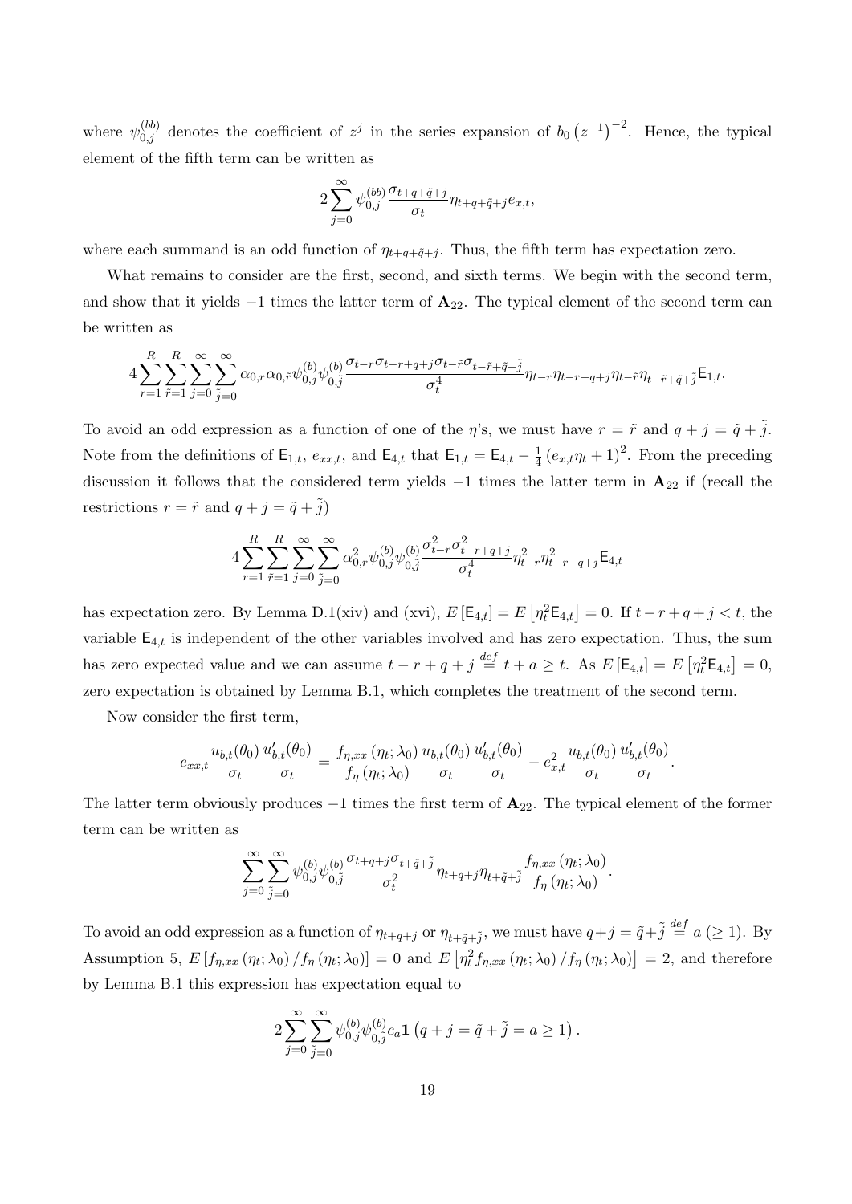where $\psi_{0,j}^{(bb)}$ denotes the coefficient of $z^j$ in the series expansion of $b_0\left(z^{-1}\right)^{-2}$. Hence, the typical element of the fifth term can be written as

$$2\sum_{j=0}^{\infty}\psi_{0,j}^{(bb)}\frac{\sigma_{t+q+\tilde{q}+j}}{\sigma_t}\eta_{t+q+\tilde{q}+j}e_{x,t},$$

where each summand is an odd function of $\eta_{t+q+\tilde{q}+j}$. Thus, the fifth term has expectation zero.

What remains to consider are the first, second, and sixth terms. We begin with the second term, and show that it yields $-1$ times the latter term of $\mathbf{A}_{22}$. The typical element of the second term can be written as

$$4\sum_{r=1}^{R}\sum_{\tilde{r}=1}^{R}\sum_{j=0}^{\infty}\sum_{\tilde{j}=0}^{\infty}\alpha_{0,r}\alpha_{0,\tilde{r}}\psi_{0,j}^{(b)}\psi_{0,\tilde{j}}^{(b)}\frac{\sigma_{t-r}\sigma_{t-r+q+j}\sigma_{t-\tilde{r}}\sigma_{t-\tilde{r}+\tilde{q}+\tilde{j}}}{\sigma_t^4}\eta_{t-r}\eta_{t-r+q+j}\eta_{t-\tilde{r}}\eta_{t-\tilde{r}+\tilde{q}+\tilde{j}}\mathsf{E}_{1,t}.$$

To avoid an odd expression as a function of one of the $\eta$'s, we must have $r=\tilde{r}$ and $q+j=\tilde{q}+\tilde{j}$. Note from the definitions of $\mathsf{E}_{1,t}$, $e_{xx,t}$, and $\mathsf{E}_{4,t}$ that $\mathsf{E}_{1,t}=\mathsf{E}_{4,t}-\frac{1}{4}\left(e_{x,t}\eta_t+1\right)^2$. From the preceding discussion it follows that the considered term yields $-1$ times the latter term in $\mathbf{A}_{22}$ if (recall the restrictions $r=\tilde{r}$ and $q+j=\tilde{q}+\tilde{j}$)

$$4\sum_{r=1}^{R}\sum_{\tilde{r}=1}^{R}\sum_{j=0}^{\infty}\sum_{\tilde{j}=0}^{\infty}\alpha_{0,r}^2\psi_{0,j}^{(b)}\psi_{0,\tilde{j}}^{(b)}\frac{\sigma_{t-r}^2\sigma_{t-r+q+j}^2}{\sigma_t^4}\eta_{t-r}^2\eta_{t-r+q+j}^2\mathsf{E}_{4,t}$$

has expectation zero. By Lemma D.1(xiv) and (xvi), $E\left[\mathsf{E}_{4,t}\right]=E\left[\eta_t^2\mathsf{E}_{4,t}\right]=0$. If $t-r+q+j<t$, the variable $\mathsf{E}_{4,t}$ is independent of the other variables involved and has zero expectation. Thus, the sum has zero expected value and we can assume $t-r+q+j\overset{def}{=}t+a\geq t$. As $E\left[\mathsf{E}_{4,t}\right]=E\left[\eta_t^2\mathsf{E}_{4,t}\right]=0$, zero expectation is obtained by Lemma B.1, which completes the treatment of the second term.

Now consider the first term,

$$e_{xx,t}\frac{u_{b,t}(\theta_0)}{\sigma_t}\frac{u_{b,t}'(\theta_0)}{\sigma_t}=\frac{f_{\eta,xx}\left(\eta_t;\lambda_0\right)}{f_\eta\left(\eta_t;\lambda_0\right)}\frac{u_{b,t}(\theta_0)}{\sigma_t}\frac{u_{b,t}'(\theta_0)}{\sigma_t}-e_{x,t}^2\frac{u_{b,t}(\theta_0)}{\sigma_t}\frac{u_{b,t}'(\theta_0)}{\sigma_t}.$$

The latter term obviously produces $-1$ times the first term of $\mathbf{A}_{22}$. The typical element of the former term can be written as

$$\sum_{j=0}^{\infty}\sum_{\tilde{j}=0}^{\infty}\psi_{0,j}^{(b)}\psi_{0,\tilde{j}}^{(b)}\frac{\sigma_{t+q+j}\sigma_{t+\tilde{q}+\tilde{j}}}{\sigma_t^2}\eta_{t+q+j}\eta_{t+\tilde{q}+\tilde{j}}\frac{f_{\eta,xx}\left(\eta_t;\lambda_0\right)}{f_\eta\left(\eta_t;\lambda_0\right)}.$$

To avoid an odd expression as a function of $\eta_{t+q+j}$ or $\eta_{t+\tilde{q}+\tilde{j}}$, we must have $q+j=\tilde{q}+\tilde{j}\overset{def}{=}a\ (\geq 1)$. By Assumption 5, $E\left[f_{\eta,xx}\left(\eta_t;\lambda_0\right)/f_\eta\left(\eta_t;\lambda_0\right)\right]=0$ and $E\left[\eta_t^2f_{\eta,xx}\left(\eta_t;\lambda_0\right)/f_\eta\left(\eta_t;\lambda_0\right)\right]=2$, and therefore by Lemma B.1 this expression has expectation equal to

$$2\sum_{j=0}^{\infty}\sum_{\tilde{j}=0}^{\infty}\psi_{0,j}^{(b)}\psi_{0,\tilde{j}}^{(b)}c_a\mathbf{1}\left(q+j=\tilde{q}+\tilde{j}=a\geq 1\right).$$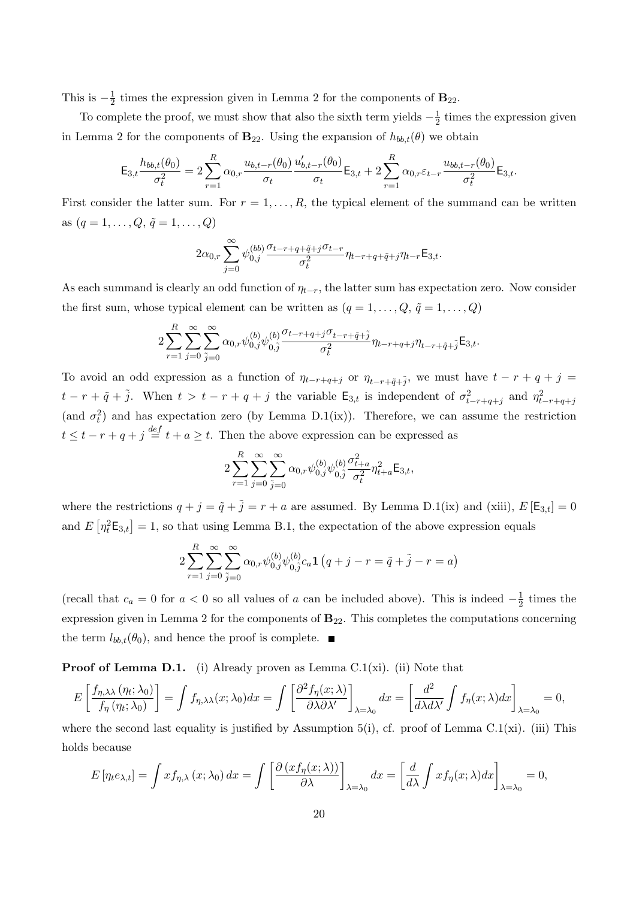This is $-\frac{1}{2}$ times the expression given in Lemma 2 for the components of $\mathbf{B}_{22}$.

To complete the proof, we must show that also the sixth term yields $-\frac{1}{2}$ times the expression given in Lemma 2 for the components of $\mathbf{B}_{22}$. Using the expansion of $h_{bb,t}(\theta)$ we obtain

$$\mathsf{E}_{3,t}\frac{h_{bb,t}(\theta_0)}{\sigma_t^2} = 2\sum_{r=1}^{R}\alpha_{0,r}\frac{u_{b,t-r}(\theta_0)}{\sigma_t}\frac{u'_{b,t-r}(\theta_0)}{\sigma_t}\mathsf{E}_{3,t} + 2\sum_{r=1}^{R}\alpha_{0,r}\varepsilon_{t-r}\frac{u_{bb,t-r}(\theta_0)}{\sigma_t^2}\mathsf{E}_{3,t}.$$

First consider the latter sum. For $r = 1,\ldots,R$, the typical element of the summand can be written as $(q = 1,\ldots,Q,\ \tilde{q} = 1,\ldots,Q)$

$$2\alpha_{0,r}\sum_{j=0}^{\infty}\psi_{0,j}^{(bb)}\frac{\sigma_{t-r+q+\tilde{q}+j}\sigma_{t-r}}{\sigma_t^2}\eta_{t-r+q+\tilde{q}+j}\eta_{t-r}\mathsf{E}_{3,t}.$$

As each summand is clearly an odd function of $\eta_{t-r}$, the latter sum has expectation zero. Now consider the first sum, whose typical element can be written as $(q = 1,\ldots,Q,\ \tilde{q} = 1,\ldots,Q)$

$$2\sum_{r=1}^{R}\sum_{j=0}^{\infty}\sum_{\tilde{j}=0}^{\infty}\alpha_{0,r}\psi_{0,j}^{(b)}\psi_{0,\tilde{j}}^{(b)}\frac{\sigma_{t-r+q+j}\sigma_{t-r+\tilde{q}+\tilde{j}}}{\sigma_t^2}\eta_{t-r+q+j}\eta_{t-r+\tilde{q}+\tilde{j}}\mathsf{E}_{3,t}.$$

To avoid an odd expression as a function of $\eta_{t-r+q+j}$ or $\eta_{t-r+\tilde{q}+\tilde{j}}$, we must have $t-r+q+j = t-r+\tilde{q}+\tilde{j}$. When $t > t-r+q+j$ the variable $\mathsf{E}_{3,t}$ is independent of $\sigma_{t-r+q+j}^2$ and $\eta_{t-r+q+j}^2$ (and $\sigma_t^2$) and has expectation zero (by Lemma D.1(ix)). Therefore, we can assume the restriction $t \le t-r+q+j \stackrel{def}{=} t+a \ge t$. Then the above expression can be expressed as

$$2\sum_{r=1}^{R}\sum_{j=0}^{\infty}\sum_{\tilde{j}=0}^{\infty}\alpha_{0,r}\psi_{0,j}^{(b)}\psi_{0,\tilde{j}}^{(b)}\frac{\sigma_{t+a}^2}{\sigma_t^2}\eta_{t+a}^2\mathsf{E}_{3,t},$$

where the restrictions $q+j = \tilde{q}+\tilde{j} = r+a$ are assumed. By Lemma D.1(ix) and (xiii), $E\left[\mathsf{E}_{3,t}\right] = 0$ and $E\left[\eta_t^2\mathsf{E}_{3,t}\right] = 1$, so that using Lemma B.1, the expectation of the above expression equals

$$2\sum_{r=1}^{R}\sum_{j=0}^{\infty}\sum_{\tilde{j}=0}^{\infty}\alpha_{0,r}\psi_{0,j}^{(b)}\psi_{0,\tilde{j}}^{(b)}c_a\mathbf{1}\left(q+j-r = \tilde{q}+\tilde{j}-r = a\right)$$

(recall that $c_a = 0$ for $a < 0$ so all values of $a$ can be included above). This is indeed $-\frac{1}{2}$ times the expression given in Lemma 2 for the components of $\mathbf{B}_{22}$. This completes the computations concerning the term $l_{bb,t}(\theta_0)$, and hence the proof is complete. ■

**Proof of Lemma D.1.** (i) Already proven as Lemma C.1(xi). (ii) Note that

$$E\left[\frac{f_{\eta,\lambda\lambda}\left(\eta_t;\lambda_0\right)}{f_\eta\left(\eta_t;\lambda_0\right)}\right] = \int f_{\eta,\lambda\lambda}(x;\lambda_0)dx = \int\left[\frac{\partial^2 f_\eta(x;\lambda)}{\partial\lambda\partial\lambda'}\right]_{\lambda=\lambda_0}dx = \left[\frac{d^2}{d\lambda d\lambda'}\int f_\eta(x;\lambda)dx\right]_{\lambda=\lambda_0} = 0,$$

where the second last equality is justified by Assumption 5(i), cf. proof of Lemma C.1(xi). (iii) This holds because

$$E\left[\eta_t e_{\lambda,t}\right] = \int x f_{\eta,\lambda}\left(x;\lambda_0\right)dx = \int\left[\frac{\partial\left(x f_\eta(x;\lambda)\right)}{\partial\lambda}\right]_{\lambda=\lambda_0}dx = \left[\frac{d}{d\lambda}\int x f_\eta(x;\lambda)dx\right]_{\lambda=\lambda_0} = 0,$$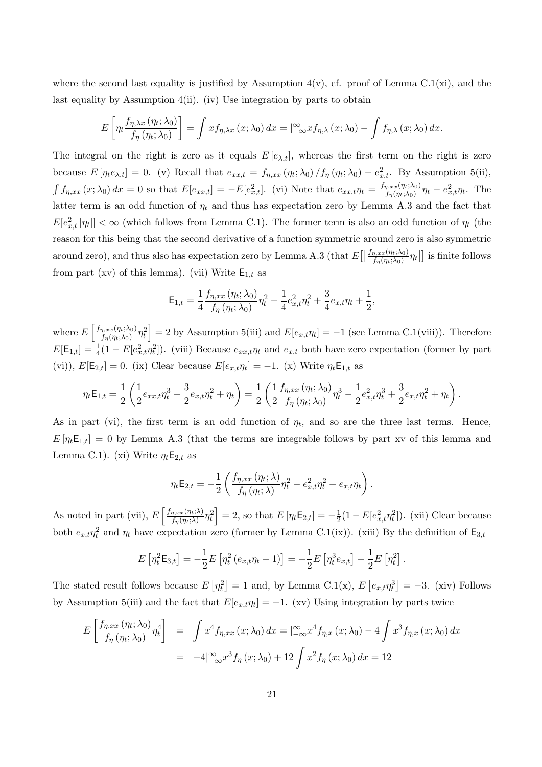where the second last equality is justified by Assumption 4(v), cf. proof of Lemma C.1(xi), and the last equality by Assumption 4(ii). (iv) Use integration by parts to obtain

$$E\left[\eta_t \frac{f_{\eta,\lambda x}(\eta_t;\lambda_0)}{f_\eta(\eta_t;\lambda_0)}\right] = \int x f_{\eta,\lambda x}(x;\lambda_0)\,dx = |_{-\infty}^{\infty} x f_{\eta,\lambda}(x;\lambda_0) - \int f_{\eta,\lambda}(x;\lambda_0)\,dx.$$

The integral on the right is zero as it equals $E[e_{\lambda,t}]$, whereas the first term on the right is zero because $E[\eta_t e_{\lambda,t}] = 0$. (v) Recall that $e_{xx,t} = f_{\eta,xx}(\eta_t;\lambda_0)/f_\eta(\eta_t;\lambda_0) - e_{x,t}^2$. By Assumption 5(ii), $\int f_{\eta,xx}(x;\lambda_0)\,dx = 0$ so that $E[e_{xx,t}] = -E[e_{x,t}^2]$. (vi) Note that $e_{xx,t}\eta_t = \frac{f_{\eta,xx}(\eta_t;\lambda_0)}{f_\eta(\eta_t;\lambda_0)}\eta_t - e_{x,t}^2\eta_t$. The latter term is an odd function of $\eta_t$ and thus has expectation zero by Lemma A.3 and the fact that $E[e_{x,t}^2|\eta_t|] < \infty$ (which follows from Lemma C.1). The former term is also an odd function of $\eta_t$ (the reason for this being that the second derivative of a function symmetric around zero is also symmetric around zero), and thus also has expectation zero by Lemma A.3 (that $E\left[\left|\frac{f_{\eta,xx}(\eta_t;\lambda_0)}{f_\eta(\eta_t;\lambda_0)}\eta_t\right|\right]$ is finite follows from part (xv) of this lemma). (vii) Write $\mathsf{E}_{1,t}$ as

$$\mathsf{E}_{1,t} = \frac{1}{4}\frac{f_{\eta,xx}(\eta_t;\lambda_0)}{f_\eta(\eta_t;\lambda_0)}\eta_t^2 - \frac{1}{4}e_{x,t}^2\eta_t^2 + \frac{3}{4}e_{x,t}\eta_t + \frac{1}{2},$$

where $E\left[\frac{f_{\eta,xx}(\eta_t;\lambda_0)}{f_\eta(\eta_t;\lambda_0)}\eta_t^2\right] = 2$ by Assumption 5(iii) and $E[e_{x,t}\eta_t] = -1$ (see Lemma C.1(viii)). Therefore $E[\mathsf{E}_{1,t}] = \frac{1}{4}(1 - E[e_{x,t}^2\eta_t^2])$. (viii) Because $e_{xx,t}\eta_t$ and $e_{x,t}$ both have zero expectation (former by part (vi)), $E[\mathsf{E}_{2,t}] = 0$. (ix) Clear because $E[e_{x,t}\eta_t] = -1$. (x) Write $\eta_t\mathsf{E}_{1,t}$ as

$$\eta_t\mathsf{E}_{1,t} = \frac{1}{2}\left(\frac{1}{2}e_{xx,t}\eta_t^3 + \frac{3}{2}e_{x,t}\eta_t^2 + \eta_t\right) = \frac{1}{2}\left(\frac{1}{2}\frac{f_{\eta,xx}(\eta_t;\lambda_0)}{f_\eta(\eta_t;\lambda_0)}\eta_t^3 - \frac{1}{2}e_{x,t}^2\eta_t^3 + \frac{3}{2}e_{x,t}\eta_t^2 + \eta_t\right).$$

As in part (vi), the first term is an odd function of $\eta_t$, and so are the three last terms. Hence, $E[\eta_t\mathsf{E}_{1,t}] = 0$ by Lemma A.3 (that the terms are integrable follows by part xv of this lemma and Lemma C.1). (xi) Write $\eta_t\mathsf{E}_{2,t}$ as

$$\eta_t\mathsf{E}_{2,t} = -\frac{1}{2}\left(\frac{f_{\eta,xx}(\eta_t;\lambda)}{f_\eta(\eta_t;\lambda)}\eta_t^2 - e_{x,t}^2\eta_t^2 + e_{x,t}\eta_t\right).$$

As noted in part (vii), $E\left[\frac{f_{\eta,xx}(\eta_t;\lambda)}{f_\eta(\eta_t;\lambda)}\eta_t^2\right] = 2$, so that $E[\eta_t\mathsf{E}_{2,t}] = -\frac{1}{2}(1 - E[e_{x,t}^2\eta_t^2])$. (xii) Clear because both $e_{x,t}\eta_t^2$ and $\eta_t$ have expectation zero (former by Lemma C.1(ix)). (xiii) By the definition of $\mathsf{E}_{3,t}$

$$E\left[\eta_t^2\mathsf{E}_{3,t}\right] = -\frac{1}{2}E\left[\eta_t^2(e_{x,t}\eta_t + 1)\right] = -\frac{1}{2}E\left[\eta_t^3 e_{x,t}\right] - \frac{1}{2}E\left[\eta_t^2\right].$$

The stated result follows because $E[\eta_t^2] = 1$ and, by Lemma C.1(x), $E[e_{x,t}\eta_t^3] = -3$. (xiv) Follows by Assumption 5(iii) and the fact that $E[e_{x,t}\eta_t] = -1$. (xv) Using integration by parts twice

$$\begin{aligned}
E\left[\frac{f_{\eta,xx}(\eta_t;\lambda_0)}{f_\eta(\eta_t;\lambda_0)}\eta_t^4\right] &= \int x^4 f_{\eta,xx}(x;\lambda_0)\,dx = |_{-\infty}^{\infty} x^4 f_{\eta,x}(x;\lambda_0) - 4\int x^3 f_{\eta,x}(x;\lambda_0)\,dx \\
&= -4|_{-\infty}^{\infty} x^3 f_\eta(x;\lambda_0) + 12\int x^2 f_\eta(x;\lambda_0)\,dx = 12
\end{aligned}$$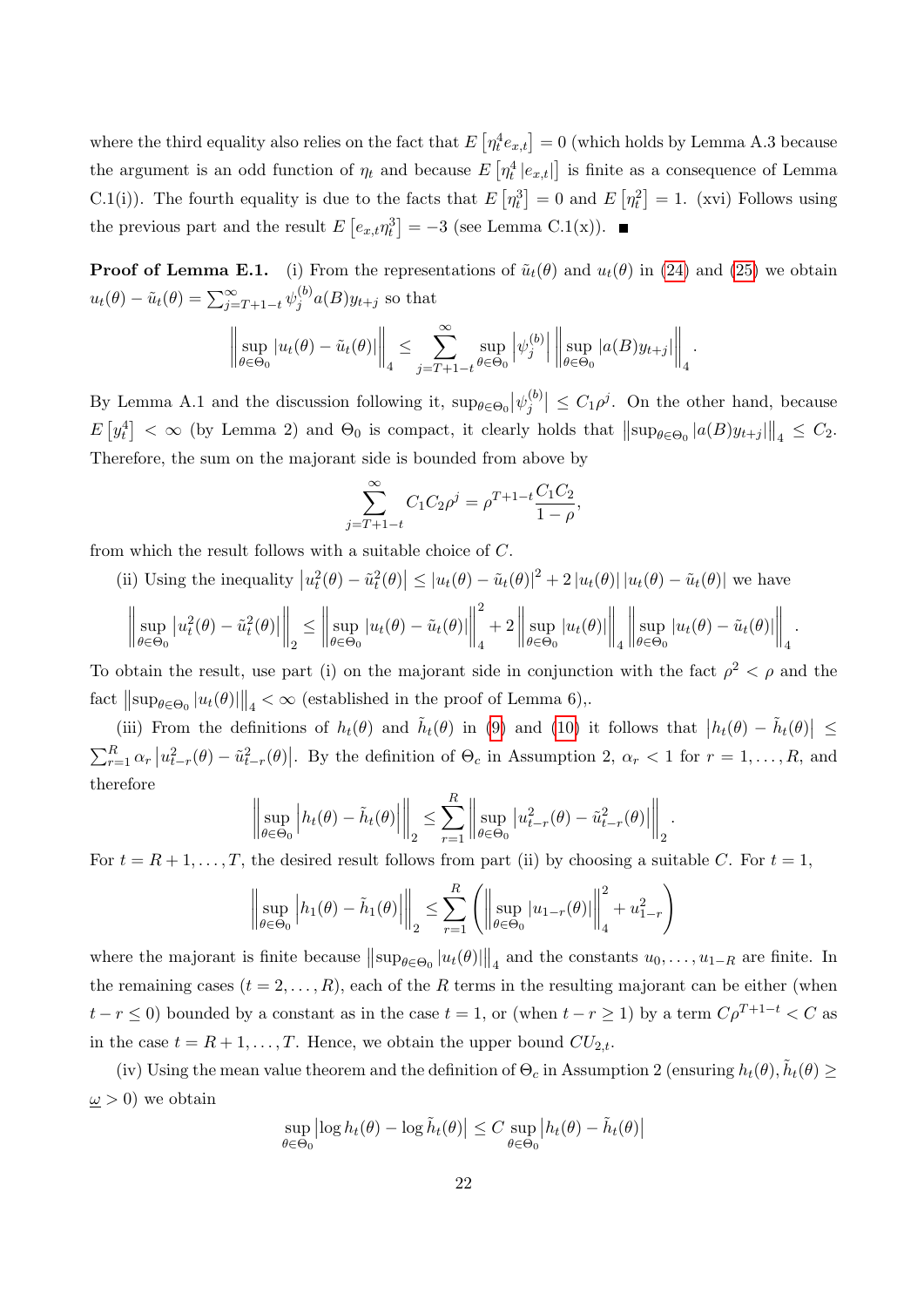where the third equality also relies on the fact that $E\left[\eta_t^4 e_{x,t}\right] = 0$ (which holds by Lemma A.3 because the argument is an odd function of $\eta_t$ and because $E\left[\eta_t^4 \left|e_{x,t}\right|\right]$ is finite as a consequence of Lemma C.1(i)). The fourth equality is due to the facts that $E\left[\eta_t^3\right] = 0$ and $E\left[\eta_t^2\right] = 1$. (xvi) Follows using the previous part and the result $E\left[e_{x,t}\eta_t^3\right] = -3$ (see Lemma C.1(x)). ■

**Proof of Lemma E.1.** (i) From the representations of $\tilde{u}_t(\theta)$ and $u_t(\theta)$ in (24) and (25) we obtain $u_t(\theta) - \tilde{u}_t(\theta) = \sum_{j=T+1-t}^{\infty} \psi_j^{(b)} a(B) y_{t+j}$ so that

$$\left\| \sup_{\theta \in \Theta_0} \left| u_t(\theta) - \tilde{u}_t(\theta) \right| \right\|_4 \leq \sum_{j=T+1-t}^{\infty} \sup_{\theta \in \Theta_0} \left| \psi_j^{(b)} \right| \left\| \sup_{\theta \in \Theta_0} \left| a(B) y_{t+j} \right| \right\|_4 .$$

By Lemma A.1 and the discussion following it, $\sup_{\theta \in \Theta_0} \left| \psi_j^{(b)} \right| \leq C_1 \rho^j$. On the other hand, because $E\left[y_t^4\right] < \infty$ (by Lemma 2) and $\Theta_0$ is compact, it clearly holds that $\left\| \sup_{\theta \in \Theta_0} \left| a(B) y_{t+j} \right| \right\|_4 \leq C_2$. Therefore, the sum on the majorant side is bounded from above by

$$\sum_{j=T+1-t}^{\infty} C_1 C_2 \rho^j = \rho^{T+1-t} \frac{C_1 C_2}{1-\rho},$$

from which the result follows with a suitable choice of $C$.

(ii) Using the inequality $\left| u_t^2(\theta) - \tilde{u}_t^2(\theta) \right| \leq \left| u_t(\theta) - \tilde{u}_t(\theta) \right|^2 + 2 \left| u_t(\theta) \right| \left| u_t(\theta) - \tilde{u}_t(\theta) \right|$ we have

$$\left\| \sup_{\theta \in \Theta_0} \left| u_t^2(\theta) - \tilde{u}_t^2(\theta) \right| \right\|_2 \leq \left\| \sup_{\theta \in \Theta_0} \left| u_t(\theta) - \tilde{u}_t(\theta) \right| \right\|_4^2 + 2 \left\| \sup_{\theta \in \Theta_0} \left| u_t(\theta) \right| \right\|_4 \left\| \sup_{\theta \in \Theta_0} \left| u_t(\theta) - \tilde{u}_t(\theta) \right| \right\|_4 .$$

To obtain the result, use part (i) on the majorant side in conjunction with the fact $\rho^2 < \rho$ and the fact $\left\| \sup_{\theta \in \Theta_0} \left| u_t(\theta) \right| \right\|_4 < \infty$ (established in the proof of Lemma 6),.

(iii) From the definitions of $h_t(\theta)$ and $\tilde{h}_t(\theta)$ in (9) and (10) it follows that $\left| h_t(\theta) - \tilde{h}_t(\theta) \right| \leq \sum_{r=1}^{R} \alpha_r \left| u_{t-r}^2(\theta) - \tilde{u}_{t-r}^2(\theta) \right|$. By the definition of $\Theta_c$ in Assumption 2, $\alpha_r < 1$ for $r = 1, \ldots, R$, and therefore

$$\left\| \sup_{\theta \in \Theta_0} \left| h_t(\theta) - \tilde{h}_t(\theta) \right| \right\|_2 \leq \sum_{r=1}^{R} \left\| \sup_{\theta \in \Theta_0} \left| u_{t-r}^2(\theta) - \tilde{u}_{t-r}^2(\theta) \right| \right\|_2 .$$

For $t = R+1, \ldots, T$, the desired result follows from part (ii) by choosing a suitable $C$. For $t = 1$,

$$\left\| \sup_{\theta \in \Theta_0} \left| h_1(\theta) - \tilde{h}_1(\theta) \right| \right\|_2 \leq \sum_{r=1}^{R} \left( \left\| \sup_{\theta \in \Theta_0} \left| u_{1-r}(\theta) \right| \right\|_4^2 + u_{1-r}^2 \right)$$

where the majorant is finite because $\left\| \sup_{\theta \in \Theta_0} \left| u_t(\theta) \right| \right\|_4$ and the constants $u_0, \ldots, u_{1-R}$ are finite. In the remaining cases ($t = 2, \ldots, R$), each of the $R$ terms in the resulting majorant can be either (when $t - r \leq 0$) bounded by a constant as in the case $t = 1$, or (when $t - r \geq 1$) by a term $C\rho^{T+1-t} < C$ as in the case $t = R+1, \ldots, T$. Hence, we obtain the upper bound $CU_{2,t}$.

(iv) Using the mean value theorem and the definition of $\Theta_c$ in Assumption 2 (ensuring $h_t(\theta), \tilde{h}_t(\theta) \geq \underline{\omega} > 0$) we obtain

$$\sup_{\theta \in \Theta_0} \left| \log h_t(\theta) - \log \tilde{h}_t(\theta) \right| \leq C \sup_{\theta \in \Theta_0} \left| h_t(\theta) - \tilde{h}_t(\theta) \right|$$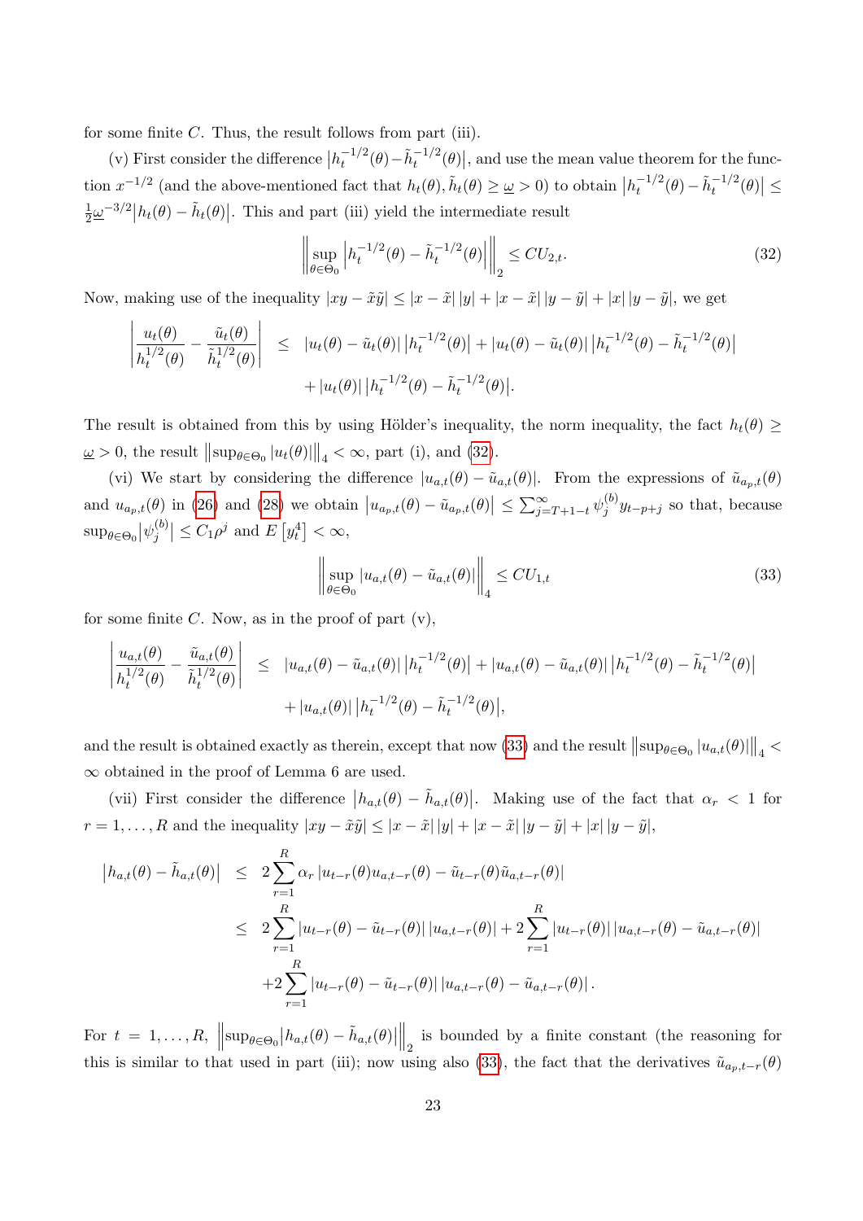for some finite $C$. Thus, the result follows from part (iii).

(v) First consider the difference $\left|h_t^{-1/2}(\theta)-\tilde{h}_t^{-1/2}(\theta)\right|$, and use the mean value theorem for the function $x^{-1/2}$ (and the above-mentioned fact that $h_t(\theta), \tilde{h}_t(\theta) \geq \underline{\omega} > 0$) to obtain $\left|h_t^{-1/2}(\theta)-\tilde{h}_t^{-1/2}(\theta)\right| \leq \frac{1}{2}\underline{\omega}^{-3/2}\left|h_t(\theta)-\tilde{h}_t(\theta)\right|$. This and part (iii) yield the intermediate result

$$\left\|\sup_{\theta\in\Theta_0}\left|h_t^{-1/2}(\theta)-\tilde{h}_t^{-1/2}(\theta)\right|\right\|_2 \leq CU_{2,t}. \tag{32}$$

Now, making use of the inequality $|xy-\tilde{x}\tilde{y}| \leq |x-\tilde{x}|\,|y| + |x-\tilde{x}|\,|y-\tilde{y}| + |x|\,|y-\tilde{y}|$, we get

$$\begin{aligned}\left|\frac{u_t(\theta)}{h_t^{1/2}(\theta)}-\frac{\tilde{u}_t(\theta)}{\tilde{h}_t^{1/2}(\theta)}\right| &\leq |u_t(\theta)-\tilde{u}_t(\theta)|\left|h_t^{-1/2}(\theta)\right| + |u_t(\theta)-\tilde{u}_t(\theta)|\left|h_t^{-1/2}(\theta)-\tilde{h}_t^{-1/2}(\theta)\right| \\ &\quad + |u_t(\theta)|\left|h_t^{-1/2}(\theta)-\tilde{h}_t^{-1/2}(\theta)\right|.\end{aligned}$$

The result is obtained from this by using Hölder's inequality, the norm inequality, the fact $h_t(\theta) \geq \underline{\omega} > 0$, the result $\left\|\sup_{\theta\in\Theta_0}|u_t(\theta)|\right\|_4 < \infty$, part (i), and (32).

(vi) We start by considering the difference $|u_{a,t}(\theta)-\tilde{u}_{a,t}(\theta)|$. From the expressions of $\tilde{u}_{a_p,t}(\theta)$ and $u_{a_p,t}(\theta)$ in (26) and (28) we obtain $\left|u_{a_p,t}(\theta)-\tilde{u}_{a_p,t}(\theta)\right| \leq \sum_{j=T+1-t}^{\infty}\psi_j^{(b)}y_{t-p+j}$ so that, because $\sup_{\theta\in\Theta_0}\left|\psi_j^{(b)}\right| \leq C_1\rho^j$ and $E\left[y_t^4\right] < \infty$,

$$\left\|\sup_{\theta\in\Theta_0}|u_{a,t}(\theta)-\tilde{u}_{a,t}(\theta)|\right\|_4 \leq CU_{1,t} \tag{33}$$

for some finite $C$. Now, as in the proof of part (v),

$$\begin{aligned}\left|\frac{u_{a,t}(\theta)}{h_t^{1/2}(\theta)}-\frac{\tilde{u}_{a,t}(\theta)}{\tilde{h}_t^{1/2}(\theta)}\right| &\leq |u_{a,t}(\theta)-\tilde{u}_{a,t}(\theta)|\left|h_t^{-1/2}(\theta)\right| + |u_{a,t}(\theta)-\tilde{u}_{a,t}(\theta)|\left|h_t^{-1/2}(\theta)-\tilde{h}_t^{-1/2}(\theta)\right| \\ &\quad + |u_{a,t}(\theta)|\left|h_t^{-1/2}(\theta)-\tilde{h}_t^{-1/2}(\theta)\right|,\end{aligned}$$

and the result is obtained exactly as therein, except that now (33) and the result $\left\|\sup_{\theta\in\Theta_0}|u_{a,t}(\theta)|\right\|_4 < \infty$ obtained in the proof of Lemma 6 are used.

(vii) First consider the difference $\left|h_{a,t}(\theta)-\tilde{h}_{a,t}(\theta)\right|$. Making use of the fact that $\alpha_r < 1$ for $r = 1,\ldots,R$ and the inequality $|xy-\tilde{x}\tilde{y}| \leq |x-\tilde{x}|\,|y| + |x-\tilde{x}|\,|y-\tilde{y}| + |x|\,|y-\tilde{y}|$,

$$\begin{aligned}\left|h_{a,t}(\theta)-\tilde{h}_{a,t}(\theta)\right| &\leq 2\sum_{r=1}^{R}\alpha_r\,|u_{t-r}(\theta)u_{a,t-r}(\theta)-\tilde{u}_{t-r}(\theta)\tilde{u}_{a,t-r}(\theta)| \\ &\leq 2\sum_{r=1}^{R}|u_{t-r}(\theta)-\tilde{u}_{t-r}(\theta)|\,|u_{a,t-r}(\theta)| + 2\sum_{r=1}^{R}|u_{t-r}(\theta)|\,|u_{a,t-r}(\theta)-\tilde{u}_{a,t-r}(\theta)| \\ &\quad + 2\sum_{r=1}^{R}|u_{t-r}(\theta)-\tilde{u}_{t-r}(\theta)|\,|u_{a,t-r}(\theta)-\tilde{u}_{a,t-r}(\theta)|\,.\end{aligned}$$

For $t = 1,\ldots,R$, $\left\|\sup_{\theta\in\Theta_0}\left|h_{a,t}(\theta)-\tilde{h}_{a,t}(\theta)\right|\right\|_2$ is bounded by a finite constant (the reasoning for this is similar to that used in part (iii); now using also (33), the fact that the derivatives $\tilde{u}_{a_p,t-r}(\theta)$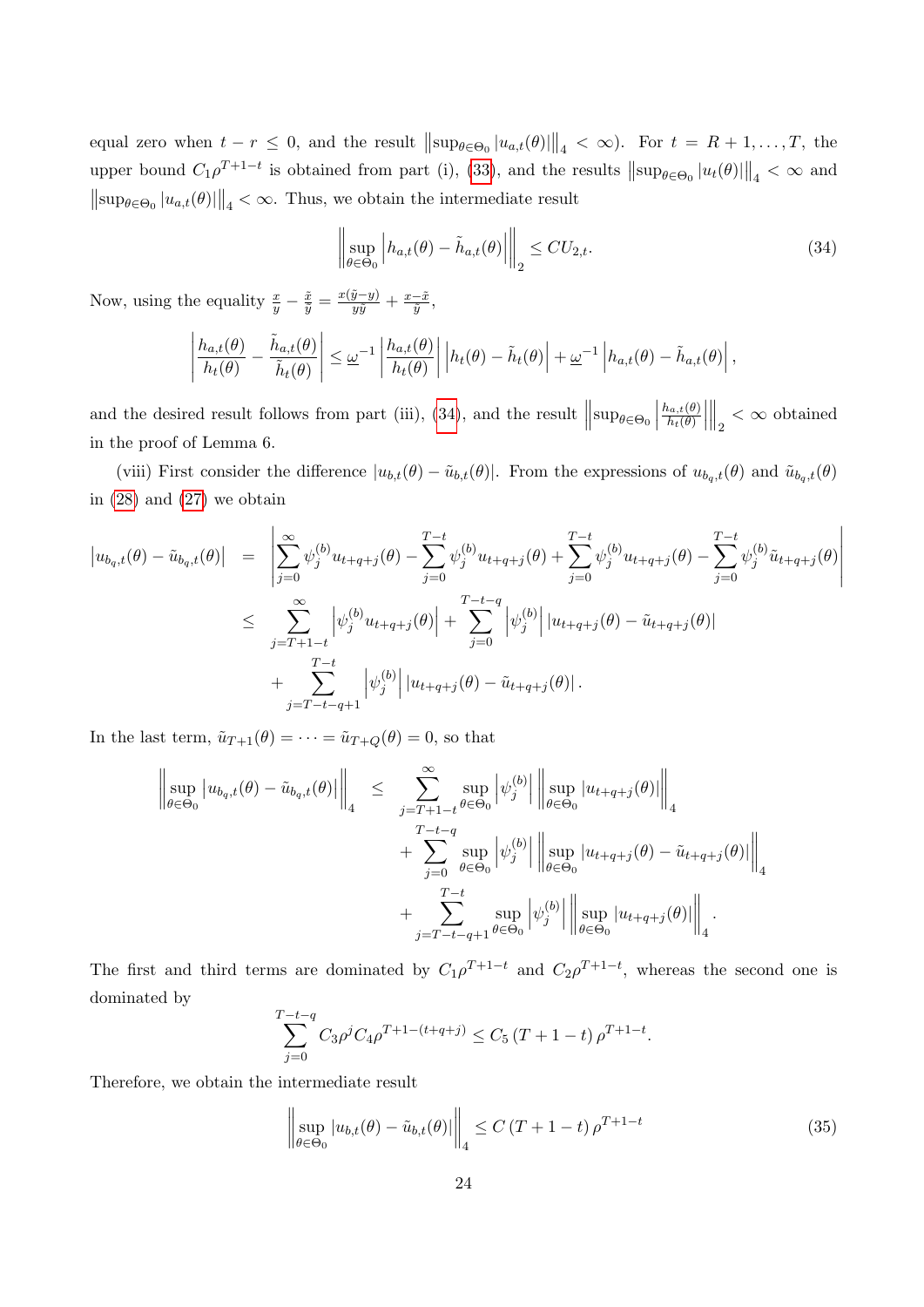equal zero when $t - r \leq 0$, and the result $\left\| \sup_{\theta \in \Theta_0} |u_{a,t}(\theta)| \right\|_4 < \infty$). For $t = R+1, \ldots, T$, the upper bound $C_1 \rho^{T+1-t}$ is obtained from part (i), (33), and the results $\left\| \sup_{\theta \in \Theta_0} |u_t(\theta)| \right\|_4 < \infty$ and $\left\| \sup_{\theta \in \Theta_0} |u_{a,t}(\theta)| \right\|_4 < \infty$. Thus, we obtain the intermediate result

$$\left\| \sup_{\theta \in \Theta_0} \left| h_{a,t}(\theta) - \tilde{h}_{a,t}(\theta) \right| \right\|_2 \leq C U_{2,t}. \tag{34}$$

Now, using the equality $\frac{x}{y} - \frac{\tilde{x}}{\tilde{y}} = \frac{x(\tilde{y}-y)}{y\tilde{y}} + \frac{x - \tilde{x}}{\tilde{y}}$,

$$\left| \frac{h_{a,t}(\theta)}{h_t(\theta)} - \frac{\tilde{h}_{a,t}(\theta)}{\tilde{h}_t(\theta)} \right| \leq \underline{\omega}^{-1} \left| \frac{h_{a,t}(\theta)}{h_t(\theta)} \right| \left| h_t(\theta) - \tilde{h}_t(\theta) \right| + \underline{\omega}^{-1} \left| h_{a,t}(\theta) - \tilde{h}_{a,t}(\theta) \right|,$$

and the desired result follows from part (iii), (34), and the result $\left\| \sup_{\theta \in \Theta_0} \left| \frac{h_{a,t}(\theta)}{h_t(\theta)} \right| \right\|_2 < \infty$ obtained in the proof of Lemma 6.

(viii) First consider the difference $|u_{b,t}(\theta) - \tilde{u}_{b,t}(\theta)|$. From the expressions of $u_{b_q,t}(\theta)$ and $\tilde{u}_{b_q,t}(\theta)$ in (28) and (27) we obtain

$$\begin{aligned}
\left| u_{b_q,t}(\theta) - \tilde{u}_{b_q,t}(\theta) \right| &= \left| \sum_{j=0}^{\infty} \psi_j^{(b)} u_{t+q+j}(\theta) - \sum_{j=0}^{T-t} \psi_j^{(b)} u_{t+q+j}(\theta) + \sum_{j=0}^{T-t} \psi_j^{(b)} u_{t+q+j}(\theta) - \sum_{j=0}^{T-t} \psi_j^{(b)} \tilde{u}_{t+q+j}(\theta) \right| \\
&\leq \sum_{j=T+1-t}^{\infty} \left| \psi_j^{(b)} u_{t+q+j}(\theta) \right| + \sum_{j=0}^{T-t-q} \left| \psi_j^{(b)} \right| \left| u_{t+q+j}(\theta) - \tilde{u}_{t+q+j}(\theta) \right| \\
&\quad + \sum_{j=T-t-q+1}^{T-t} \left| \psi_j^{(b)} \right| \left| u_{t+q+j}(\theta) - \tilde{u}_{t+q+j}(\theta) \right|.
\end{aligned}$$

In the last term, $\tilde{u}_{T+1}(\theta) = \cdots = \tilde{u}_{T+Q}(\theta) = 0$, so that

$$\begin{aligned}
\left\| \sup_{\theta \in \Theta_0} \left| u_{b_q,t}(\theta) - \tilde{u}_{b_q,t}(\theta) \right| \right\|_4 &\leq \sum_{j=T+1-t}^{\infty} \sup_{\theta \in \Theta_0} \left| \psi_j^{(b)} \right| \left\| \sup_{\theta \in \Theta_0} |u_{t+q+j}(\theta)| \right\|_4 \\
&\quad + \sum_{j=0}^{T-t-q} \sup_{\theta \in \Theta_0} \left| \psi_j^{(b)} \right| \left\| \sup_{\theta \in \Theta_0} |u_{t+q+j}(\theta) - \tilde{u}_{t+q+j}(\theta)| \right\|_4 \\
&\quad + \sum_{j=T-t-q+1}^{T-t} \sup_{\theta \in \Theta_0} \left| \psi_j^{(b)} \right| \left\| \sup_{\theta \in \Theta_0} |u_{t+q+j}(\theta)| \right\|_4.
\end{aligned}$$

The first and third terms are dominated by $C_1 \rho^{T+1-t}$ and $C_2 \rho^{T+1-t}$, whereas the second one is dominated by

$$\sum_{j=0}^{T-t-q} C_3 \rho^j C_4 \rho^{T+1-(t+q+j)} \leq C_5 \left( T+1-t \right) \rho^{T+1-t}.$$

Therefore, we obtain the intermediate result

$$\left\| \sup_{\theta \in \Theta_0} |u_{b,t}(\theta) - \tilde{u}_{b,t}(\theta)| \right\|_4 \leq C \left( T+1-t \right) \rho^{T+1-t} \tag{35}$$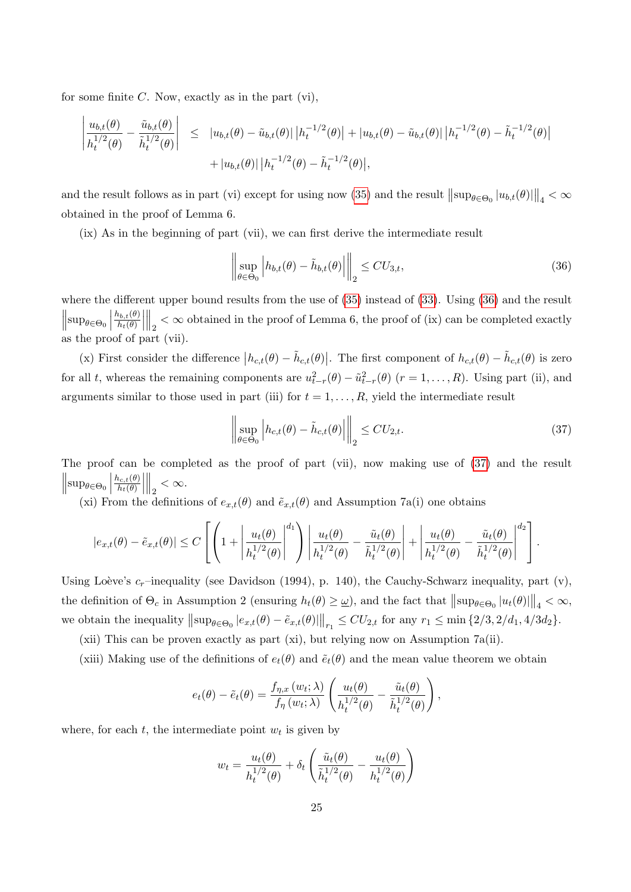for some finite $C$. Now, exactly as in the part (vi),

$$
\begin{aligned}
\left|\frac{u_{b,t}(\theta)}{h_t^{1/2}(\theta)} - \frac{\tilde{u}_{b,t}(\theta)}{\tilde{h}_t^{1/2}(\theta)}\right| \quad &\leq \quad |u_{b,t}(\theta) - \tilde{u}_{b,t}(\theta)| \left|h_t^{-1/2}(\theta)\right| + |u_{b,t}(\theta) - \tilde{u}_{b,t}(\theta)| \left|h_t^{-1/2}(\theta) - \tilde{h}_t^{-1/2}(\theta)\right| \\
&\quad + |u_{b,t}(\theta)| \left|h_t^{-1/2}(\theta) - \tilde{h}_t^{-1/2}(\theta)\right|,
\end{aligned}
$$

and the result follows as in part (vi) except for using now (35) and the result $\left\|\sup_{\theta\in\Theta_0} |u_{b,t}(\theta)|\right\|_4 < \infty$ obtained in the proof of Lemma 6.

(ix) As in the beginning of part (vii), we can first derive the intermediate result

$$
\left\|\sup_{\theta\in\Theta_0} \left|h_{b,t}(\theta) - \tilde{h}_{b,t}(\theta)\right|\right\|_2 \leq CU_{3,t}, \tag{36}
$$

where the different upper bound results from the use of (35) instead of (33). Using (36) and the result $\left\|\sup_{\theta\in\Theta_0} \left|\frac{h_{b,t}(\theta)}{h_t(\theta)}\right|\right\|_2 < \infty$ obtained in the proof of Lemma 6, the proof of (ix) can be completed exactly as the proof of part (vii).

(x) First consider the difference $\left|h_{c,t}(\theta) - \tilde{h}_{c,t}(\theta)\right|$. The first component of $h_{c,t}(\theta) - \tilde{h}_{c,t}(\theta)$ is zero for all $t$, whereas the remaining components are $u_{t-r}^2(\theta) - \tilde{u}_{t-r}^2(\theta)$ $(r = 1, \ldots, R)$. Using part (ii), and arguments similar to those used in part (iii) for $t = 1, \ldots, R$, yield the intermediate result

$$
\left\|\sup_{\theta\in\Theta_0} \left|h_{c,t}(\theta) - \tilde{h}_{c,t}(\theta)\right|\right\|_2 \leq CU_{2,t}. \tag{37}
$$

The proof can be completed as the proof of part (vii), now making use of (37) and the result $\left\|\sup_{\theta\in\Theta_0} \left|\frac{h_{c,t}(\theta)}{h_t(\theta)}\right|\right\|_2 < \infty$.

(xi) From the definitions of $e_{x,t}(\theta)$ and $\tilde{e}_{x,t}(\theta)$ and Assumption 7a(i) one obtains

$$
|e_{x,t}(\theta) - \tilde{e}_{x,t}(\theta)| \leq C\left[\left(1 + \left|\frac{u_t(\theta)}{h_t^{1/2}(\theta)}\right|^{d_1}\right)\left|\frac{u_t(\theta)}{h_t^{1/2}(\theta)} - \frac{\tilde{u}_t(\theta)}{\tilde{h}_t^{1/2}(\theta)}\right| + \left|\frac{u_t(\theta)}{h_t^{1/2}(\theta)} - \frac{\tilde{u}_t(\theta)}{\tilde{h}_t^{1/2}(\theta)}\right|^{d_2}\right].
$$

Using Loève's $c_r$–inequality (see Davidson (1994), p. 140), the Cauchy-Schwarz inequality, part (v), the definition of $\Theta_c$ in Assumption 2 (ensuring $h_t(\theta) \geq \underline{\omega}$), and the fact that $\left\|\sup_{\theta\in\Theta_0} |u_t(\theta)|\right\|_4 < \infty$, we obtain the inequality $\left\|\sup_{\theta\in\Theta_0} |e_{x,t}(\theta) - \tilde{e}_{x,t}(\theta)|\right\|_{r_1} \leq CU_{2,t}$ for any $r_1 \leq \min\{2/3, 2/d_1, 4/3d_2\}$.

(xii) This can be proven exactly as part (xi), but relying now on Assumption 7a(ii).

(xiii) Making use of the definitions of $e_t(\theta)$ and $\tilde{e}_t(\theta)$ and the mean value theorem we obtain

$$
e_t(\theta) - \tilde{e}_t(\theta) = \frac{f_{\eta,x}(w_t;\lambda)}{f_\eta(w_t;\lambda)}\left(\frac{u_t(\theta)}{h_t^{1/2}(\theta)} - \frac{\tilde{u}_t(\theta)}{\tilde{h}_t^{1/2}(\theta)}\right),
$$

where, for each $t$, the intermediate point $w_t$ is given by

$$
w_t = \frac{u_t(\theta)}{h_t^{1/2}(\theta)} + \delta_t\left(\frac{\tilde{u}_t(\theta)}{\tilde{h}_t^{1/2}(\theta)} - \frac{u_t(\theta)}{h_t^{1/2}(\theta)}\right)
$$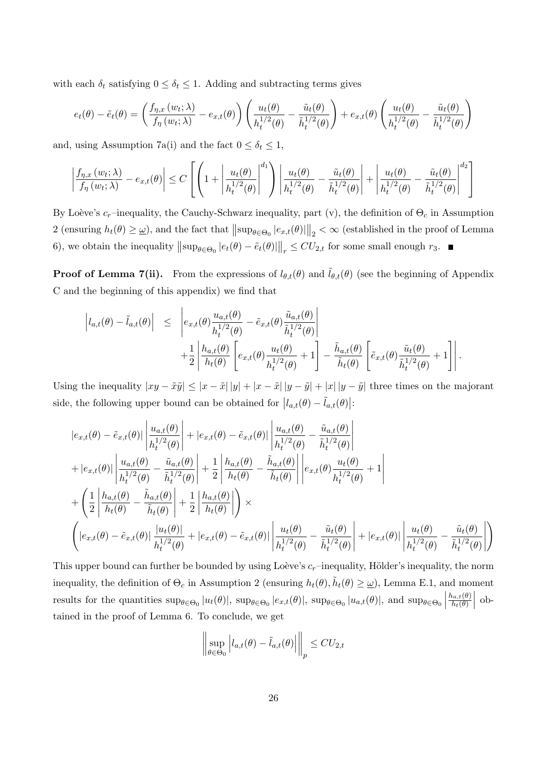with each $\delta_t$ satisfying $0 \leq \delta_t \leq 1$. Adding and subtracting terms gives

$$e_t(\theta) - \tilde{e}_t(\theta) = \left( \frac{f_{\eta,x}(w_t;\lambda)}{f_\eta(w_t;\lambda)} - e_{x,t}(\theta) \right) \left( \frac{u_t(\theta)}{h_t^{1/2}(\theta)} - \frac{\tilde{u}_t(\theta)}{\tilde{h}_t^{1/2}(\theta)} \right) + e_{x,t}(\theta) \left( \frac{u_t(\theta)}{h_t^{1/2}(\theta)} - \frac{\tilde{u}_t(\theta)}{\tilde{h}_t^{1/2}(\theta)} \right)$$

and, using Assumption 7a(i) and the fact $0 \leq \delta_t \leq 1$,

$$\left| \frac{f_{\eta,x}(w_t;\lambda)}{f_\eta(w_t;\lambda)} - e_{x,t}(\theta) \right| \leq C \left[ \left( 1 + \left| \frac{u_t(\theta)}{h_t^{1/2}(\theta)} \right|^{d_1} \right) \left| \frac{u_t(\theta)}{h_t^{1/2}(\theta)} - \frac{\tilde{u}_t(\theta)}{\tilde{h}_t^{1/2}(\theta)} \right| + \left| \frac{u_t(\theta)}{h_t^{1/2}(\theta)} - \frac{\tilde{u}_t(\theta)}{\tilde{h}_t^{1/2}(\theta)} \right|^{d_2} \right]$$

By Loève's $c_r$–inequality, the Cauchy-Schwarz inequality, part (v), the definition of $\Theta_c$ in Assumption 2 (ensuring $h_t(\theta) \geq \underline{\omega}$), and the fact that $\left\| \sup_{\theta \in \Theta_0} |e_{x,t}(\theta)| \right\|_2 < \infty$ (established in the proof of Lemma 6), we obtain the inequality $\left\| \sup_{\theta \in \Theta_0} |e_t(\theta) - \tilde{e}_t(\theta)| \right\|_r \leq C U_{2,t}$ for some small enough $r_3$. ∎

**Proof of Lemma 7(ii).** From the expressions of $l_{\theta,t}(\theta)$ and $\tilde{l}_{\theta,t}(\theta)$ (see the beginning of Appendix C and the beginning of this appendix) we find that

$$\begin{aligned}
\left| l_{a,t}(\theta) - \tilde{l}_{a,t}(\theta) \right| \leq & \left| e_{x,t}(\theta) \frac{u_{a,t}(\theta)}{h_t^{1/2}(\theta)} - \tilde{e}_{x,t}(\theta) \frac{\tilde{u}_{a,t}(\theta)}{\tilde{h}_t^{1/2}(\theta)} \right| \\
& + \frac{1}{2} \left| \frac{h_{a,t}(\theta)}{h_t(\theta)} \left[ e_{x,t}(\theta) \frac{u_t(\theta)}{h_t^{1/2}(\theta)} + 1 \right] - \frac{\tilde{h}_{a,t}(\theta)}{\tilde{h}_t(\theta)} \left[ \tilde{e}_{x,t}(\theta) \frac{\tilde{u}_t(\theta)}{\tilde{h}_t^{1/2}(\theta)} + 1 \right] \right|.
\end{aligned}$$

Using the inequality $|xy - \tilde{x}\tilde{y}| \leq |x - \tilde{x}| \, |y| + |x - \tilde{x}| \, |y - \tilde{y}| + |x| \, |y - \tilde{y}|$ three times on the majorant side, the following upper bound can be obtained for $\left| l_{a,t}(\theta) - \tilde{l}_{a,t}(\theta) \right|$:

$$\begin{aligned}
& |e_{x,t}(\theta) - \tilde{e}_{x,t}(\theta)| \left| \frac{u_{a,t}(\theta)}{h_t^{1/2}(\theta)} \right| + |e_{x,t}(\theta) - \tilde{e}_{x,t}(\theta)| \left| \frac{u_{a,t}(\theta)}{h_t^{1/2}(\theta)} - \frac{\tilde{u}_{a,t}(\theta)}{\tilde{h}_t^{1/2}(\theta)} \right| \\
& + |e_{x,t}(\theta)| \left| \frac{u_{a,t}(\theta)}{h_t^{1/2}(\theta)} - \frac{\tilde{u}_{a,t}(\theta)}{\tilde{h}_t^{1/2}(\theta)} \right| + \frac{1}{2} \left| \frac{h_{a,t}(\theta)}{h_t(\theta)} - \frac{\tilde{h}_{a,t}(\theta)}{\tilde{h}_t(\theta)} \right| \left| e_{x,t}(\theta) \frac{u_t(\theta)}{h_t^{1/2}(\theta)} + 1 \right| \\
& + \left( \frac{1}{2} \left| \frac{h_{a,t}(\theta)}{h_t(\theta)} - \frac{\tilde{h}_{a,t}(\theta)}{\tilde{h}_t(\theta)} \right| + \frac{1}{2} \left| \frac{h_{a,t}(\theta)}{h_t(\theta)} \right| \right) \times \\
& \left( |e_{x,t}(\theta) - \tilde{e}_{x,t}(\theta)| \frac{|u_t(\theta)|}{h_t^{1/2}(\theta)} + |e_{x,t}(\theta) - \tilde{e}_{x,t}(\theta)| \left| \frac{u_t(\theta)}{h_t^{1/2}(\theta)} - \frac{\tilde{u}_t(\theta)}{\tilde{h}_t^{1/2}(\theta)} \right| + |e_{x,t}(\theta)| \left| \frac{u_t(\theta)}{h_t^{1/2}(\theta)} - \frac{\tilde{u}_t(\theta)}{\tilde{h}_t^{1/2}(\theta)} \right| \right)
\end{aligned}$$

This upper bound can further be bounded by using Loève's $c_r$–inequality, Hölder's inequality, the norm inequality, the definition of $\Theta_c$ in Assumption 2 (ensuring $h_t(\theta), \tilde{h}_t(\theta) \geq \underline{\omega}$), Lemma E.1, and moment results for the quantities $\sup_{\theta \in \Theta_0} |u_t(\theta)|$, $\sup_{\theta \in \Theta_0} |e_{x,t}(\theta)|$, $\sup_{\theta \in \Theta_0} |u_{a,t}(\theta)|$, and $\sup_{\theta \in \Theta_0} \left| \frac{h_{a,t}(\theta)}{h_t(\theta)} \right|$ obtained in the proof of Lemma 6. To conclude, we get

$$\left\| \sup_{\theta \in \Theta_0} \left| l_{a,t}(\theta) - \tilde{l}_{a,t}(\theta) \right| \right\|_p \leq C U_{2,t}$$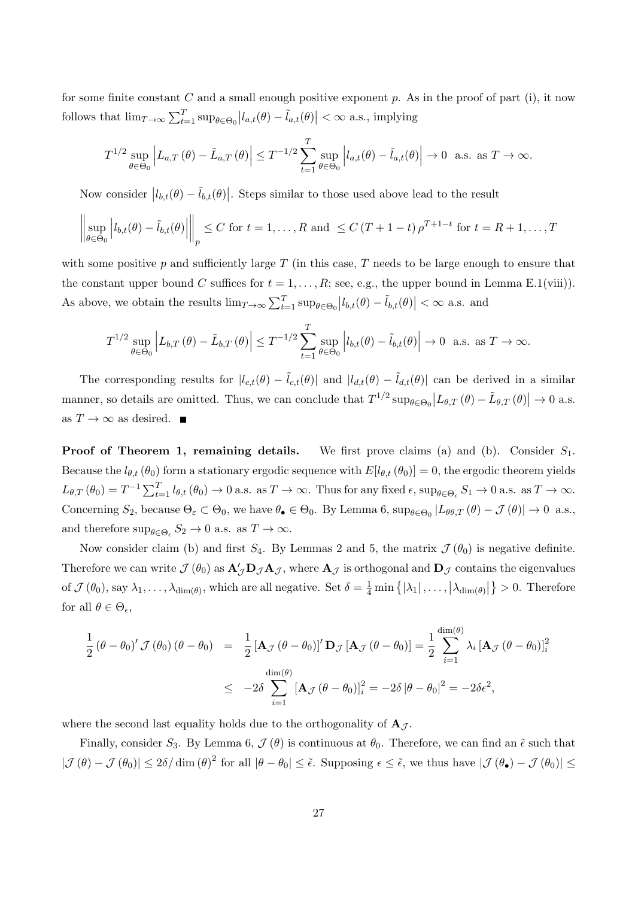for some finite constant $C$ and a small enough positive exponent $p$. As in the proof of part (i), it now follows that $\lim_{T\to\infty}\sum_{t=1}^{T}\sup_{\theta\in\Theta_0}\left|l_{a,t}(\theta)-\tilde{l}_{a,t}(\theta)\right|<\infty$ a.s., implying

$$T^{1/2}\sup_{\theta\in\Theta_0}\left|L_{a,T}\left(\theta\right)-\tilde{L}_{a,T}\left(\theta\right)\right|\leq T^{-1/2}\sum_{t=1}^{T}\sup_{\theta\in\Theta_0}\left|l_{a,t}(\theta)-\tilde{l}_{a,t}(\theta)\right|\to 0 \text{ a.s. as } T\to\infty.$$

Now consider $\left|l_{b,t}(\theta)-\tilde{l}_{b,t}(\theta)\right|$. Steps similar to those used above lead to the result

$$\left\|\sup_{\theta\in\Theta_0}\left|l_{b,t}(\theta)-\tilde{l}_{b,t}(\theta)\right|\right\|_p\leq C \text{ for } t=1,\ldots,R \text{ and } \leq C\left(T+1-t\right)\rho^{T+1-t} \text{ for } t=R+1,\ldots,T$$

with some positive $p$ and sufficiently large $T$ (in this case, $T$ needs to be large enough to ensure that the constant upper bound $C$ suffices for $t=1,\ldots,R$; see, e.g., the upper bound in Lemma E.1(viii)). As above, we obtain the results $\lim_{T\to\infty}\sum_{t=1}^{T}\sup_{\theta\in\Theta_0}\left|l_{b,t}(\theta)-\tilde{l}_{b,t}(\theta)\right|<\infty$ a.s. and

$$T^{1/2}\sup_{\theta\in\Theta_0}\left|L_{b,T}\left(\theta\right)-\tilde{L}_{b,T}\left(\theta\right)\right|\leq T^{-1/2}\sum_{t=1}^{T}\sup_{\theta\in\Theta_0}\left|l_{b,t}(\theta)-\tilde{l}_{b,t}(\theta)\right|\to 0 \text{ a.s. as } T\to\infty.$$

The corresponding results for $|l_{c,t}(\theta)-\tilde{l}_{c,t}(\theta)|$ and $|l_{d,t}(\theta)-\tilde{l}_{d,t}(\theta)|$ can be derived in a similar manner, so details are omitted. Thus, we can conclude that $T^{1/2}\sup_{\theta\in\Theta_0}\left|L_{\theta,T}\left(\theta\right)-\tilde{L}_{\theta,T}\left(\theta\right)\right|\to 0$ a.s. as $T\to\infty$ as desired. ■

**Proof of Theorem 1, remaining details.** We first prove claims (a) and (b). Consider $S_1$. Because the $l_{\theta,t}\left(\theta_0\right)$ form a stationary ergodic sequence with $E[l_{\theta,t}\left(\theta_0\right)]=0$, the ergodic theorem yields $L_{\theta,T}\left(\theta_0\right)=T^{-1}\sum_{t=1}^{T}l_{\theta,t}\left(\theta_0\right)\to 0$ a.s. as $T\to\infty$. Thus for any fixed $\epsilon$, $\sup_{\theta\in\Theta_\epsilon}S_1\to 0$ a.s. as $T\to\infty$. Concerning $S_2$, because $\Theta_\varepsilon\subset\Theta_0$, we have $\theta_\bullet\in\Theta_0$. By Lemma 6, $\sup_{\theta\in\Theta_0}|L_{\theta\theta,T}\left(\theta\right)-\mathcal{J}\left(\theta\right)|\to 0$ a.s., and therefore $\sup_{\theta\in\Theta_\epsilon}S_2\to 0$ a.s. as $T\to\infty$.

Now consider claim (b) and first $S_4$. By Lemmas 2 and 5, the matrix $\mathcal{J}\left(\theta_0\right)$ is negative definite. Therefore we can write $\mathcal{J}\left(\theta_0\right)$ as $\mathbf{A}_{\mathcal{J}}'\mathbf{D}_{\mathcal{J}}\mathbf{A}_{\mathcal{J}}$, where $\mathbf{A}_{\mathcal{J}}$ is orthogonal and $\mathbf{D}_{\mathcal{J}}$ contains the eigenvalues of $\mathcal{J}\left(\theta_0\right)$, say $\lambda_1,\ldots,\lambda_{\dim(\theta)}$, which are all negative. Set $\delta=\frac{1}{4}\min\left\{|\lambda_1|,\ldots,\left|\lambda_{\dim(\theta)}\right|\right\}>0$. Therefore for all $\theta\in\Theta_\epsilon$,

$$\begin{aligned}\frac{1}{2}\left(\theta-\theta_0\right)'\mathcal{J}\left(\theta_0\right)\left(\theta-\theta_0\right) &= \frac{1}{2}\left[\mathbf{A}_{\mathcal{J}}\left(\theta-\theta_0\right)\right]'\mathbf{D}_{\mathcal{J}}\left[\mathbf{A}_{\mathcal{J}}\left(\theta-\theta_0\right)\right]=\frac{1}{2}\sum_{i=1}^{\dim(\theta)}\lambda_i\left[\mathbf{A}_{\mathcal{J}}\left(\theta-\theta_0\right)\right]_i^2\\ &\leq -2\delta\sum_{i=1}^{\dim(\theta)}\left[\mathbf{A}_{\mathcal{J}}\left(\theta-\theta_0\right)\right]_i^2=-2\delta\left|\theta-\theta_0\right|^2=-2\delta\epsilon^2,\end{aligned}$$

where the second last equality holds due to the orthogonality of $\mathbf{A}_{\mathcal{J}}$.

Finally, consider $S_3$. By Lemma 6, $\mathcal{J}\left(\theta\right)$ is continuous at $\theta_0$. Therefore, we can find an $\tilde{\epsilon}$ such that $\left|\mathcal{J}\left(\theta\right)-\mathcal{J}\left(\theta_0\right)\right|\leq 2\delta/\dim\left(\theta\right)^2$ for all $|\theta-\theta_0|\leq\tilde{\epsilon}$. Supposing $\epsilon\leq\tilde{\epsilon}$, we thus have $\left|\mathcal{J}\left(\theta_\bullet\right)-\mathcal{J}\left(\theta_0\right)\right|\leq$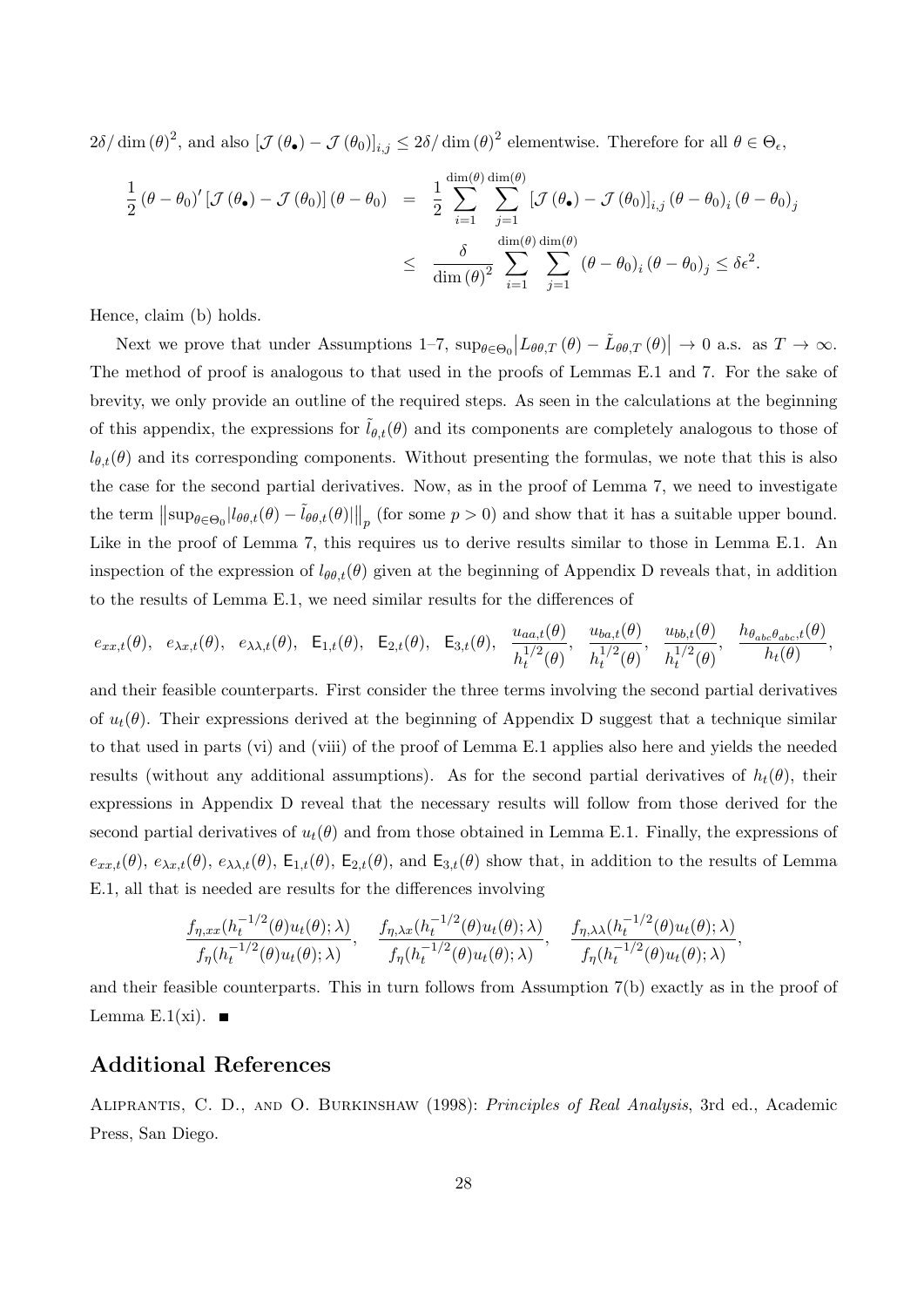$2\delta/\dim(\theta)^2$, and also $[\mathcal{J}(\theta_\bullet) - \mathcal{J}(\theta_0)]_{i,j} \leq 2\delta/\dim(\theta)^2$ elementwise. Therefore for all $\theta \in \Theta_\epsilon$,

$$
\begin{aligned}
\frac{1}{2}(\theta-\theta_0)'[\mathcal{J}(\theta_\bullet) - \mathcal{J}(\theta_0)](\theta-\theta_0) &= \frac{1}{2}\sum_{i=1}^{\dim(\theta)}\sum_{j=1}^{\dim(\theta)}[\mathcal{J}(\theta_\bullet) - \mathcal{J}(\theta_0)]_{i,j}(\theta-\theta_0)_i(\theta-\theta_0)_j \\
&\leq \frac{\delta}{\dim(\theta)^2}\sum_{i=1}^{\dim(\theta)}\sum_{j=1}^{\dim(\theta)}(\theta-\theta_0)_i(\theta-\theta_0)_j \leq \delta\epsilon^2.
\end{aligned}
$$

Hence, claim (b) holds.

Next we prove that under Assumptions 1–7, $\sup_{\theta\in\Theta_0}\left|L_{\theta\theta,T}(\theta) - \tilde{L}_{\theta\theta,T}(\theta)\right| \to 0$ a.s. as $T \to \infty$. The method of proof is analogous to that used in the proofs of Lemmas E.1 and 7. For the sake of brevity, we only provide an outline of the required steps. As seen in the calculations at the beginning of this appendix, the expressions for $\tilde{l}_{\theta,t}(\theta)$ and its components are completely analogous to those of $l_{\theta,t}(\theta)$ and its corresponding components. Without presenting the formulas, we note that this is also the case for the second partial derivatives. Now, as in the proof of Lemma 7, we need to investigate the term $\left\|\sup_{\theta\in\Theta_0}|l_{\theta\theta,t}(\theta) - \tilde{l}_{\theta\theta,t}(\theta)|\right\|_p$ (for some $p > 0$) and show that it has a suitable upper bound. Like in the proof of Lemma 7, this requires us to derive results similar to those in Lemma E.1. An inspection of the expression of $l_{\theta\theta,t}(\theta)$ given at the beginning of Appendix D reveals that, in addition to the results of Lemma E.1, we need similar results for the differences of

$$
e_{xx,t}(\theta),\;\; e_{\lambda x,t}(\theta),\;\; e_{\lambda\lambda,t}(\theta),\;\; \mathsf{E}_{1,t}(\theta),\;\; \mathsf{E}_{2,t}(\theta),\;\; \mathsf{E}_{3,t}(\theta),\;\; \frac{u_{aa,t}(\theta)}{h_t^{1/2}(\theta)},\;\; \frac{u_{ba,t}(\theta)}{h_t^{1/2}(\theta)},\;\; \frac{u_{bb,t}(\theta)}{h_t^{1/2}(\theta)},\;\; \frac{h_{\theta_{abc}\theta_{abc},t}(\theta)}{h_t(\theta)},
$$

and their feasible counterparts. First consider the three terms involving the second partial derivatives of $u_t(\theta)$. Their expressions derived at the beginning of Appendix D suggest that a technique similar to that used in parts (vi) and (viii) of the proof of Lemma E.1 applies also here and yields the needed results (without any additional assumptions). As for the second partial derivatives of $h_t(\theta)$, their expressions in Appendix D reveal that the necessary results will follow from those derived for the second partial derivatives of $u_t(\theta)$ and from those obtained in Lemma E.1. Finally, the expressions of $e_{xx,t}(\theta)$, $e_{\lambda x,t}(\theta)$, $e_{\lambda\lambda,t}(\theta)$, $\mathsf{E}_{1,t}(\theta)$, $\mathsf{E}_{2,t}(\theta)$, and $\mathsf{E}_{3,t}(\theta)$ show that, in addition to the results of Lemma E.1, all that is needed are results for the differences involving

$$
\frac{f_{\eta,xx}(h_t^{-1/2}(\theta)u_t(\theta);\lambda)}{f_\eta(h_t^{-1/2}(\theta)u_t(\theta);\lambda)},\quad \frac{f_{\eta,\lambda x}(h_t^{-1/2}(\theta)u_t(\theta);\lambda)}{f_\eta(h_t^{-1/2}(\theta)u_t(\theta);\lambda)},\quad \frac{f_{\eta,\lambda\lambda}(h_t^{-1/2}(\theta)u_t(\theta);\lambda)}{f_\eta(h_t^{-1/2}(\theta)u_t(\theta);\lambda)},
$$

and their feasible counterparts. This in turn follows from Assumption 7(b) exactly as in the proof of Lemma E.1(xi). ■

## Additional References

Aliprantis, C. D., and O. Burkinshaw (1998): *Principles of Real Analysis*, 3rd ed., Academic Press, San Diego.